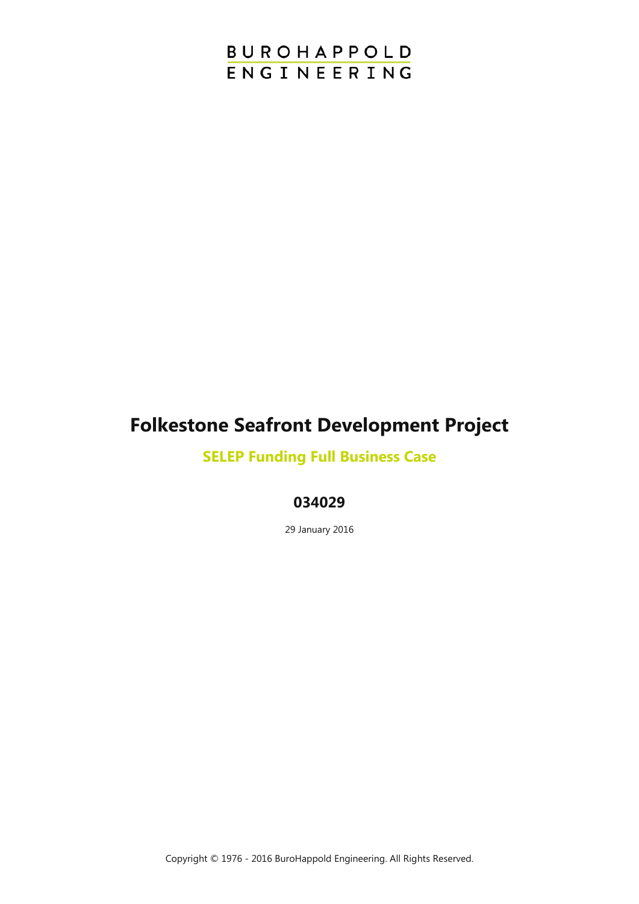BUROHAPPOLD
ENGINEERING

# Folkestone Seafront Development Project

## SELEP Funding Full Business Case

### 034029

29 January 2016

Copyright © 1976 - 2016 BuroHappold Engineering. All Rights Reserved.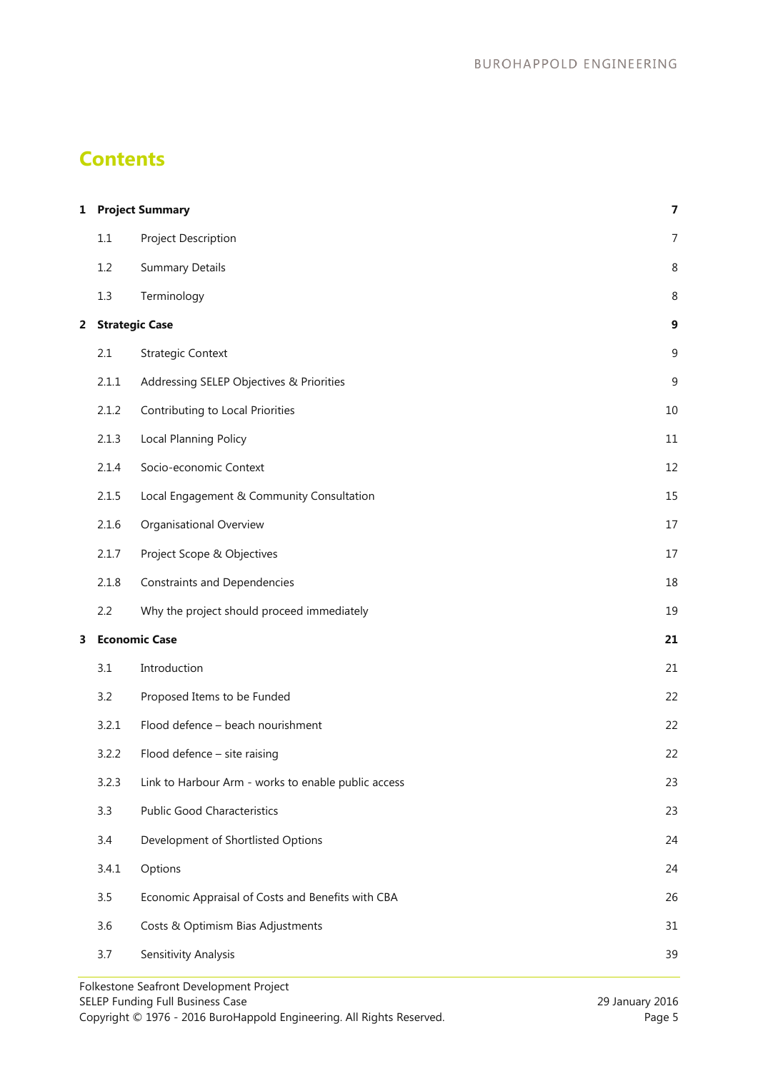# Contents

| | | |
|---|---|---|
| **1** | **Project Summary** | **7** |
| 1.1 | Project Description | 7 |
| 1.2 | Summary Details | 8 |
| 1.3 | Terminology | 8 |
| **2** | **Strategic Case** | **9** |
| 2.1 | Strategic Context | 9 |
| 2.1.1 | Addressing SELEP Objectives & Priorities | 9 |
| 2.1.2 | Contributing to Local Priorities | 10 |
| 2.1.3 | Local Planning Policy | 11 |
| 2.1.4 | Socio-economic Context | 12 |
| 2.1.5 | Local Engagement & Community Consultation | 15 |
| 2.1.6 | Organisational Overview | 17 |
| 2.1.7 | Project Scope & Objectives | 17 |
| 2.1.8 | Constraints and Dependencies | 18 |
| 2.2 | Why the project should proceed immediately | 19 |
| **3** | **Economic Case** | **21** |
| 3.1 | Introduction | 21 |
| 3.2 | Proposed Items to be Funded | 22 |
| 3.2.1 | Flood defence – beach nourishment | 22 |
| 3.2.2 | Flood defence – site raising | 22 |
| 3.2.3 | Link to Harbour Arm - works to enable public access | 23 |
| 3.3 | Public Good Characteristics | 23 |
| 3.4 | Development of Shortlisted Options | 24 |
| 3.4.1 | Options | 24 |
| 3.5 | Economic Appraisal of Costs and Benefits with CBA | 26 |
| 3.6 | Costs & Optimism Bias Adjustments | 31 |
| 3.7 | Sensitivity Analysis | 39 |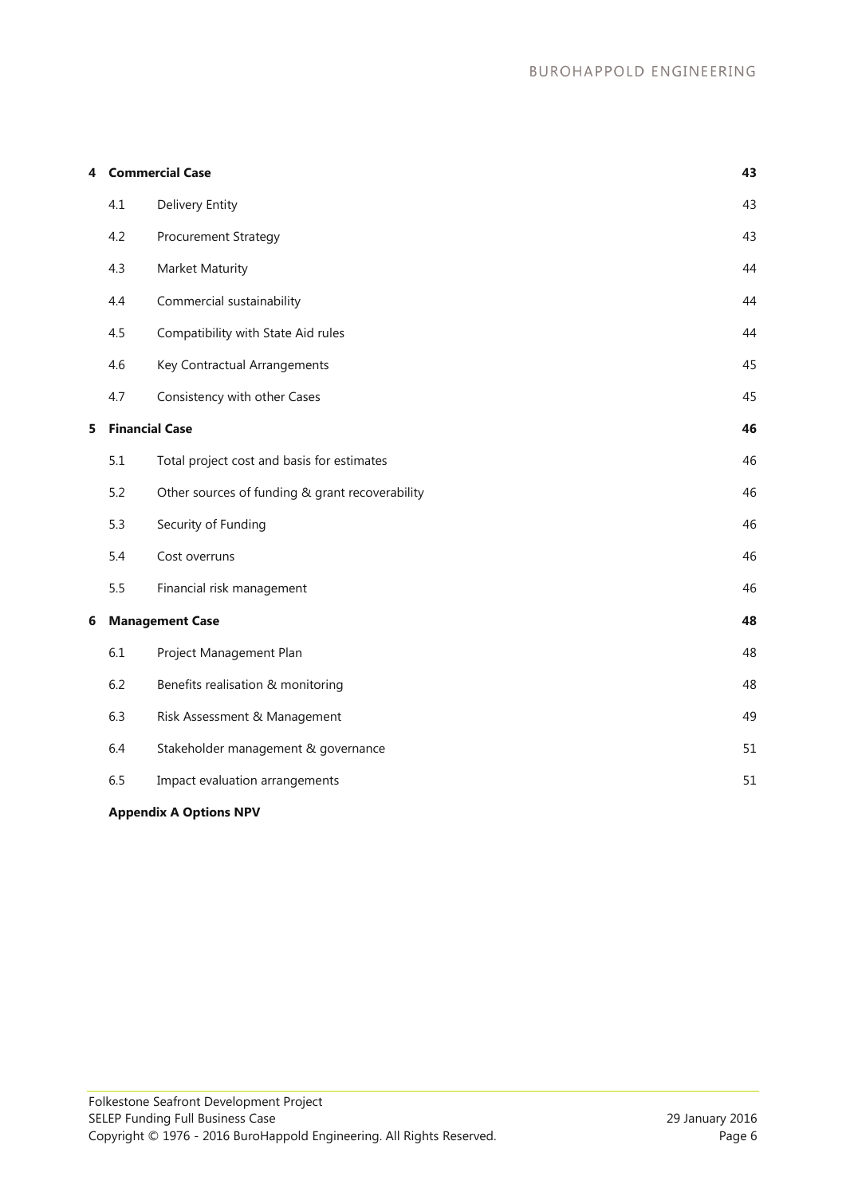| | | | |
|---|---|---|---|
| **4** | **Commercial Case** | | **43** |
| | 4.1 | Delivery Entity | 43 |
| | 4.2 | Procurement Strategy | 43 |
| | 4.3 | Market Maturity | 44 |
| | 4.4 | Commercial sustainability | 44 |
| | 4.5 | Compatibility with State Aid rules | 44 |
| | 4.6 | Key Contractual Arrangements | 45 |
| | 4.7 | Consistency with other Cases | 45 |
| **5** | **Financial Case** | | **46** |
| | 5.1 | Total project cost and basis for estimates | 46 |
| | 5.2 | Other sources of funding & grant recoverability | 46 |
| | 5.3 | Security of Funding | 46 |
| | 5.4 | Cost overruns | 46 |
| | 5.5 | Financial risk management | 46 |
| **6** | **Management Case** | | **48** |
| | 6.1 | Project Management Plan | 48 |
| | 6.2 | Benefits realisation & monitoring | 48 |
| | 6.3 | Risk Assessment & Management | 49 |
| | 6.4 | Stakeholder management & governance | 51 |
| | 6.5 | Impact evaluation arrangements | 51 |
| | **Appendix A Options NPV** | | |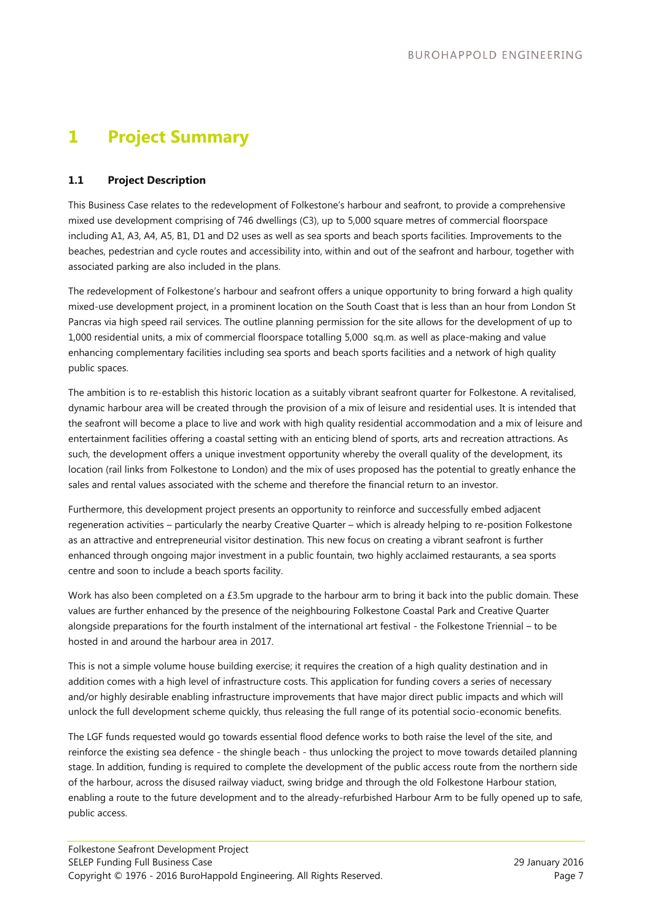# 1 Project Summary

## 1.1 Project Description

This Business Case relates to the redevelopment of Folkestone's harbour and seafront, to provide a comprehensive mixed use development comprising of 746 dwellings (C3), up to 5,000 square metres of commercial floorspace including A1, A3, A4, A5, B1, D1 and D2 uses as well as sea sports and beach sports facilities. Improvements to the beaches, pedestrian and cycle routes and accessibility into, within and out of the seafront and harbour, together with associated parking are also included in the plans.

The redevelopment of Folkestone's harbour and seafront offers a unique opportunity to bring forward a high quality mixed-use development project, in a prominent location on the South Coast that is less than an hour from London St Pancras via high speed rail services. The outline planning permission for the site allows for the development of up to 1,000 residential units, a mix of commercial floorspace totalling 5,000 sq.m. as well as place-making and value enhancing complementary facilities including sea sports and beach sports facilities and a network of high quality public spaces.

The ambition is to re-establish this historic location as a suitably vibrant seafront quarter for Folkestone. A revitalised, dynamic harbour area will be created through the provision of a mix of leisure and residential uses. It is intended that the seafront will become a place to live and work with high quality residential accommodation and a mix of leisure and entertainment facilities offering a coastal setting with an enticing blend of sports, arts and recreation attractions. As such, the development offers a unique investment opportunity whereby the overall quality of the development, its location (rail links from Folkestone to London) and the mix of uses proposed has the potential to greatly enhance the sales and rental values associated with the scheme and therefore the financial return to an investor.

Furthermore, this development project presents an opportunity to reinforce and successfully embed adjacent regeneration activities – particularly the nearby Creative Quarter – which is already helping to re-position Folkestone as an attractive and entrepreneurial visitor destination. This new focus on creating a vibrant seafront is further enhanced through ongoing major investment in a public fountain, two highly acclaimed restaurants, a sea sports centre and soon to include a beach sports facility.

Work has also been completed on a £3.5m upgrade to the harbour arm to bring it back into the public domain. These values are further enhanced by the presence of the neighbouring Folkestone Coastal Park and Creative Quarter alongside preparations for the fourth instalment of the international art festival - the Folkestone Triennial – to be hosted in and around the harbour area in 2017.

This is not a simple volume house building exercise; it requires the creation of a high quality destination and in addition comes with a high level of infrastructure costs. This application for funding covers a series of necessary and/or highly desirable enabling infrastructure improvements that have major direct public impacts and which will unlock the full development scheme quickly, thus releasing the full range of its potential socio-economic benefits.

The LGF funds requested would go towards essential flood defence works to both raise the level of the site, and reinforce the existing sea defence - the shingle beach - thus unlocking the project to move towards detailed planning stage. In addition, funding is required to complete the development of the public access route from the northern side of the harbour, across the disused railway viaduct, swing bridge and through the old Folkestone Harbour station, enabling a route to the future development and to the already-refurbished Harbour Arm to be fully opened up to safe, public access.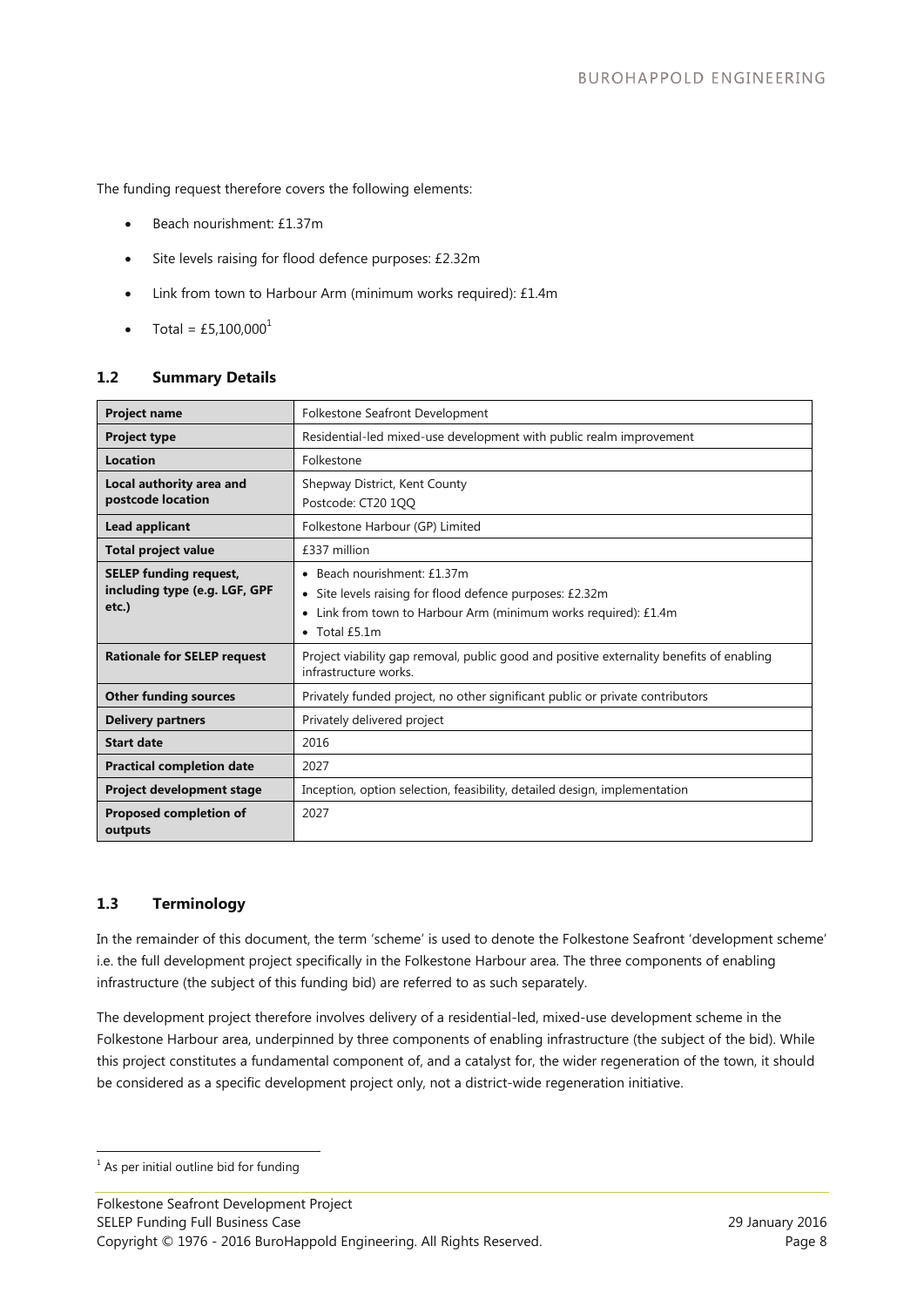The funding request therefore covers the following elements:

- Beach nourishment: £1.37m
- Site levels raising for flood defence purposes: £2.32m
- Link from town to Harbour Arm (minimum works required): £1.4m
- Total = £5,100,000[1]

## 1.2 Summary Details

| **Project name** | Folkestone Seafront Development |
|---|---|
| **Project type** | Residential-led mixed-use development with public realm improvement |
| **Location** | Folkestone |
| **Local authority area and postcode location** | Shepway District, Kent County<br>Postcode: CT20 1QQ |
| **Lead applicant** | Folkestone Harbour (GP) Limited |
| **Total project value** | £337 million |
| **SELEP funding request, including type (e.g. LGF, GPF etc.)** | • Beach nourishment: £1.37m<br>• Site levels raising for flood defence purposes: £2.32m<br>• Link from town to Harbour Arm (minimum works required): £1.4m<br>• Total £5.1m |
| **Rationale for SELEP request** | Project viability gap removal, public good and positive externality benefits of enabling infrastructure works. |
| **Other funding sources** | Privately funded project, no other significant public or private contributors |
| **Delivery partners** | Privately delivered project |
| **Start date** | 2016 |
| **Practical completion date** | 2027 |
| **Project development stage** | Inception, option selection, feasibility, detailed design, implementation |
| **Proposed completion of outputs** | 2027 |

## 1.3 Terminology

In the remainder of this document, the term 'scheme' is used to denote the Folkestone Seafront 'development scheme' i.e. the full development project specifically in the Folkestone Harbour area. The three components of enabling infrastructure (the subject of this funding bid) are referred to as such separately.

The development project therefore involves delivery of a residential-led, mixed-use development scheme in the Folkestone Harbour area, underpinned by three components of enabling infrastructure (the subject of the bid). While this project constitutes a fundamental component of, and a catalyst for, the wider regeneration of the town, it should be considered as a specific development project only, not a district-wide regeneration initiative.

[1] As per initial outline bid for funding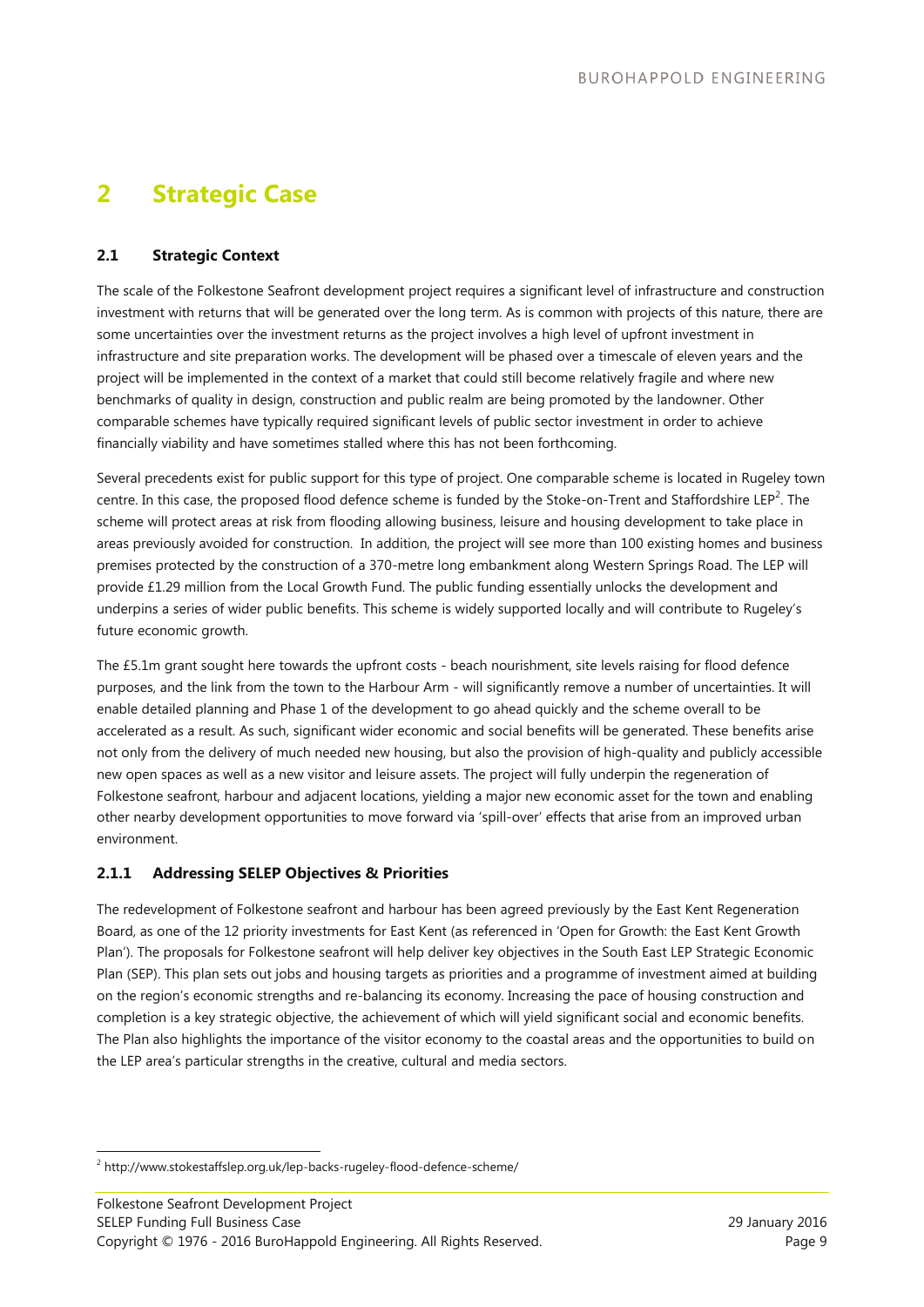# 2 Strategic Case

## 2.1 Strategic Context

The scale of the Folkestone Seafront development project requires a significant level of infrastructure and construction investment with returns that will be generated over the long term. As is common with projects of this nature, there are some uncertainties over the investment returns as the project involves a high level of upfront investment in infrastructure and site preparation works. The development will be phased over a timescale of eleven years and the project will be implemented in the context of a market that could still become relatively fragile and where new benchmarks of quality in design, construction and public realm are being promoted by the landowner. Other comparable schemes have typically required significant levels of public sector investment in order to achieve financially viability and have sometimes stalled where this has not been forthcoming.

Several precedents exist for public support for this type of project. One comparable scheme is located in Rugeley town centre. In this case, the proposed flood defence scheme is funded by the Stoke-on-Trent and Staffordshire LEP[2]. The scheme will protect areas at risk from flooding allowing business, leisure and housing development to take place in areas previously avoided for construction. In addition, the project will see more than 100 existing homes and business premises protected by the construction of a 370-metre long embankment along Western Springs Road. The LEP will provide £1.29 million from the Local Growth Fund. The public funding essentially unlocks the development and underpins a series of wider public benefits. This scheme is widely supported locally and will contribute to Rugeley's future economic growth.

The £5.1m grant sought here towards the upfront costs - beach nourishment, site levels raising for flood defence purposes, and the link from the town to the Harbour Arm - will significantly remove a number of uncertainties. It will enable detailed planning and Phase 1 of the development to go ahead quickly and the scheme overall to be accelerated as a result. As such, significant wider economic and social benefits will be generated. These benefits arise not only from the delivery of much needed new housing, but also the provision of high-quality and publicly accessible new open spaces as well as a new visitor and leisure assets. The project will fully underpin the regeneration of Folkestone seafront, harbour and adjacent locations, yielding a major new economic asset for the town and enabling other nearby development opportunities to move forward via 'spill-over' effects that arise from an improved urban environment.

### 2.1.1 Addressing SELEP Objectives & Priorities

The redevelopment of Folkestone seafront and harbour has been agreed previously by the East Kent Regeneration Board, as one of the 12 priority investments for East Kent (as referenced in 'Open for Growth: the East Kent Growth Plan'). The proposals for Folkestone seafront will help deliver key objectives in the South East LEP Strategic Economic Plan (SEP). This plan sets out jobs and housing targets as priorities and a programme of investment aimed at building on the region's economic strengths and re-balancing its economy. Increasing the pace of housing construction and completion is a key strategic objective, the achievement of which will yield significant social and economic benefits. The Plan also highlights the importance of the visitor economy to the coastal areas and the opportunities to build on the LEP area's particular strengths in the creative, cultural and media sectors.

[2] http://www.stokestaffslep.org.uk/lep-backs-rugeley-flood-defence-scheme/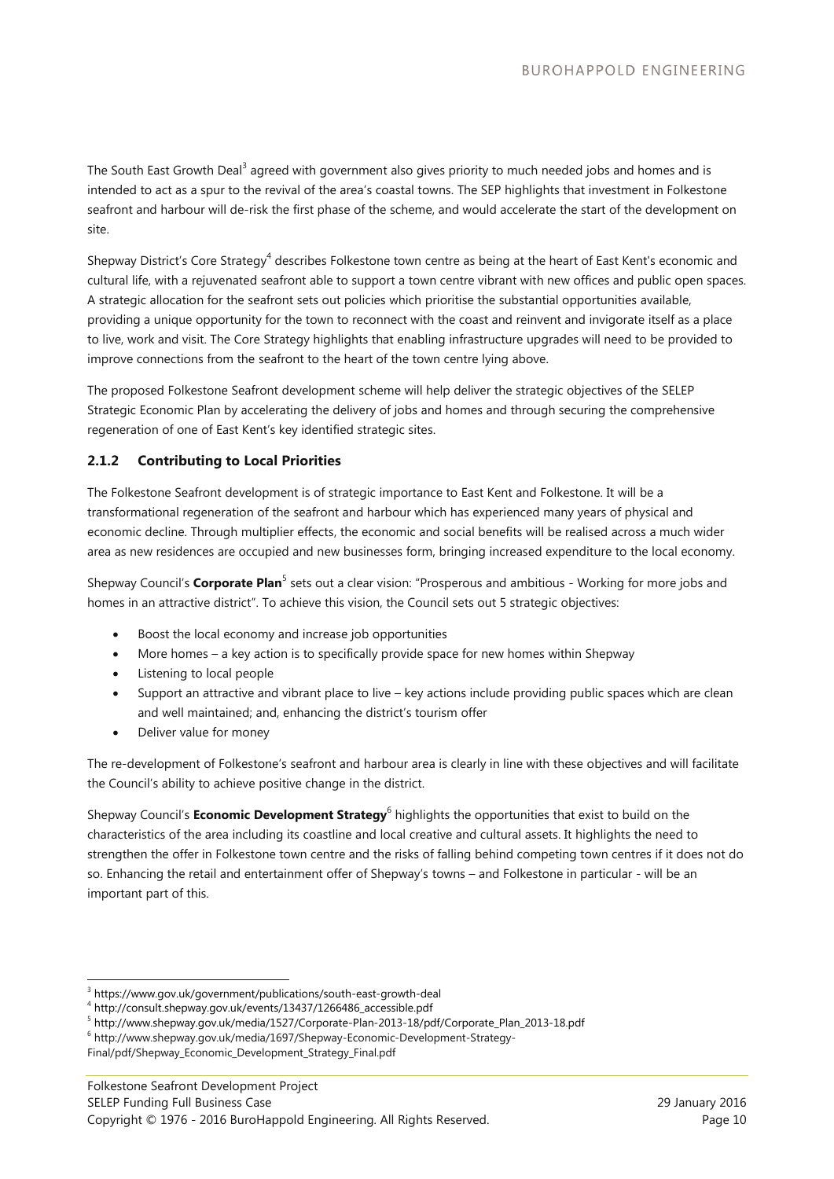The South East Growth Deal[3] agreed with government also gives priority to much needed jobs and homes and is intended to act as a spur to the revival of the area's coastal towns. The SEP highlights that investment in Folkestone seafront and harbour will de-risk the first phase of the scheme, and would accelerate the start of the development on site.

Shepway District's Core Strategy[4] describes Folkestone town centre as being at the heart of East Kent's economic and cultural life, with a rejuvenated seafront able to support a town centre vibrant with new offices and public open spaces. A strategic allocation for the seafront sets out policies which prioritise the substantial opportunities available, providing a unique opportunity for the town to reconnect with the coast and reinvent and invigorate itself as a place to live, work and visit. The Core Strategy highlights that enabling infrastructure upgrades will need to be provided to improve connections from the seafront to the heart of the town centre lying above.

The proposed Folkestone Seafront development scheme will help deliver the strategic objectives of the SELEP Strategic Economic Plan by accelerating the delivery of jobs and homes and through securing the comprehensive regeneration of one of East Kent's key identified strategic sites.

### 2.1.2 Contributing to Local Priorities

The Folkestone Seafront development is of strategic importance to East Kent and Folkestone. It will be a transformational regeneration of the seafront and harbour which has experienced many years of physical and economic decline. Through multiplier effects, the economic and social benefits will be realised across a much wider area as new residences are occupied and new businesses form, bringing increased expenditure to the local economy.

Shepway Council's **Corporate Plan**[5] sets out a clear vision: "Prosperous and ambitious - Working for more jobs and homes in an attractive district". To achieve this vision, the Council sets out 5 strategic objectives:

- Boost the local economy and increase job opportunities
- More homes – a key action is to specifically provide space for new homes within Shepway
- Listening to local people
- Support an attractive and vibrant place to live – key actions include providing public spaces which are clean and well maintained; and, enhancing the district's tourism offer
- Deliver value for money

The re-development of Folkestone's seafront and harbour area is clearly in line with these objectives and will facilitate the Council's ability to achieve positive change in the district.

Shepway Council's **Economic Development Strategy**[6] highlights the opportunities that exist to build on the characteristics of the area including its coastline and local creative and cultural assets. It highlights the need to strengthen the offer in Folkestone town centre and the risks of falling behind competing town centres if it does not do so. Enhancing the retail and entertainment offer of Shepway's towns – and Folkestone in particular - will be an important part of this.

[3] https://www.gov.uk/government/publications/south-east-growth-deal

[4] http://consult.shepway.gov.uk/events/13437/1266486_accessible.pdf

[5] http://www.shepway.gov.uk/media/1527/Corporate-Plan-2013-18/pdf/Corporate_Plan_2013-18.pdf

[6] http://www.shepway.gov.uk/media/1697/Shepway-Economic-Development-Strategy-Final/pdf/Shepway_Economic_Development_Strategy_Final.pdf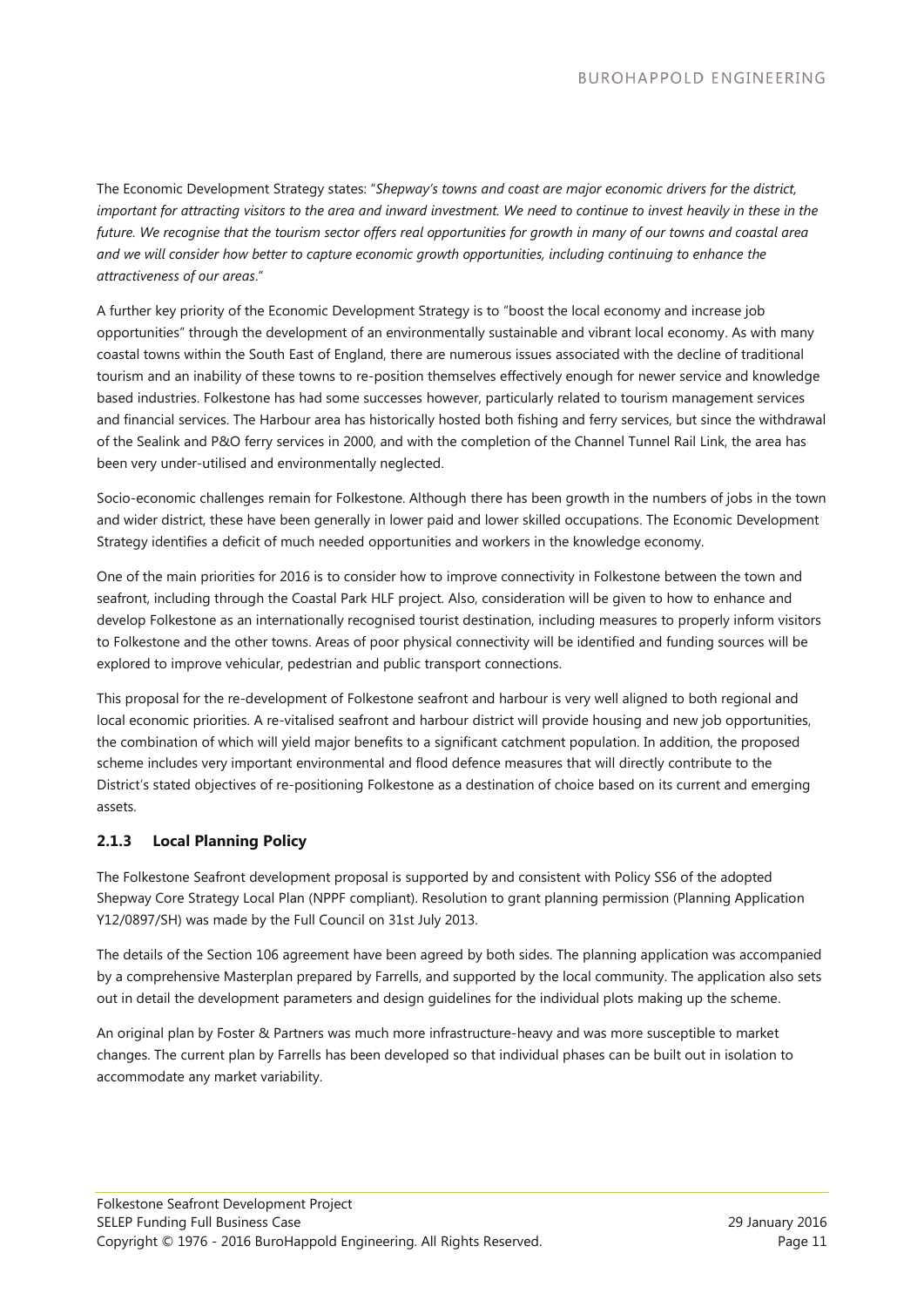The Economic Development Strategy states: "*Shepway's towns and coast are major economic drivers for the district, important for attracting visitors to the area and inward investment. We need to continue to invest heavily in these in the future. We recognise that the tourism sector offers real opportunities for growth in many of our towns and coastal area and we will consider how better to capture economic growth opportunities, including continuing to enhance the attractiveness of our areas*."

A further key priority of the Economic Development Strategy is to "boost the local economy and increase job opportunities" through the development of an environmentally sustainable and vibrant local economy. As with many coastal towns within the South East of England, there are numerous issues associated with the decline of traditional tourism and an inability of these towns to re-position themselves effectively enough for newer service and knowledge based industries. Folkestone has had some successes however, particularly related to tourism management services and financial services. The Harbour area has historically hosted both fishing and ferry services, but since the withdrawal of the Sealink and P&O ferry services in 2000, and with the completion of the Channel Tunnel Rail Link, the area has been very under-utilised and environmentally neglected.

Socio-economic challenges remain for Folkestone. Although there has been growth in the numbers of jobs in the town and wider district, these have been generally in lower paid and lower skilled occupations. The Economic Development Strategy identifies a deficit of much needed opportunities and workers in the knowledge economy.

One of the main priorities for 2016 is to consider how to improve connectivity in Folkestone between the town and seafront, including through the Coastal Park HLF project. Also, consideration will be given to how to enhance and develop Folkestone as an internationally recognised tourist destination, including measures to properly inform visitors to Folkestone and the other towns. Areas of poor physical connectivity will be identified and funding sources will be explored to improve vehicular, pedestrian and public transport connections.

This proposal for the re-development of Folkestone seafront and harbour is very well aligned to both regional and local economic priorities. A re-vitalised seafront and harbour district will provide housing and new job opportunities, the combination of which will yield major benefits to a significant catchment population. In addition, the proposed scheme includes very important environmental and flood defence measures that will directly contribute to the District's stated objectives of re-positioning Folkestone as a destination of choice based on its current and emerging assets.

### 2.1.3 Local Planning Policy

The Folkestone Seafront development proposal is supported by and consistent with Policy SS6 of the adopted Shepway Core Strategy Local Plan (NPPF compliant). Resolution to grant planning permission (Planning Application Y12/0897/SH) was made by the Full Council on 31st July 2013.

The details of the Section 106 agreement have been agreed by both sides. The planning application was accompanied by a comprehensive Masterplan prepared by Farrells, and supported by the local community. The application also sets out in detail the development parameters and design guidelines for the individual plots making up the scheme.

An original plan by Foster & Partners was much more infrastructure-heavy and was more susceptible to market changes. The current plan by Farrells has been developed so that individual phases can be built out in isolation to accommodate any market variability.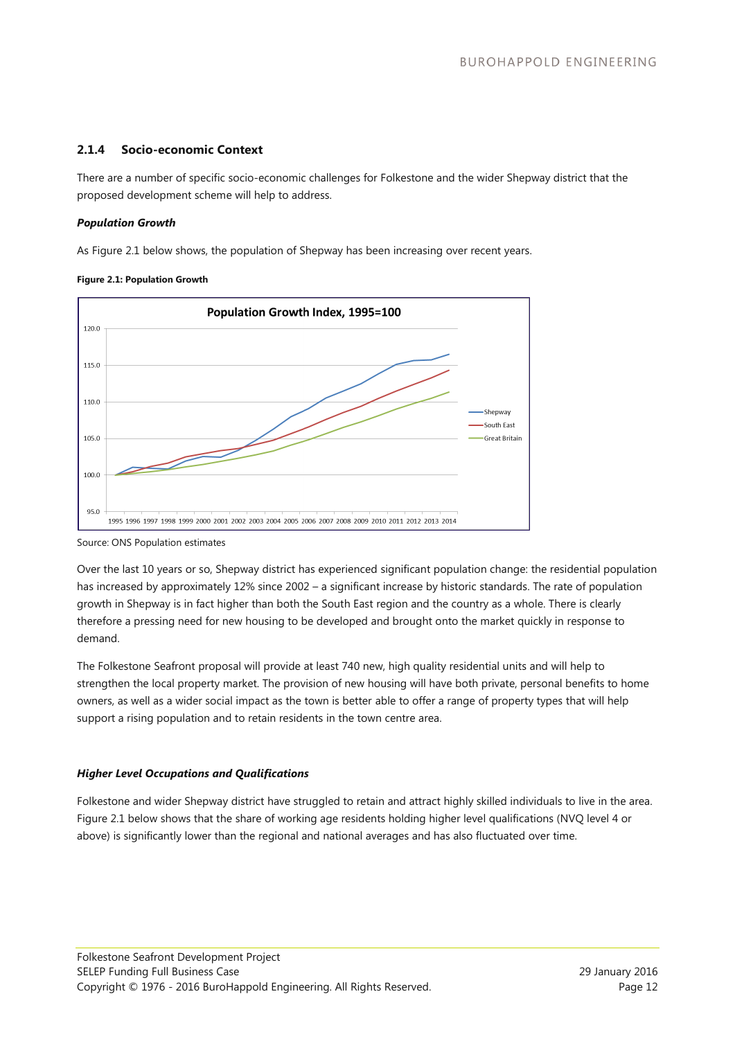### 2.1.4 Socio-economic Context

There are a number of specific socio-economic challenges for Folkestone and the wider Shepway district that the proposed development scheme will help to address.

***Population Growth***

As Figure 2.1 below shows, the population of Shepway has been increasing over recent years.

**Figure 2.1: Population Growth**

Source: ONS Population estimates

Over the last 10 years or so, Shepway district has experienced significant population change: the residential population has increased by approximately 12% since 2002 – a significant increase by historic standards. The rate of population growth in Shepway is in fact higher than both the South East region and the country as a whole. There is clearly therefore a pressing need for new housing to be developed and brought onto the market quickly in response to demand.

The Folkestone Seafront proposal will provide at least 740 new, high quality residential units and will help to strengthen the local property market. The provision of new housing will have both private, personal benefits to home owners, as well as a wider social impact as the town is better able to offer a range of property types that will help support a rising population and to retain residents in the town centre area.

***Higher Level Occupations and Qualifications***

Folkestone and wider Shepway district have struggled to retain and attract highly skilled individuals to live in the area. Figure 2.1 below shows that the share of working age residents holding higher level qualifications (NVQ level 4 or above) is significantly lower than the regional and national averages and has also fluctuated over time.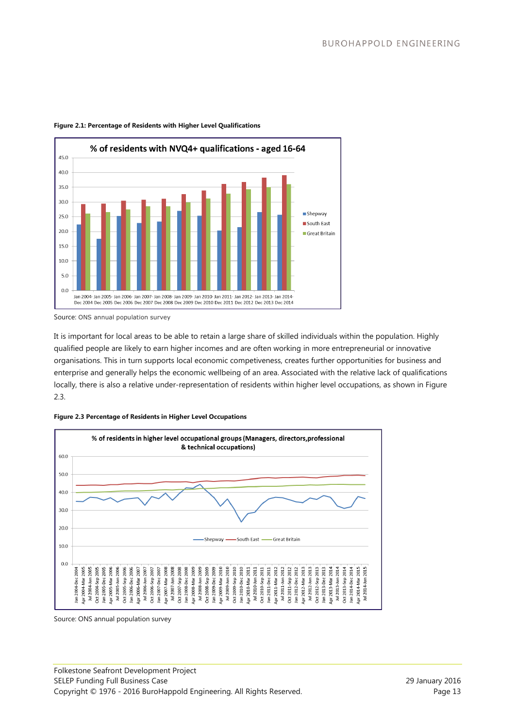**Figure 2.1: Percentage of Residents with Higher Level Qualifications**

Source: ONS annual population survey

It is important for local areas to be able to retain a large share of skilled individuals within the population. Highly qualified people are likely to earn higher incomes and are often working in more entrepreneurial or innovative organisations. This in turn supports local economic competiveness, creates further opportunities for business and enterprise and generally helps the economic wellbeing of an area. Associated with the relative lack of qualifications locally, there is also a relative under-representation of residents within higher level occupations, as shown in Figure 2.3.

**Figure 2.3 Percentage of Residents in Higher Level Occupations**

Source: ONS annual population survey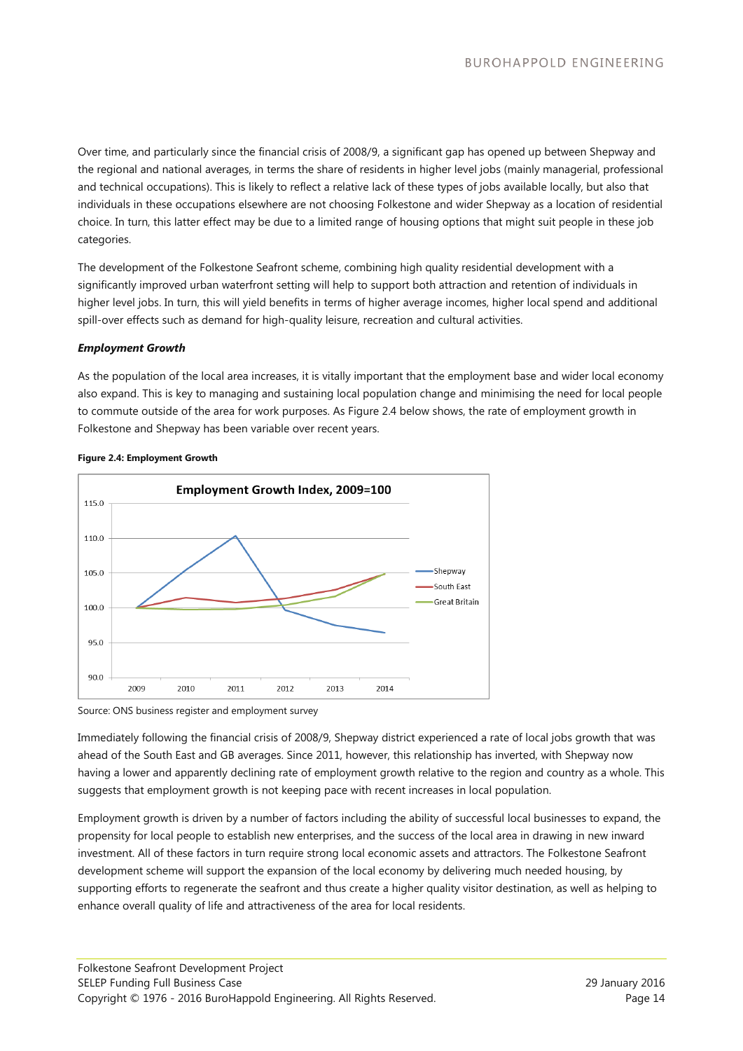Over time, and particularly since the financial crisis of 2008/9, a significant gap has opened up between Shepway and the regional and national averages, in terms the share of residents in higher level jobs (mainly managerial, professional and technical occupations). This is likely to reflect a relative lack of these types of jobs available locally, but also that individuals in these occupations elsewhere are not choosing Folkestone and wider Shepway as a location of residential choice. In turn, this latter effect may be due to a limited range of housing options that might suit people in these job categories.

The development of the Folkestone Seafront scheme, combining high quality residential development with a significantly improved urban waterfront setting will help to support both attraction and retention of individuals in higher level jobs. In turn, this will yield benefits in terms of higher average incomes, higher local spend and additional spill-over effects such as demand for high-quality leisure, recreation and cultural activities.

***Employment Growth***

As the population of the local area increases, it is vitally important that the employment base and wider local economy also expand. This is key to managing and sustaining local population change and minimising the need for local people to commute outside of the area for work purposes. As Figure 2.4 below shows, the rate of employment growth in Folkestone and Shepway has been variable over recent years.

**Figure 2.4: Employment Growth**

Source: ONS business register and employment survey

Immediately following the financial crisis of 2008/9, Shepway district experienced a rate of local jobs growth that was ahead of the South East and GB averages. Since 2011, however, this relationship has inverted, with Shepway now having a lower and apparently declining rate of employment growth relative to the region and country as a whole. This suggests that employment growth is not keeping pace with recent increases in local population.

Employment growth is driven by a number of factors including the ability of successful local businesses to expand, the propensity for local people to establish new enterprises, and the success of the local area in drawing in new inward investment. All of these factors in turn require strong local economic assets and attractors. The Folkestone Seafront development scheme will support the expansion of the local economy by delivering much needed housing, by supporting efforts to regenerate the seafront and thus create a higher quality visitor destination, as well as helping to enhance overall quality of life and attractiveness of the area for local residents.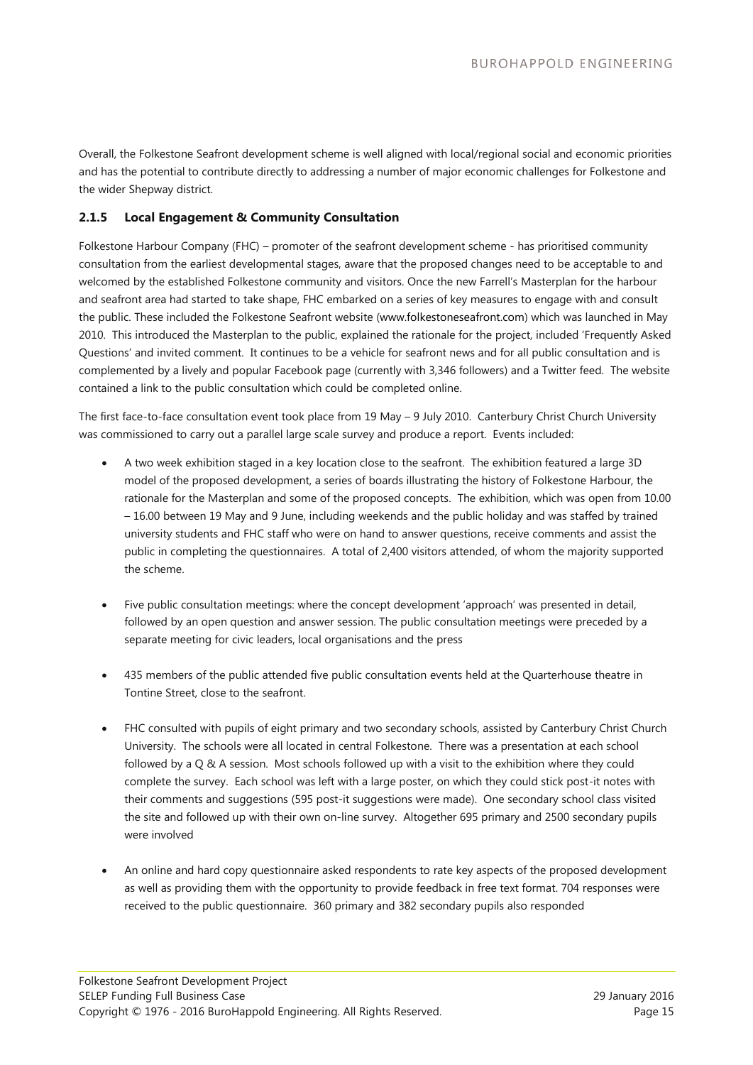Overall, the Folkestone Seafront development scheme is well aligned with local/regional social and economic priorities and has the potential to contribute directly to addressing a number of major economic challenges for Folkestone and the wider Shepway district.

### 2.1.5 Local Engagement & Community Consultation

Folkestone Harbour Company (FHC) – promoter of the seafront development scheme - has prioritised community consultation from the earliest developmental stages, aware that the proposed changes need to be acceptable to and welcomed by the established Folkestone community and visitors. Once the new Farrell's Masterplan for the harbour and seafront area had started to take shape, FHC embarked on a series of key measures to engage with and consult the public. These included the Folkestone Seafront website (www.folkestoneseafront.com) which was launched in May 2010. This introduced the Masterplan to the public, explained the rationale for the project, included 'Frequently Asked Questions' and invited comment. It continues to be a vehicle for seafront news and for all public consultation and is complemented by a lively and popular Facebook page (currently with 3,346 followers) and a Twitter feed. The website contained a link to the public consultation which could be completed online.

The first face-to-face consultation event took place from 19 May – 9 July 2010. Canterbury Christ Church University was commissioned to carry out a parallel large scale survey and produce a report. Events included:

- A two week exhibition staged in a key location close to the seafront. The exhibition featured a large 3D model of the proposed development, a series of boards illustrating the history of Folkestone Harbour, the rationale for the Masterplan and some of the proposed concepts. The exhibition, which was open from 10.00 – 16.00 between 19 May and 9 June, including weekends and the public holiday and was staffed by trained university students and FHC staff who were on hand to answer questions, receive comments and assist the public in completing the questionnaires. A total of 2,400 visitors attended, of whom the majority supported the scheme.

- Five public consultation meetings: where the concept development 'approach' was presented in detail, followed by an open question and answer session. The public consultation meetings were preceded by a separate meeting for civic leaders, local organisations and the press

- 435 members of the public attended five public consultation events held at the Quarterhouse theatre in Tontine Street, close to the seafront.

- FHC consulted with pupils of eight primary and two secondary schools, assisted by Canterbury Christ Church University. The schools were all located in central Folkestone. There was a presentation at each school followed by a Q & A session. Most schools followed up with a visit to the exhibition where they could complete the survey. Each school was left with a large poster, on which they could stick post-it notes with their comments and suggestions (595 post-it suggestions were made). One secondary school class visited the site and followed up with their own on-line survey. Altogether 695 primary and 2500 secondary pupils were involved

- An online and hard copy questionnaire asked respondents to rate key aspects of the proposed development as well as providing them with the opportunity to provide feedback in free text format. 704 responses were received to the public questionnaire. 360 primary and 382 secondary pupils also responded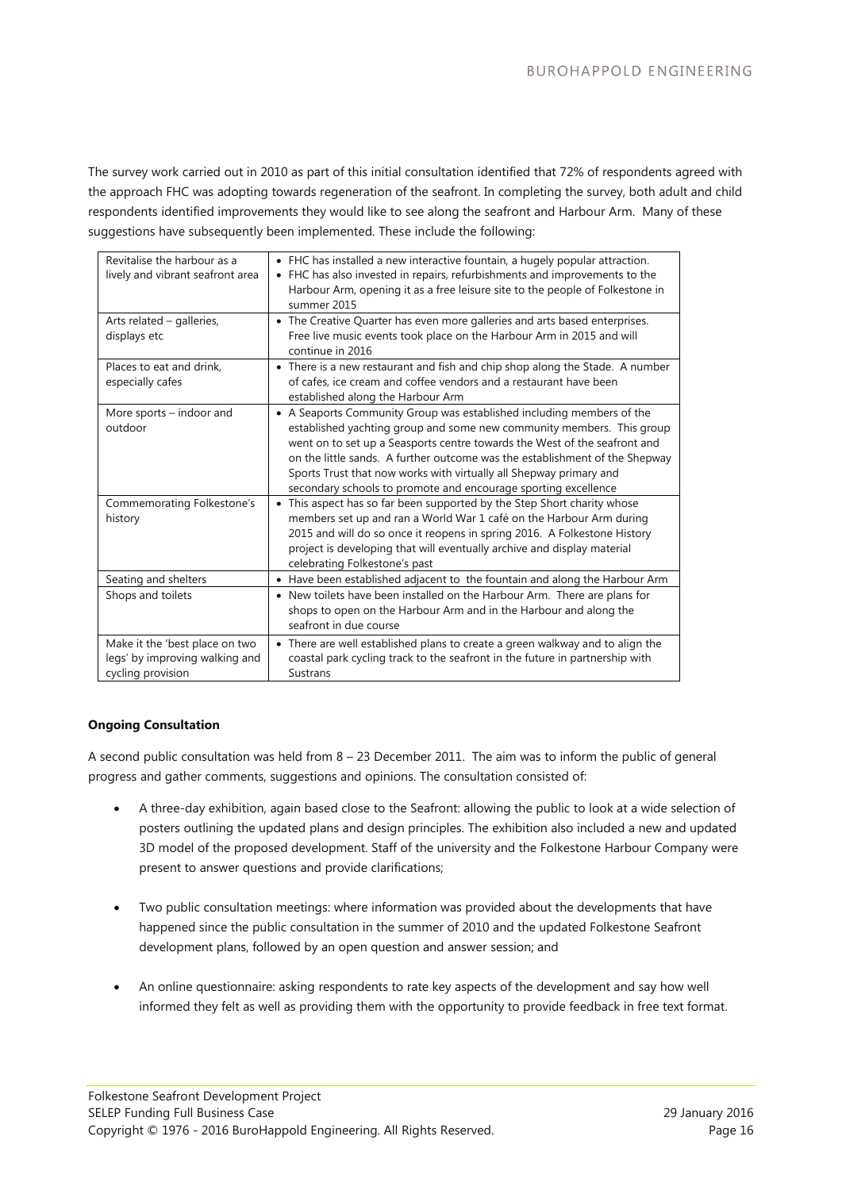The survey work carried out in 2010 as part of this initial consultation identified that 72% of respondents agreed with the approach FHC was adopting towards regeneration of the seafront. In completing the survey, both adult and child respondents identified improvements they would like to see along the seafront and Harbour Arm. Many of these suggestions have subsequently been implemented. These include the following:

| | |
|---|---|
| Revitalise the harbour as a lively and vibrant seafront area | • FHC has installed a new interactive fountain, a hugely popular attraction.<br>• FHC has also invested in repairs, refurbishments and improvements to the Harbour Arm, opening it as a free leisure site to the people of Folkestone in summer 2015 |
| Arts related – galleries, displays etc | • The Creative Quarter has even more galleries and arts based enterprises. Free live music events took place on the Harbour Arm in 2015 and will continue in 2016 |
| Places to eat and drink, especially cafes | • There is a new restaurant and fish and chip shop along the Stade. A number of cafes, ice cream and coffee vendors and a restaurant have been established along the Harbour Arm |
| More sports – indoor and outdoor | • A Seaports Community Group was established including members of the established yachting group and some new community members. This group went on to set up a Seasports centre towards the West of the seafront and on the little sands. A further outcome was the establishment of the Shepway Sports Trust that now works with virtually all Shepway primary and secondary schools to promote and encourage sporting excellence |
| Commemorating Folkestone's history | • This aspect has so far been supported by the Step Short charity whose members set up and ran a World War 1 café on the Harbour Arm during 2015 and will do so once it reopens in spring 2016. A Folkestone History project is developing that will eventually archive and display material celebrating Folkestone's past |
| Seating and shelters | • Have been established adjacent to the fountain and along the Harbour Arm |
| Shops and toilets | • New toilets have been installed on the Harbour Arm. There are plans for shops to open on the Harbour Arm and in the Harbour and along the seafront in due course |
| Make it the 'best place on two legs' by improving walking and cycling provision | • There are well established plans to create a green walkway and to align the coastal park cycling track to the seafront in the future in partnership with Sustrans |

**Ongoing Consultation**

A second public consultation was held from 8 – 23 December 2011. The aim was to inform the public of general progress and gather comments, suggestions and opinions. The consultation consisted of:

- A three-day exhibition, again based close to the Seafront: allowing the public to look at a wide selection of posters outlining the updated plans and design principles. The exhibition also included a new and updated 3D model of the proposed development. Staff of the university and the Folkestone Harbour Company were present to answer questions and provide clarifications;

- Two public consultation meetings: where information was provided about the developments that have happened since the public consultation in the summer of 2010 and the updated Folkestone Seafront development plans, followed by an open question and answer session; and

- An online questionnaire: asking respondents to rate key aspects of the development and say how well informed they felt as well as providing them with the opportunity to provide feedback in free text format.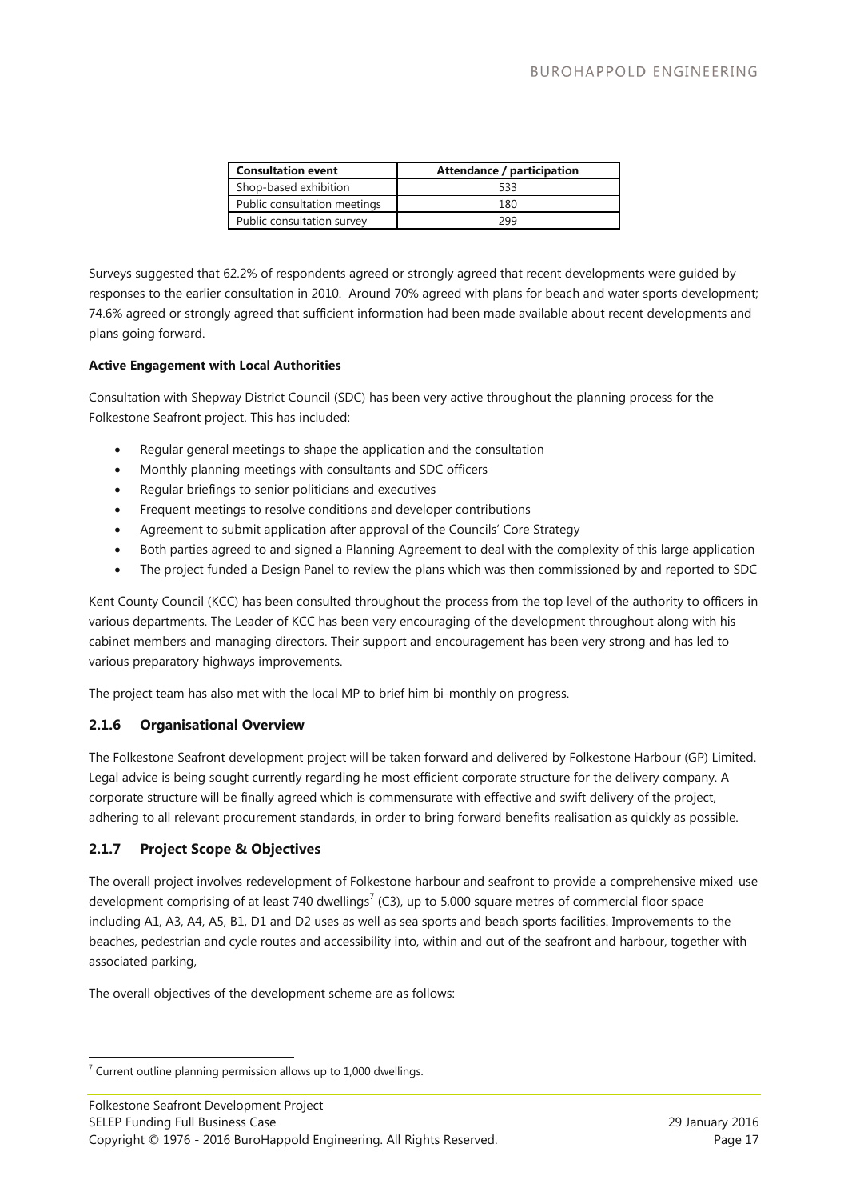| Consultation event | Attendance / participation |
|---|---|
| Shop-based exhibition | 533 |
| Public consultation meetings | 180 |
| Public consultation survey | 299 |

Surveys suggested that 62.2% of respondents agreed or strongly agreed that recent developments were guided by responses to the earlier consultation in 2010. Around 70% agreed with plans for beach and water sports development; 74.6% agreed or strongly agreed that sufficient information had been made available about recent developments and plans going forward.

**Active Engagement with Local Authorities**

Consultation with Shepway District Council (SDC) has been very active throughout the planning process for the Folkestone Seafront project. This has included:

- Regular general meetings to shape the application and the consultation
- Monthly planning meetings with consultants and SDC officers
- Regular briefings to senior politicians and executives
- Frequent meetings to resolve conditions and developer contributions
- Agreement to submit application after approval of the Councils' Core Strategy
- Both parties agreed to and signed a Planning Agreement to deal with the complexity of this large application
- The project funded a Design Panel to review the plans which was then commissioned by and reported to SDC

Kent County Council (KCC) has been consulted throughout the process from the top level of the authority to officers in various departments. The Leader of KCC has been very encouraging of the development throughout along with his cabinet members and managing directors. Their support and encouragement has been very strong and has led to various preparatory highways improvements.

The project team has also met with the local MP to brief him bi-monthly on progress.

### 2.1.6 Organisational Overview

The Folkestone Seafront development project will be taken forward and delivered by Folkestone Harbour (GP) Limited. Legal advice is being sought currently regarding he most efficient corporate structure for the delivery company. A corporate structure will be finally agreed which is commensurate with effective and swift delivery of the project, adhering to all relevant procurement standards, in order to bring forward benefits realisation as quickly as possible.

### 2.1.7 Project Scope & Objectives

The overall project involves redevelopment of Folkestone harbour and seafront to provide a comprehensive mixed-use development comprising of at least 740 dwellings[7] (C3), up to 5,000 square metres of commercial floor space including A1, A3, A4, A5, B1, D1 and D2 uses as well as sea sports and beach sports facilities. Improvements to the beaches, pedestrian and cycle routes and accessibility into, within and out of the seafront and harbour, together with associated parking,

The overall objectives of the development scheme are as follows:

[7] Current outline planning permission allows up to 1,000 dwellings.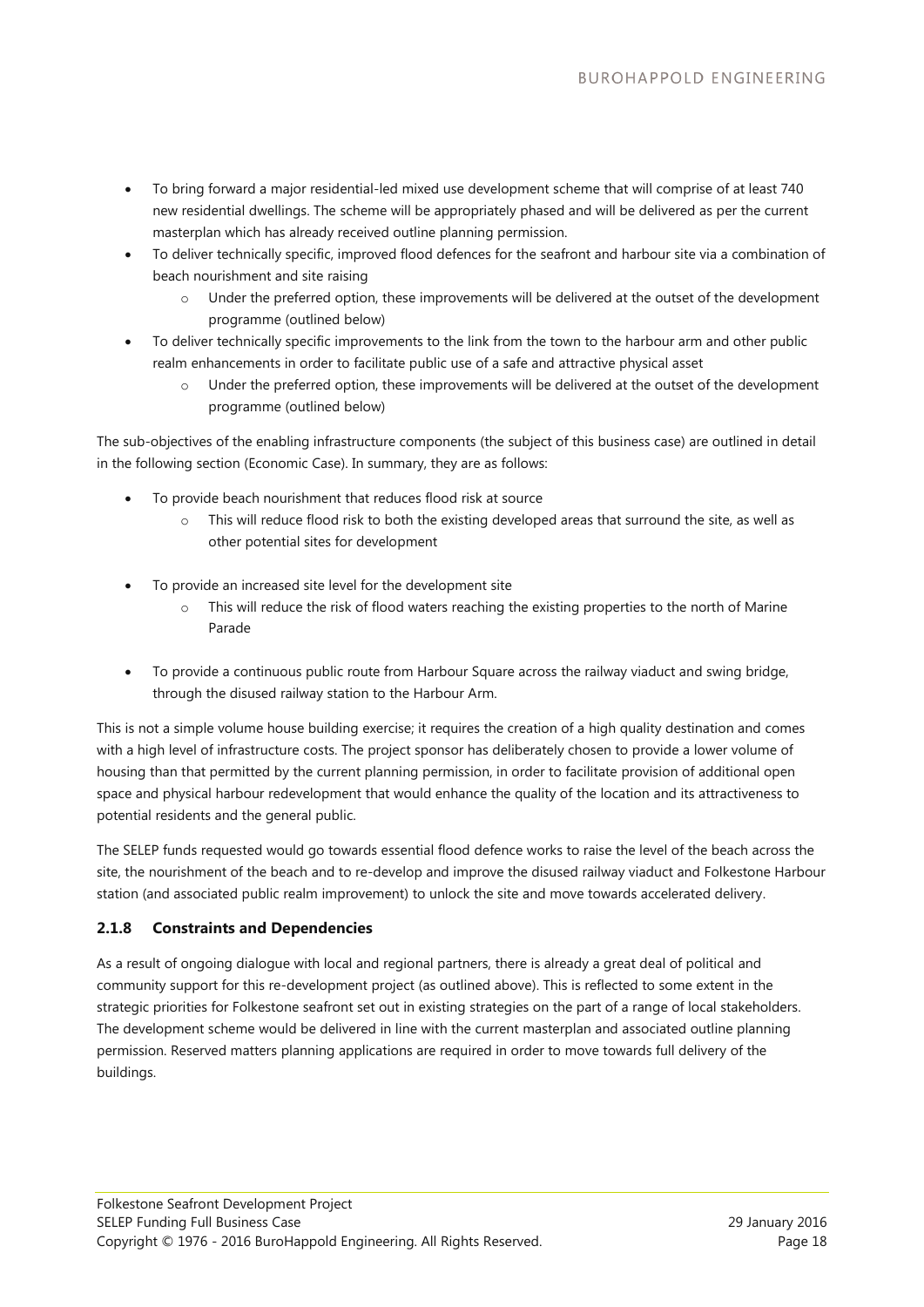- To bring forward a major residential-led mixed use development scheme that will comprise of at least 740 new residential dwellings. The scheme will be appropriately phased and will be delivered as per the current masterplan which has already received outline planning permission.
- To deliver technically specific, improved flood defences for the seafront and harbour site via a combination of beach nourishment and site raising
    - Under the preferred option, these improvements will be delivered at the outset of the development programme (outlined below)
- To deliver technically specific improvements to the link from the town to the harbour arm and other public realm enhancements in order to facilitate public use of a safe and attractive physical asset
    - Under the preferred option, these improvements will be delivered at the outset of the development programme (outlined below)

The sub-objectives of the enabling infrastructure components (the subject of this business case) are outlined in detail in the following section (Economic Case). In summary, they are as follows:

- To provide beach nourishment that reduces flood risk at source
    - This will reduce flood risk to both the existing developed areas that surround the site, as well as other potential sites for development
- To provide an increased site level for the development site
    - This will reduce the risk of flood waters reaching the existing properties to the north of Marine Parade
- To provide a continuous public route from Harbour Square across the railway viaduct and swing bridge, through the disused railway station to the Harbour Arm.

This is not a simple volume house building exercise; it requires the creation of a high quality destination and comes with a high level of infrastructure costs. The project sponsor has deliberately chosen to provide a lower volume of housing than that permitted by the current planning permission, in order to facilitate provision of additional open space and physical harbour redevelopment that would enhance the quality of the location and its attractiveness to potential residents and the general public.

The SELEP funds requested would go towards essential flood defence works to raise the level of the beach across the site, the nourishment of the beach and to re-develop and improve the disused railway viaduct and Folkestone Harbour station (and associated public realm improvement) to unlock the site and move towards accelerated delivery.

### 2.1.8 Constraints and Dependencies

As a result of ongoing dialogue with local and regional partners, there is already a great deal of political and community support for this re-development project (as outlined above). This is reflected to some extent in the strategic priorities for Folkestone seafront set out in existing strategies on the part of a range of local stakeholders. The development scheme would be delivered in line with the current masterplan and associated outline planning permission. Reserved matters planning applications are required in order to move towards full delivery of the buildings.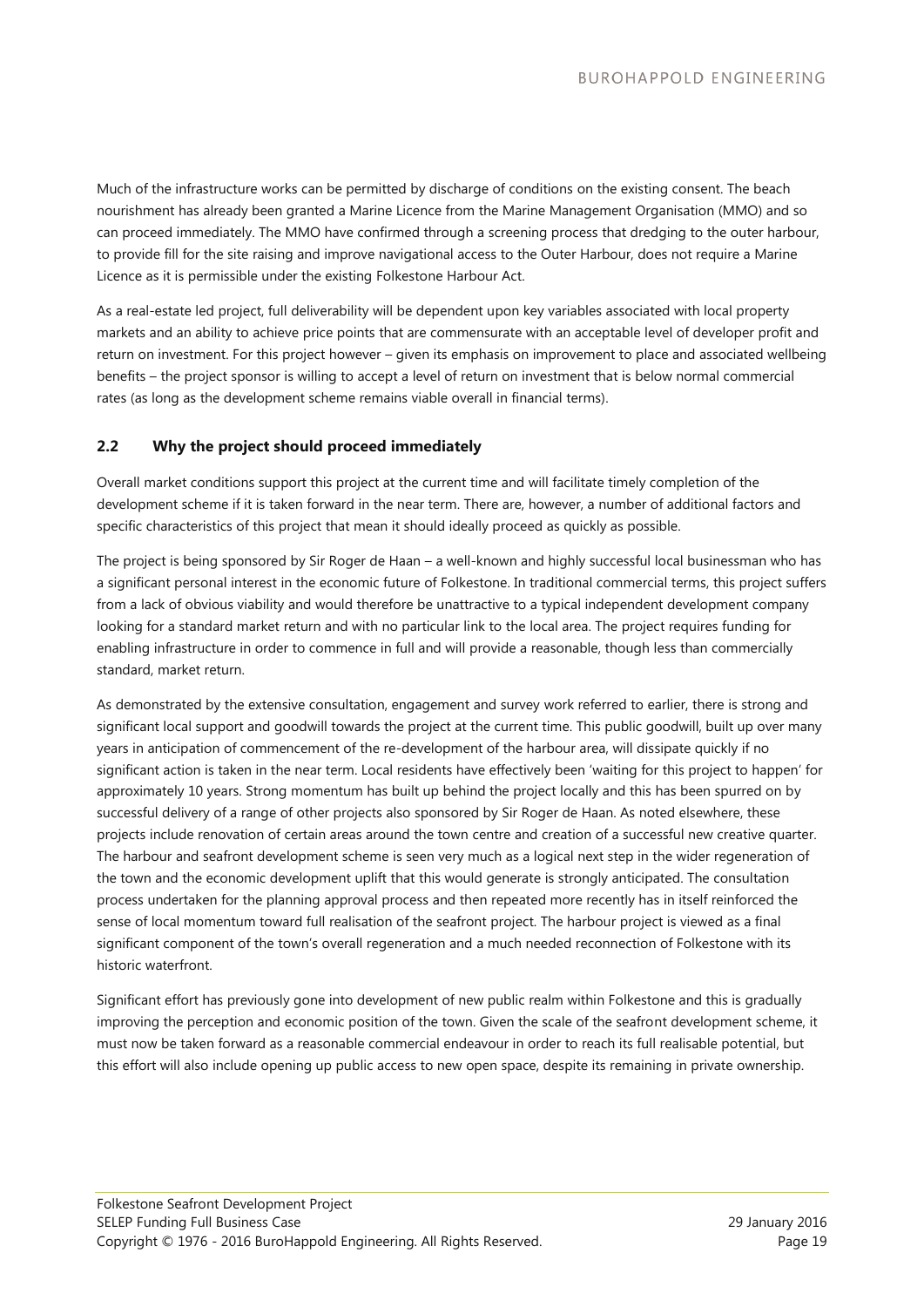Much of the infrastructure works can be permitted by discharge of conditions on the existing consent. The beach nourishment has already been granted a Marine Licence from the Marine Management Organisation (MMO) and so can proceed immediately. The MMO have confirmed through a screening process that dredging to the outer harbour, to provide fill for the site raising and improve navigational access to the Outer Harbour, does not require a Marine Licence as it is permissible under the existing Folkestone Harbour Act.

As a real-estate led project, full deliverability will be dependent upon key variables associated with local property markets and an ability to achieve price points that are commensurate with an acceptable level of developer profit and return on investment. For this project however – given its emphasis on improvement to place and associated wellbeing benefits – the project sponsor is willing to accept a level of return on investment that is below normal commercial rates (as long as the development scheme remains viable overall in financial terms).

## 2.2 Why the project should proceed immediately

Overall market conditions support this project at the current time and will facilitate timely completion of the development scheme if it is taken forward in the near term. There are, however, a number of additional factors and specific characteristics of this project that mean it should ideally proceed as quickly as possible.

The project is being sponsored by Sir Roger de Haan – a well-known and highly successful local businessman who has a significant personal interest in the economic future of Folkestone. In traditional commercial terms, this project suffers from a lack of obvious viability and would therefore be unattractive to a typical independent development company looking for a standard market return and with no particular link to the local area. The project requires funding for enabling infrastructure in order to commence in full and will provide a reasonable, though less than commercially standard, market return.

As demonstrated by the extensive consultation, engagement and survey work referred to earlier, there is strong and significant local support and goodwill towards the project at the current time. This public goodwill, built up over many years in anticipation of commencement of the re-development of the harbour area, will dissipate quickly if no significant action is taken in the near term. Local residents have effectively been 'waiting for this project to happen' for approximately 10 years. Strong momentum has built up behind the project locally and this has been spurred on by successful delivery of a range of other projects also sponsored by Sir Roger de Haan. As noted elsewhere, these projects include renovation of certain areas around the town centre and creation of a successful new creative quarter. The harbour and seafront development scheme is seen very much as a logical next step in the wider regeneration of the town and the economic development uplift that this would generate is strongly anticipated. The consultation process undertaken for the planning approval process and then repeated more recently has in itself reinforced the sense of local momentum toward full realisation of the seafront project. The harbour project is viewed as a final significant component of the town's overall regeneration and a much needed reconnection of Folkestone with its historic waterfront.

Significant effort has previously gone into development of new public realm within Folkestone and this is gradually improving the perception and economic position of the town. Given the scale of the seafront development scheme, it must now be taken forward as a reasonable commercial endeavour in order to reach its full realisable potential, but this effort will also include opening up public access to new open space, despite its remaining in private ownership.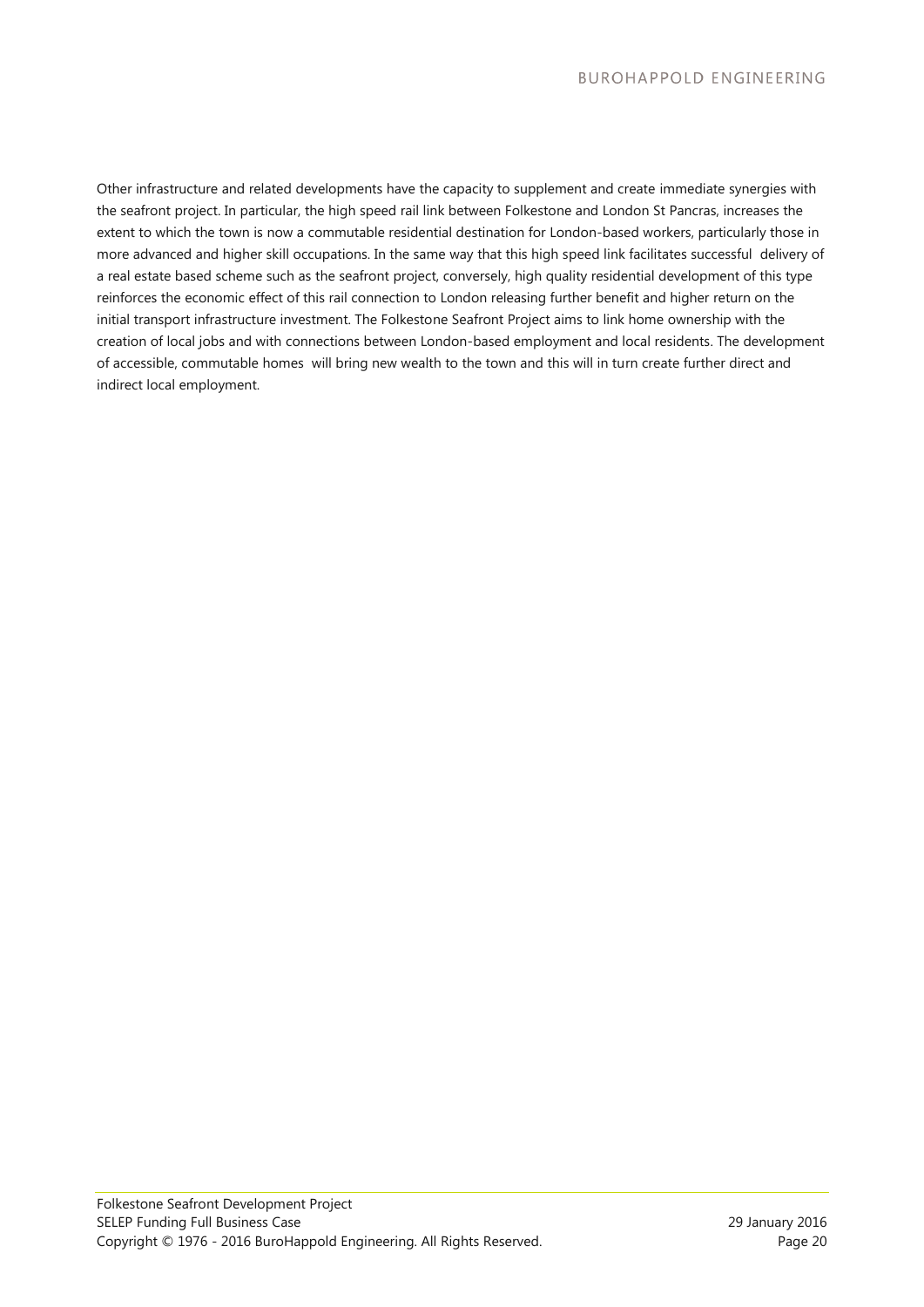Other infrastructure and related developments have the capacity to supplement and create immediate synergies with the seafront project. In particular, the high speed rail link between Folkestone and London St Pancras, increases the extent to which the town is now a commutable residential destination for London-based workers, particularly those in more advanced and higher skill occupations. In the same way that this high speed link facilitates successful delivery of a real estate based scheme such as the seafront project, conversely, high quality residential development of this type reinforces the economic effect of this rail connection to London releasing further benefit and higher return on the initial transport infrastructure investment. The Folkestone Seafront Project aims to link home ownership with the creation of local jobs and with connections between London-based employment and local residents. The development of accessible, commutable homes will bring new wealth to the town and this will in turn create further direct and indirect local employment.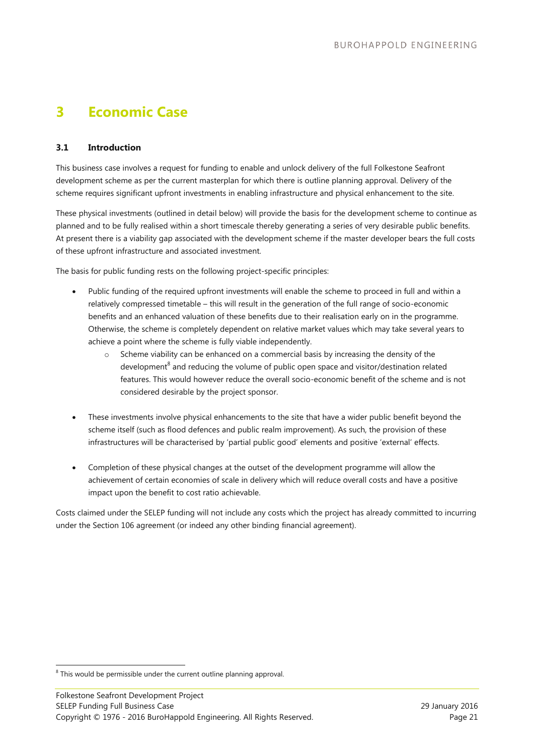# 3 Economic Case

### 3.1 Introduction

This business case involves a request for funding to enable and unlock delivery of the full Folkestone Seafront development scheme as per the current masterplan for which there is outline planning approval. Delivery of the scheme requires significant upfront investments in enabling infrastructure and physical enhancement to the site.

These physical investments (outlined in detail below) will provide the basis for the development scheme to continue as planned and to be fully realised within a short timescale thereby generating a series of very desirable public benefits. At present there is a viability gap associated with the development scheme if the master developer bears the full costs of these upfront infrastructure and associated investment.

The basis for public funding rests on the following project-specific principles:

- Public funding of the required upfront investments will enable the scheme to proceed in full and within a relatively compressed timetable – this will result in the generation of the full range of socio-economic benefits and an enhanced valuation of these benefits due to their realisation early on in the programme. Otherwise, the scheme is completely dependent on relative market values which may take several years to achieve a point where the scheme is fully viable independently.
    - Scheme viability can be enhanced on a commercial basis by increasing the density of the development[8] and reducing the volume of public open space and visitor/destination related features. This would however reduce the overall socio-economic benefit of the scheme and is not considered desirable by the project sponsor.
- These investments involve physical enhancements to the site that have a wider public benefit beyond the scheme itself (such as flood defences and public realm improvement). As such, the provision of these infrastructures will be characterised by 'partial public good' elements and positive 'external' effects.
- Completion of these physical changes at the outset of the development programme will allow the achievement of certain economies of scale in delivery which will reduce overall costs and have a positive impact upon the benefit to cost ratio achievable.

Costs claimed under the SELEP funding will not include any costs which the project has already committed to incurring under the Section 106 agreement (or indeed any other binding financial agreement).

[8] This would be permissible under the current outline planning approval.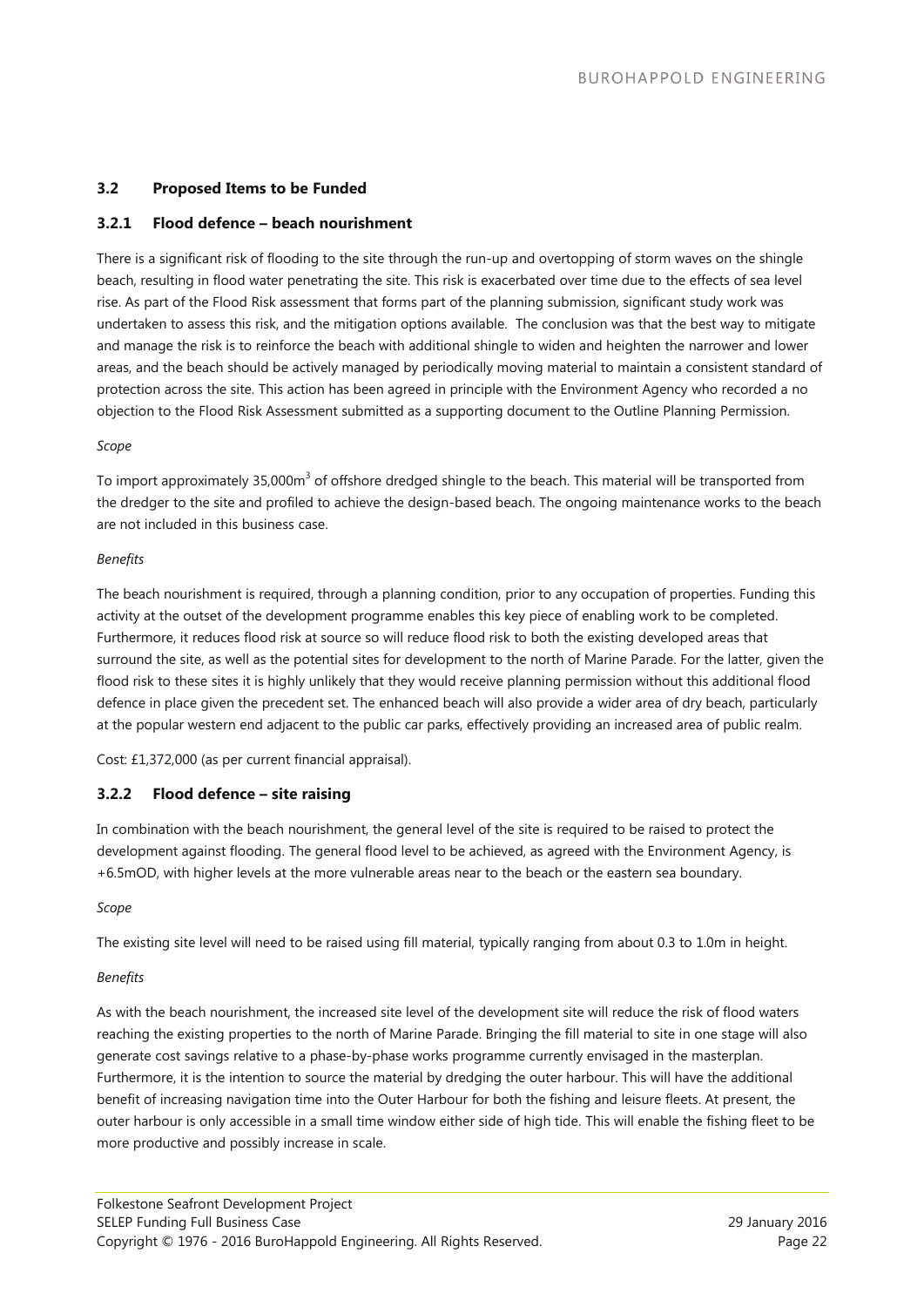### 3.2 Proposed Items to be Funded

#### 3.2.1 Flood defence – beach nourishment

There is a significant risk of flooding to the site through the run-up and overtopping of storm waves on the shingle beach, resulting in flood water penetrating the site. This risk is exacerbated over time due to the effects of sea level rise. As part of the Flood Risk assessment that forms part of the planning submission, significant study work was undertaken to assess this risk, and the mitigation options available. The conclusion was that the best way to mitigate and manage the risk is to reinforce the beach with additional shingle to widen and heighten the narrower and lower areas, and the beach should be actively managed by periodically moving material to maintain a consistent standard of protection across the site. This action has been agreed in principle with the Environment Agency who recorded a no objection to the Flood Risk Assessment submitted as a supporting document to the Outline Planning Permission.

*Scope*

To import approximately 35,000m$^3$ of offshore dredged shingle to the beach. This material will be transported from the dredger to the site and profiled to achieve the design-based beach. The ongoing maintenance works to the beach are not included in this business case.

*Benefits*

The beach nourishment is required, through a planning condition, prior to any occupation of properties. Funding this activity at the outset of the development programme enables this key piece of enabling work to be completed. Furthermore, it reduces flood risk at source so will reduce flood risk to both the existing developed areas that surround the site, as well as the potential sites for development to the north of Marine Parade. For the latter, given the flood risk to these sites it is highly unlikely that they would receive planning permission without this additional flood defence in place given the precedent set. The enhanced beach will also provide a wider area of dry beach, particularly at the popular western end adjacent to the public car parks, effectively providing an increased area of public realm.

Cost: £1,372,000 (as per current financial appraisal).

#### 3.2.2 Flood defence – site raising

In combination with the beach nourishment, the general level of the site is required to be raised to protect the development against flooding. The general flood level to be achieved, as agreed with the Environment Agency, is +6.5mOD, with higher levels at the more vulnerable areas near to the beach or the eastern sea boundary.

*Scope*

The existing site level will need to be raised using fill material, typically ranging from about 0.3 to 1.0m in height.

*Benefits*

As with the beach nourishment, the increased site level of the development site will reduce the risk of flood waters reaching the existing properties to the north of Marine Parade. Bringing the fill material to site in one stage will also generate cost savings relative to a phase-by-phase works programme currently envisaged in the masterplan. Furthermore, it is the intention to source the material by dredging the outer harbour. This will have the additional benefit of increasing navigation time into the Outer Harbour for both the fishing and leisure fleets. At present, the outer harbour is only accessible in a small time window either side of high tide. This will enable the fishing fleet to be more productive and possibly increase in scale.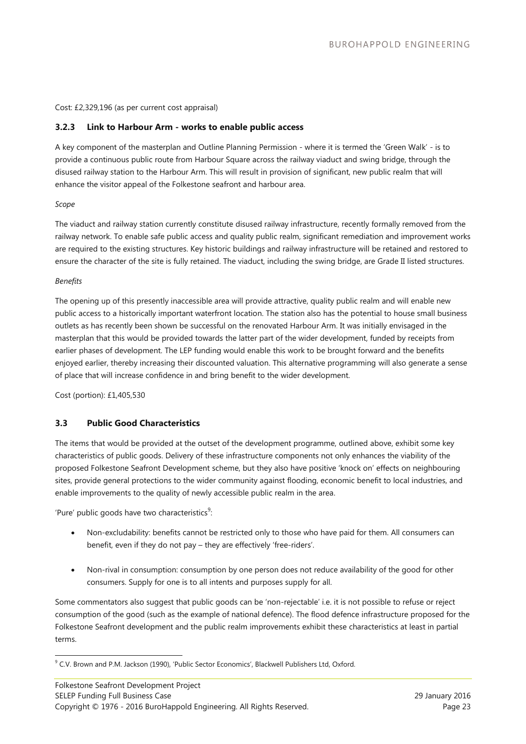Cost: £2,329,196 (as per current cost appraisal)

### 3.2.3 Link to Harbour Arm - works to enable public access

A key component of the masterplan and Outline Planning Permission - where it is termed the 'Green Walk' - is to provide a continuous public route from Harbour Square across the railway viaduct and swing bridge, through the disused railway station to the Harbour Arm. This will result in provision of significant, new public realm that will enhance the visitor appeal of the Folkestone seafront and harbour area.

*Scope*

The viaduct and railway station currently constitute disused railway infrastructure, recently formally removed from the railway network. To enable safe public access and quality public realm, significant remediation and improvement works are required to the existing structures. Key historic buildings and railway infrastructure will be retained and restored to ensure the character of the site is fully retained. The viaduct, including the swing bridge, are Grade II listed structures.

*Benefits*

The opening up of this presently inaccessible area will provide attractive, quality public realm and will enable new public access to a historically important waterfront location. The station also has the potential to house small business outlets as has recently been shown be successful on the renovated Harbour Arm. It was initially envisaged in the masterplan that this would be provided towards the latter part of the wider development, funded by receipts from earlier phases of development. The LEP funding would enable this work to be brought forward and the benefits enjoyed earlier, thereby increasing their discounted valuation. This alternative programming will also generate a sense of place that will increase confidence in and bring benefit to the wider development.

Cost (portion): £1,405,530

## 3.3 Public Good Characteristics

The items that would be provided at the outset of the development programme, outlined above, exhibit some key characteristics of public goods. Delivery of these infrastructure components not only enhances the viability of the proposed Folkestone Seafront Development scheme, but they also have positive 'knock on' effects on neighbouring sites, provide general protections to the wider community against flooding, economic benefit to local industries, and enable improvements to the quality of newly accessible public realm in the area.

'Pure' public goods have two characteristics[9]:

- Non-excludability: benefits cannot be restricted only to those who have paid for them. All consumers can benefit, even if they do not pay – they are effectively 'free-riders'.
- Non-rival in consumption: consumption by one person does not reduce availability of the good for other consumers. Supply for one is to all intents and purposes supply for all.

Some commentators also suggest that public goods can be 'non-rejectable' i.e. it is not possible to refuse or reject consumption of the good (such as the example of national defence). The flood defence infrastructure proposed for the Folkestone Seafront development and the public realm improvements exhibit these characteristics at least in partial terms.

[9] C.V. Brown and P.M. Jackson (1990), 'Public Sector Economics', Blackwell Publishers Ltd, Oxford.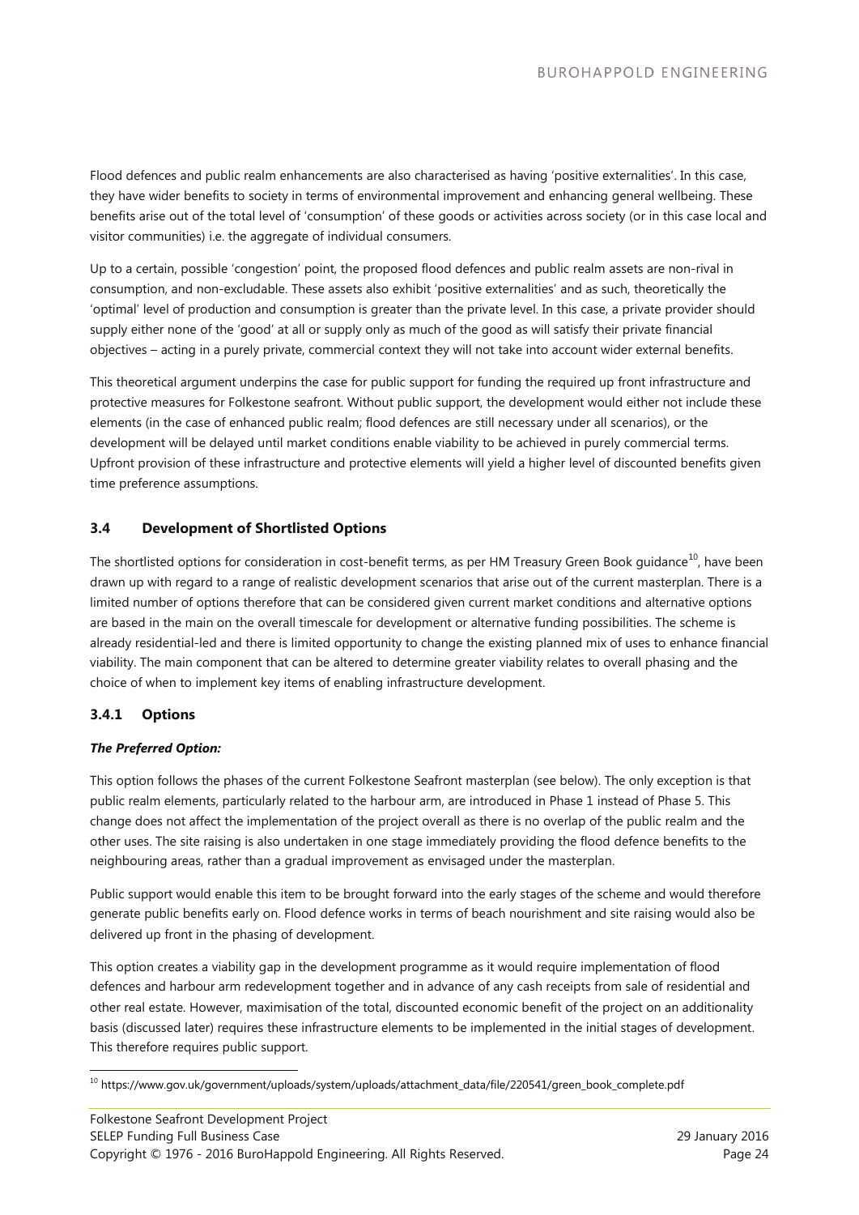Flood defences and public realm enhancements are also characterised as having 'positive externalities'. In this case, they have wider benefits to society in terms of environmental improvement and enhancing general wellbeing. These benefits arise out of the total level of 'consumption' of these goods or activities across society (or in this case local and visitor communities) i.e. the aggregate of individual consumers.

Up to a certain, possible 'congestion' point, the proposed flood defences and public realm assets are non-rival in consumption, and non-excludable. These assets also exhibit 'positive externalities' and as such, theoretically the 'optimal' level of production and consumption is greater than the private level. In this case, a private provider should supply either none of the 'good' at all or supply only as much of the good as will satisfy their private financial objectives – acting in a purely private, commercial context they will not take into account wider external benefits.

This theoretical argument underpins the case for public support for funding the required up front infrastructure and protective measures for Folkestone seafront. Without public support, the development would either not include these elements (in the case of enhanced public realm; flood defences are still necessary under all scenarios), or the development will be delayed until market conditions enable viability to be achieved in purely commercial terms. Upfront provision of these infrastructure and protective elements will yield a higher level of discounted benefits given time preference assumptions.

## 3.4 Development of Shortlisted Options

The shortlisted options for consideration in cost-benefit terms, as per HM Treasury Green Book guidance[10], have been drawn up with regard to a range of realistic development scenarios that arise out of the current masterplan. There is a limited number of options therefore that can be considered given current market conditions and alternative options are based in the main on the overall timescale for development or alternative funding possibilities. The scheme is already residential-led and there is limited opportunity to change the existing planned mix of uses to enhance financial viability. The main component that can be altered to determine greater viability relates to overall phasing and the choice of when to implement key items of enabling infrastructure development.

### 3.4.1 Options

***The Preferred Option:***

This option follows the phases of the current Folkestone Seafront masterplan (see below). The only exception is that public realm elements, particularly related to the harbour arm, are introduced in Phase 1 instead of Phase 5. This change does not affect the implementation of the project overall as there is no overlap of the public realm and the other uses. The site raising is also undertaken in one stage immediately providing the flood defence benefits to the neighbouring areas, rather than a gradual improvement as envisaged under the masterplan.

Public support would enable this item to be brought forward into the early stages of the scheme and would therefore generate public benefits early on. Flood defence works in terms of beach nourishment and site raising would also be delivered up front in the phasing of development.

This option creates a viability gap in the development programme as it would require implementation of flood defences and harbour arm redevelopment together and in advance of any cash receipts from sale of residential and other real estate. However, maximisation of the total, discounted economic benefit of the project on an additionality basis (discussed later) requires these infrastructure elements to be implemented in the initial stages of development. This therefore requires public support.

[10] https://www.gov.uk/government/uploads/system/uploads/attachment_data/file/220541/green_book_complete.pdf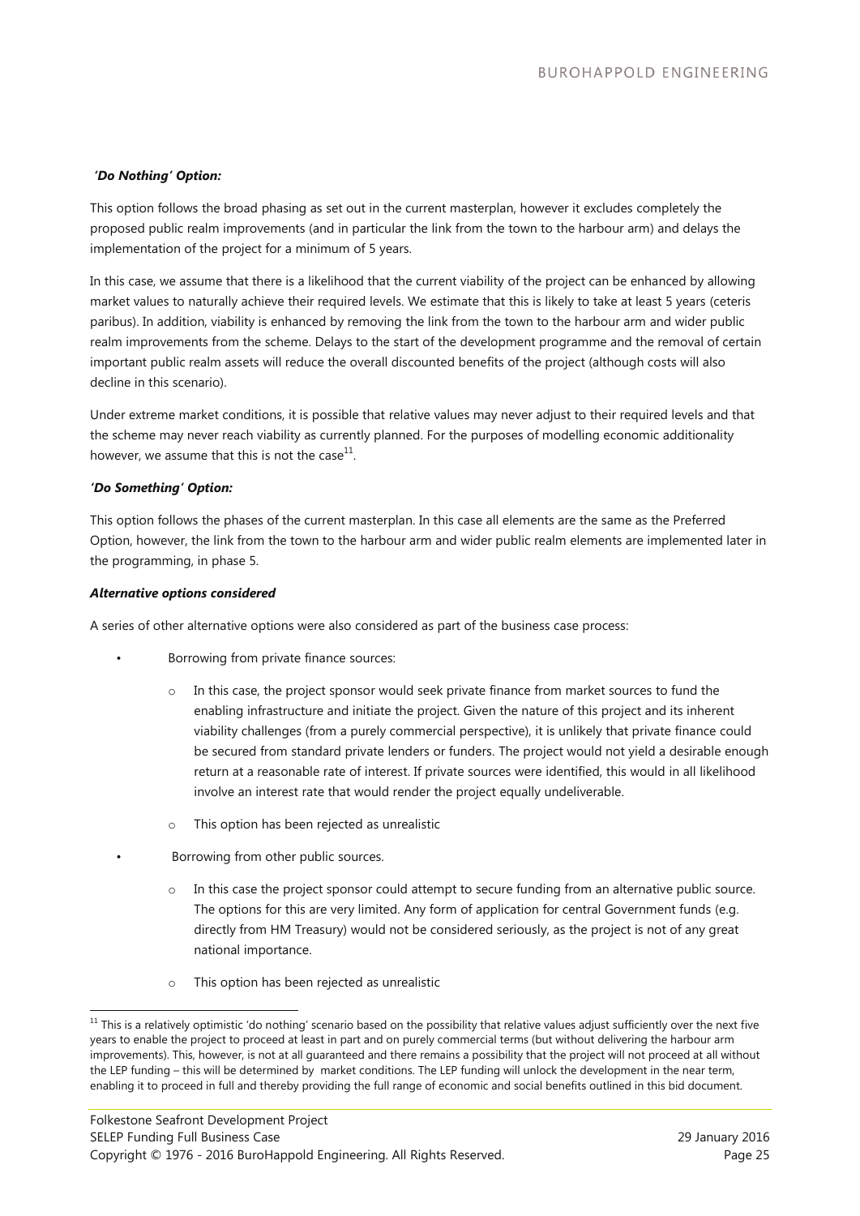***'Do Nothing' Option:***

This option follows the broad phasing as set out in the current masterplan, however it excludes completely the proposed public realm improvements (and in particular the link from the town to the harbour arm) and delays the implementation of the project for a minimum of 5 years.

In this case, we assume that there is a likelihood that the current viability of the project can be enhanced by allowing market values to naturally achieve their required levels. We estimate that this is likely to take at least 5 years (ceteris paribus). In addition, viability is enhanced by removing the link from the town to the harbour arm and wider public realm improvements from the scheme. Delays to the start of the development programme and the removal of certain important public realm assets will reduce the overall discounted benefits of the project (although costs will also decline in this scenario).

Under extreme market conditions, it is possible that relative values may never adjust to their required levels and that the scheme may never reach viability as currently planned. For the purposes of modelling economic additionality however, we assume that this is not the case[11].

***'Do Something' Option:***

This option follows the phases of the current masterplan. In this case all elements are the same as the Preferred Option, however, the link from the town to the harbour arm and wider public realm elements are implemented later in the programming, in phase 5.

***Alternative options considered***

A series of other alternative options were also considered as part of the business case process:

- Borrowing from private finance sources:
  - In this case, the project sponsor would seek private finance from market sources to fund the enabling infrastructure and initiate the project. Given the nature of this project and its inherent viability challenges (from a purely commercial perspective), it is unlikely that private finance could be secured from standard private lenders or funders. The project would not yield a desirable enough return at a reasonable rate of interest. If private sources were identified, this would in all likelihood involve an interest rate that would render the project equally undeliverable.
  - This option has been rejected as unrealistic
- Borrowing from other public sources.
  - In this case the project sponsor could attempt to secure funding from an alternative public source. The options for this are very limited. Any form of application for central Government funds (e.g. directly from HM Treasury) would not be considered seriously, as the project is not of any great national importance.
  - This option has been rejected as unrealistic

[11] This is a relatively optimistic 'do nothing' scenario based on the possibility that relative values adjust sufficiently over the next five years to enable the project to proceed at least in part and on purely commercial terms (but without delivering the harbour arm improvements). This, however, is not at all guaranteed and there remains a possibility that the project will not proceed at all without the LEP funding – this will be determined by market conditions. The LEP funding will unlock the development in the near term, enabling it to proceed in full and thereby providing the full range of economic and social benefits outlined in this bid document.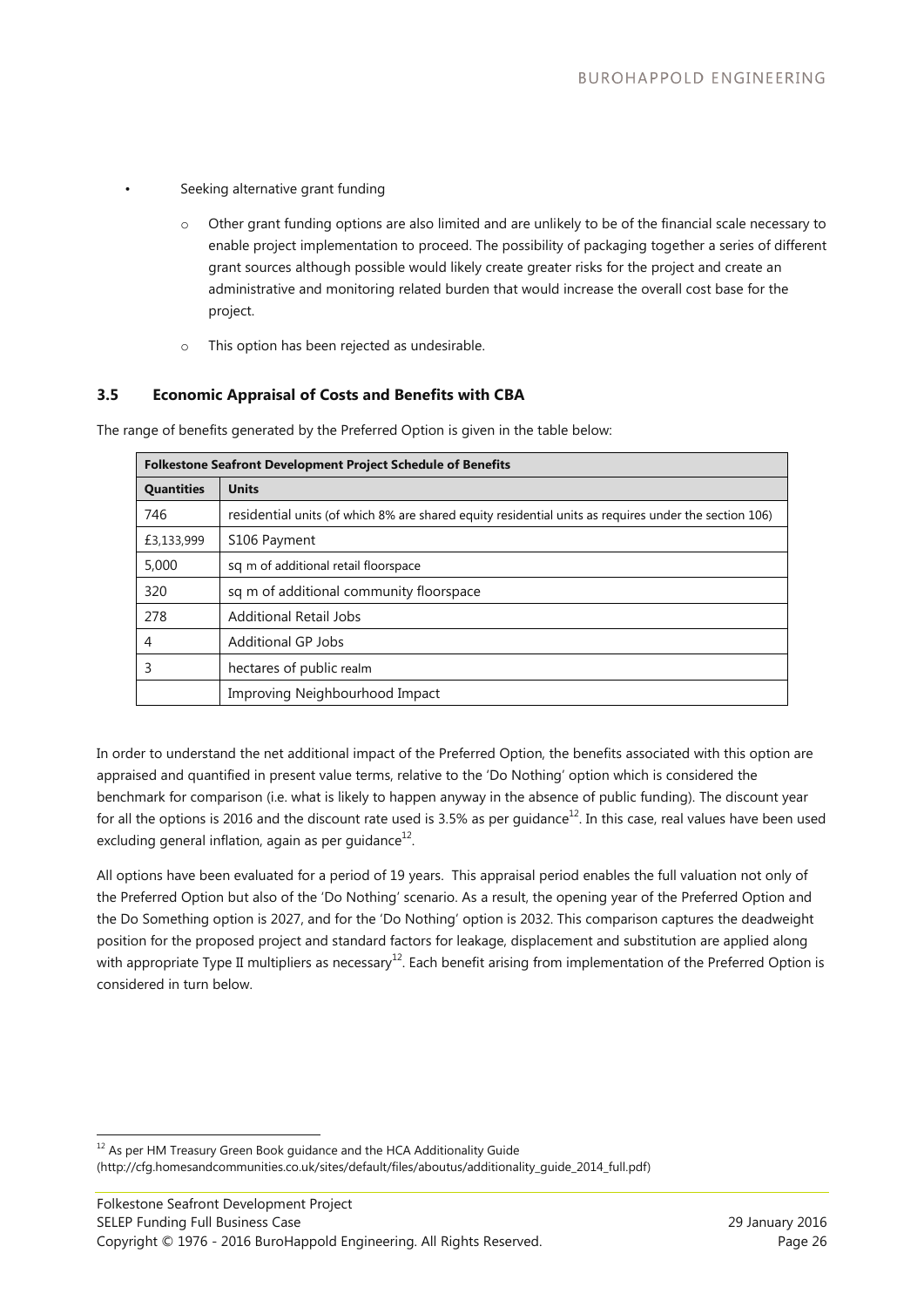- Seeking alternative grant funding
    - Other grant funding options are also limited and are unlikely to be of the financial scale necessary to enable project implementation to proceed. The possibility of packaging together a series of different grant sources although possible would likely create greater risks for the project and create an administrative and monitoring related burden that would increase the overall cost base for the project.
    - This option has been rejected as undesirable.

### 3.5 Economic Appraisal of Costs and Benefits with CBA

The range of benefits generated by the Preferred Option is given in the table below:

| **Folkestone Seafront Development Project Schedule of Benefits** | |
|---|---|
| **Quantities** | **Units** |
| 746 | residential units (of which 8% are shared equity residential units as requires under the section 106) |
| £3,133,999 | S106 Payment |
| 5,000 | sq m of additional retail floorspace |
| 320 | sq m of additional community floorspace |
| 278 | Additional Retail Jobs |
| 4 | Additional GP Jobs |
| 3 | hectares of public realm |
| | Improving Neighbourhood Impact |

In order to understand the net additional impact of the Preferred Option, the benefits associated with this option are appraised and quantified in present value terms, relative to the 'Do Nothing' option which is considered the benchmark for comparison (i.e. what is likely to happen anyway in the absence of public funding). The discount year for all the options is 2016 and the discount rate used is 3.5% as per guidance[12]. In this case, real values have been used excluding general inflation, again as per guidance[12].

All options have been evaluated for a period of 19 years. This appraisal period enables the full valuation not only of the Preferred Option but also of the 'Do Nothing' scenario. As a result, the opening year of the Preferred Option and the Do Something option is 2027, and for the 'Do Nothing' option is 2032. This comparison captures the deadweight position for the proposed project and standard factors for leakage, displacement and substitution are applied along with appropriate Type II multipliers as necessary[12]. Each benefit arising from implementation of the Preferred Option is considered in turn below.

---

[12] As per HM Treasury Green Book guidance and the HCA Additionality Guide (http://cfg.homesandcommunities.co.uk/sites/default/files/aboutus/additionality_guide_2014_full.pdf)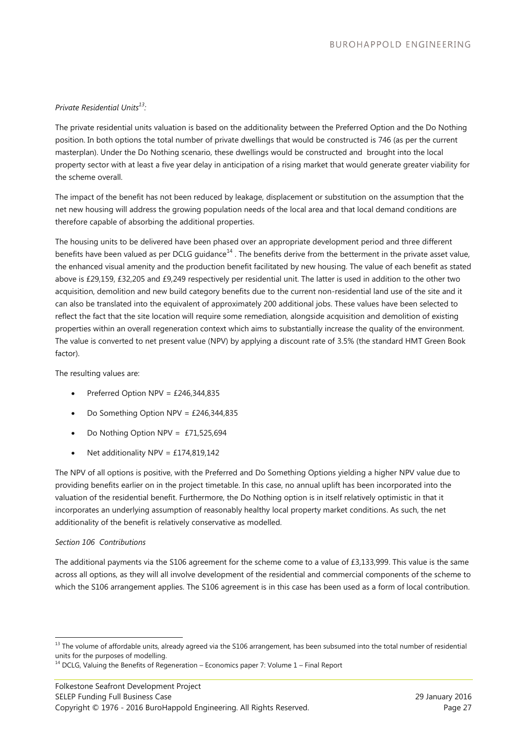*Private Residential Units[13]:*

The private residential units valuation is based on the additionality between the Preferred Option and the Do Nothing position. In both options the total number of private dwellings that would be constructed is 746 (as per the current masterplan). Under the Do Nothing scenario, these dwellings would be constructed and brought into the local property sector with at least a five year delay in anticipation of a rising market that would generate greater viability for the scheme overall.

The impact of the benefit has not been reduced by leakage, displacement or substitution on the assumption that the net new housing will address the growing population needs of the local area and that local demand conditions are therefore capable of absorbing the additional properties.

The housing units to be delivered have been phased over an appropriate development period and three different benefits have been valued as per DCLG guidance[14]. The benefits derive from the betterment in the private asset value, the enhanced visual amenity and the production benefit facilitated by new housing. The value of each benefit as stated above is £29,159, £32,205 and £9,249 respectively per residential unit. The latter is used in addition to the other two acquisition, demolition and new build category benefits due to the current non-residential land use of the site and it can also be translated into the equivalent of approximately 200 additional jobs. These values have been selected to reflect the fact that the site location will require some remediation, alongside acquisition and demolition of existing properties within an overall regeneration context which aims to substantially increase the quality of the environment. The value is converted to net present value (NPV) by applying a discount rate of 3.5% (the standard HMT Green Book factor).

The resulting values are:

- Preferred Option NPV = £246,344,835
- Do Something Option NPV = £246,344,835
- Do Nothing Option NPV = £71,525,694
- Net additionality NPV = £174,819,142

The NPV of all options is positive, with the Preferred and Do Something Options yielding a higher NPV value due to providing benefits earlier on in the project timetable. In this case, no annual uplift has been incorporated into the valuation of the residential benefit. Furthermore, the Do Nothing option is in itself relatively optimistic in that it incorporates an underlying assumption of reasonably healthy local property market conditions. As such, the net additionality of the benefit is relatively conservative as modelled.

*Section 106 Contributions*

The additional payments via the S106 agreement for the scheme come to a value of £3,133,999. This value is the same across all options, as they will all involve development of the residential and commercial components of the scheme to which the S106 arrangement applies. The S106 agreement is in this case has been used as a form of local contribution.

[13] The volume of affordable units, already agreed via the S106 arrangement, has been subsumed into the total number of residential units for the purposes of modelling.

[14] DCLG, Valuing the Benefits of Regeneration – Economics paper 7: Volume 1 – Final Report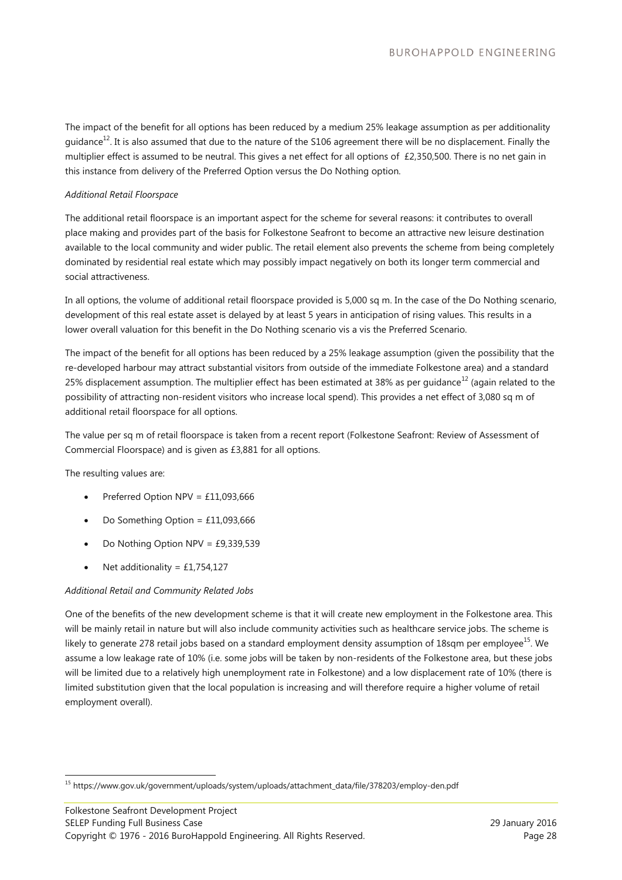The impact of the benefit for all options has been reduced by a medium 25% leakage assumption as per additionality guidance[12]. It is also assumed that due to the nature of the S106 agreement there will be no displacement. Finally the multiplier effect is assumed to be neutral. This gives a net effect for all options of £2,350,500. There is no net gain in this instance from delivery of the Preferred Option versus the Do Nothing option.

*Additional Retail Floorspace*

The additional retail floorspace is an important aspect for the scheme for several reasons: it contributes to overall place making and provides part of the basis for Folkestone Seafront to become an attractive new leisure destination available to the local community and wider public. The retail element also prevents the scheme from being completely dominated by residential real estate which may possibly impact negatively on both its longer term commercial and social attractiveness.

In all options, the volume of additional retail floorspace provided is 5,000 sq m. In the case of the Do Nothing scenario, development of this real estate asset is delayed by at least 5 years in anticipation of rising values. This results in a lower overall valuation for this benefit in the Do Nothing scenario vis a vis the Preferred Scenario.

The impact of the benefit for all options has been reduced by a 25% leakage assumption (given the possibility that the re-developed harbour may attract substantial visitors from outside of the immediate Folkestone area) and a standard 25% displacement assumption. The multiplier effect has been estimated at 38% as per guidance[12] (again related to the possibility of attracting non-resident visitors who increase local spend). This provides a net effect of 3,080 sq m of additional retail floorspace for all options.

The value per sq m of retail floorspace is taken from a recent report (Folkestone Seafront: Review of Assessment of Commercial Floorspace) and is given as £3,881 for all options.

The resulting values are:

- Preferred Option NPV = £11,093,666
- Do Something Option = £11,093,666
- Do Nothing Option NPV = £9,339,539
- Net additionality = £1,754,127

*Additional Retail and Community Related Jobs*

One of the benefits of the new development scheme is that it will create new employment in the Folkestone area. This will be mainly retail in nature but will also include community activities such as healthcare service jobs. The scheme is likely to generate 278 retail jobs based on a standard employment density assumption of 18sqm per employee[15]. We assume a low leakage rate of 10% (i.e. some jobs will be taken by non-residents of the Folkestone area, but these jobs will be limited due to a relatively high unemployment rate in Folkestone) and a low displacement rate of 10% (there is limited substitution given that the local population is increasing and will therefore require a higher volume of retail employment overall).

[15] https://www.gov.uk/government/uploads/system/uploads/attachment_data/file/378203/employ-den.pdf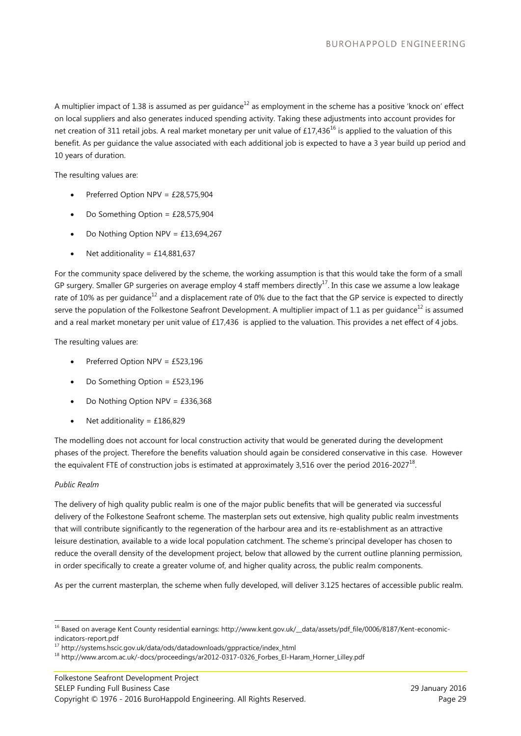A multiplier impact of 1.38 is assumed as per guidance[12] as employment in the scheme has a positive 'knock on' effect on local suppliers and also generates induced spending activity. Taking these adjustments into account provides for net creation of 311 retail jobs. A real market monetary per unit value of £17,436[16] is applied to the valuation of this benefit. As per guidance the value associated with each additional job is expected to have a 3 year build up period and 10 years of duration.

The resulting values are:

- Preferred Option NPV = £28,575,904
- Do Something Option = £28,575,904
- Do Nothing Option NPV = £13,694,267
- Net additionality = £14,881,637

For the community space delivered by the scheme, the working assumption is that this would take the form of a small GP surgery. Smaller GP surgeries on average employ 4 staff members directly[17]. In this case we assume a low leakage rate of 10% as per guidance[12] and a displacement rate of 0% due to the fact that the GP service is expected to directly serve the population of the Folkestone Seafront Development. A multiplier impact of 1.1 as per guidance[12] is assumed and a real market monetary per unit value of £17,436 is applied to the valuation. This provides a net effect of 4 jobs.

The resulting values are:

- Preferred Option NPV = £523,196
- Do Something Option = £523,196
- Do Nothing Option NPV = £336,368
- Net additionality = £186,829

The modelling does not account for local construction activity that would be generated during the development phases of the project. Therefore the benefits valuation should again be considered conservative in this case. However the equivalent FTE of construction jobs is estimated at approximately 3,516 over the period 2016-2027[18].

*Public Realm*

The delivery of high quality public realm is one of the major public benefits that will be generated via successful delivery of the Folkestone Seafront scheme. The masterplan sets out extensive, high quality public realm investments that will contribute significantly to the regeneration of the harbour area and its re-establishment as an attractive leisure destination, available to a wide local population catchment. The scheme's principal developer has chosen to reduce the overall density of the development project, below that allowed by the current outline planning permission, in order specifically to create a greater volume of, and higher quality across, the public realm components.

As per the current masterplan, the scheme when fully developed, will deliver 3.125 hectares of accessible public realm.

---

[16] Based on average Kent County residential earnings: http://www.kent.gov.uk/__data/assets/pdf_file/0006/8187/Kent-economic-indicators-report.pdf

[17] http://systems.hscic.gov.uk/data/ods/datadownloads/gppractice/index_html

[18] http://www.arcom.ac.uk/-docs/proceedings/ar2012-0317-0326_Forbes_El-Haram_Horner_Lilley.pdf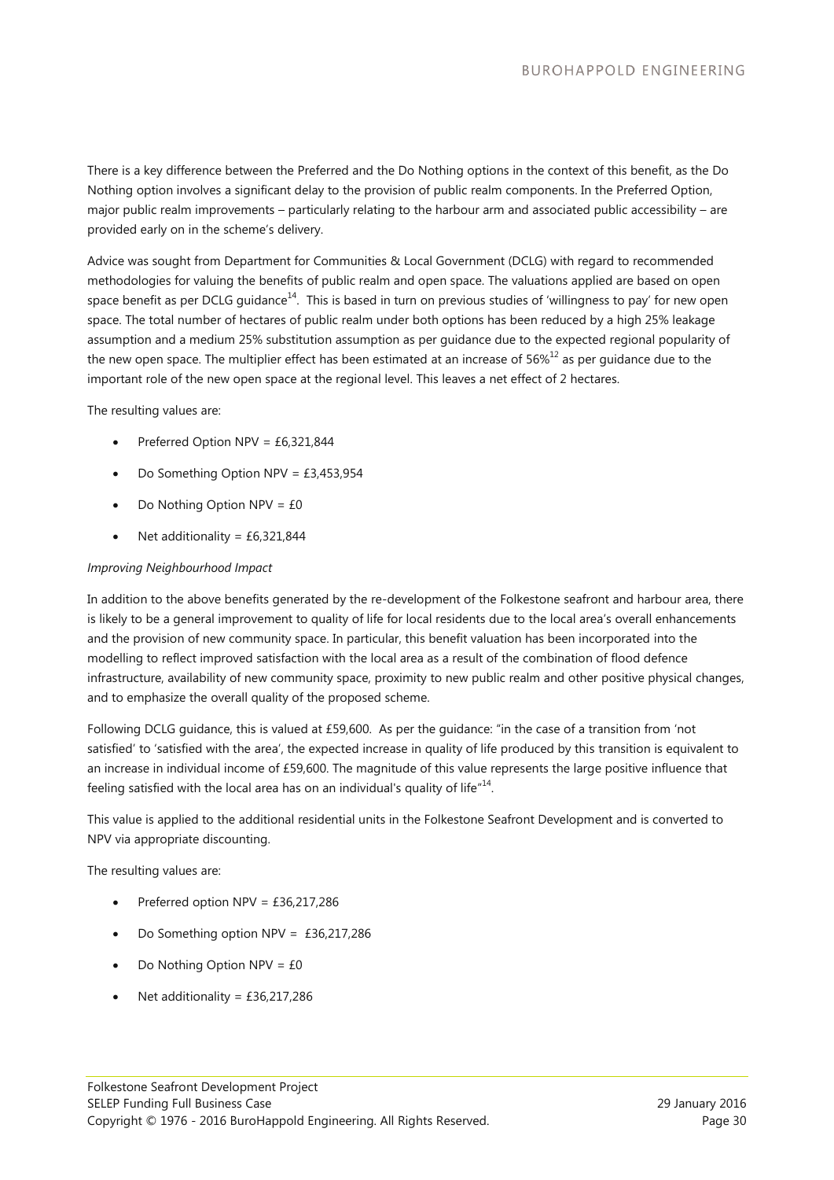There is a key difference between the Preferred and the Do Nothing options in the context of this benefit, as the Do Nothing option involves a significant delay to the provision of public realm components. In the Preferred Option, major public realm improvements – particularly relating to the harbour arm and associated public accessibility – are provided early on in the scheme's delivery.

Advice was sought from Department for Communities & Local Government (DCLG) with regard to recommended methodologies for valuing the benefits of public realm and open space. The valuations applied are based on open space benefit as per DCLG guidance[14]. This is based in turn on previous studies of 'willingness to pay' for new open space. The total number of hectares of public realm under both options has been reduced by a high 25% leakage assumption and a medium 25% substitution assumption as per guidance due to the expected regional popularity of the new open space. The multiplier effect has been estimated at an increase of 56%[12] as per guidance due to the important role of the new open space at the regional level. This leaves a net effect of 2 hectares.

The resulting values are:

- Preferred Option NPV = £6,321,844
- Do Something Option NPV = £3,453,954
- Do Nothing Option NPV = £0
- Net additionality = £6,321,844

*Improving Neighbourhood Impact*

In addition to the above benefits generated by the re-development of the Folkestone seafront and harbour area, there is likely to be a general improvement to quality of life for local residents due to the local area's overall enhancements and the provision of new community space. In particular, this benefit valuation has been incorporated into the modelling to reflect improved satisfaction with the local area as a result of the combination of flood defence infrastructure, availability of new community space, proximity to new public realm and other positive physical changes, and to emphasize the overall quality of the proposed scheme.

Following DCLG guidance, this is valued at £59,600. As per the guidance: "in the case of a transition from 'not satisfied' to 'satisfied with the area', the expected increase in quality of life produced by this transition is equivalent to an increase in individual income of £59,600. The magnitude of this value represents the large positive influence that feeling satisfied with the local area has on an individual's quality of life"[14].

This value is applied to the additional residential units in the Folkestone Seafront Development and is converted to NPV via appropriate discounting.

The resulting values are:

- Preferred option NPV = £36,217,286
- Do Something option NPV = £36,217,286
- Do Nothing Option NPV = £0
- Net additionality = £36,217,286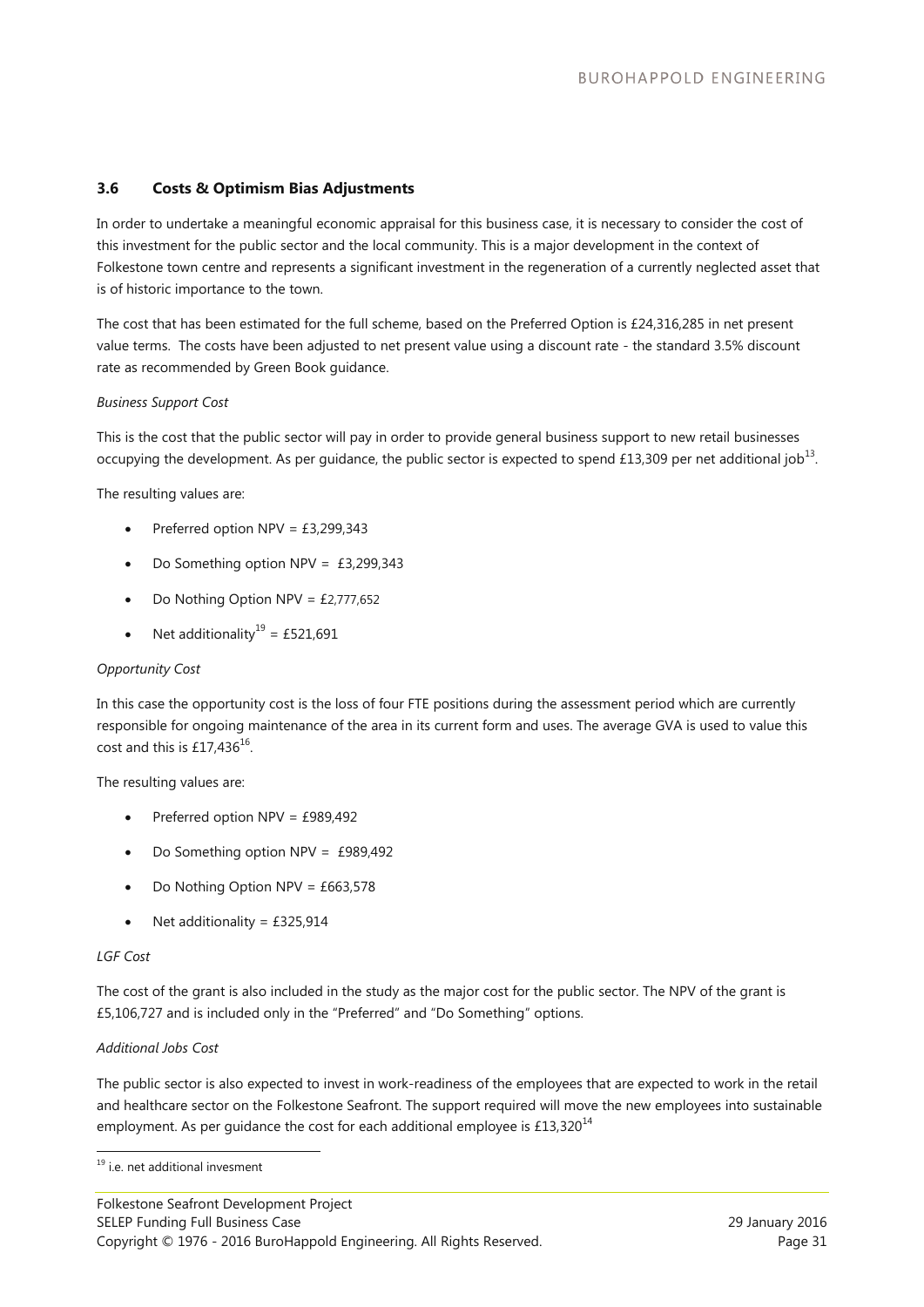### 3.6 Costs & Optimism Bias Adjustments

In order to undertake a meaningful economic appraisal for this business case, it is necessary to consider the cost of this investment for the public sector and the local community. This is a major development in the context of Folkestone town centre and represents a significant investment in the regeneration of a currently neglected asset that is of historic importance to the town.

The cost that has been estimated for the full scheme, based on the Preferred Option is £24,316,285 in net present value terms. The costs have been adjusted to net present value using a discount rate - the standard 3.5% discount rate as recommended by Green Book guidance.

*Business Support Cost*

This is the cost that the public sector will pay in order to provide general business support to new retail businesses occupying the development. As per guidance, the public sector is expected to spend £13,309 per net additional job[13].

The resulting values are:

- Preferred option NPV = £3,299,343
- Do Something option NPV = £3,299,343
- Do Nothing Option NPV = £2,777,652
- Net additionality[19] = £521,691

*Opportunity Cost*

In this case the opportunity cost is the loss of four FTE positions during the assessment period which are currently responsible for ongoing maintenance of the area in its current form and uses. The average GVA is used to value this cost and this is £17,436[16].

The resulting values are:

- Preferred option NPV = £989,492
- Do Something option NPV = £989,492
- Do Nothing Option NPV = £663,578
- Net additionality = £325,914

*LGF Cost*

The cost of the grant is also included in the study as the major cost for the public sector. The NPV of the grant is £5,106,727 and is included only in the "Preferred" and "Do Something" options.

*Additional Jobs Cost*

The public sector is also expected to invest in work-readiness of the employees that are expected to work in the retail and healthcare sector on the Folkestone Seafront. The support required will move the new employees into sustainable employment. As per guidance the cost for each additional employee is £13,320[14]

[19] i.e. net additional invesment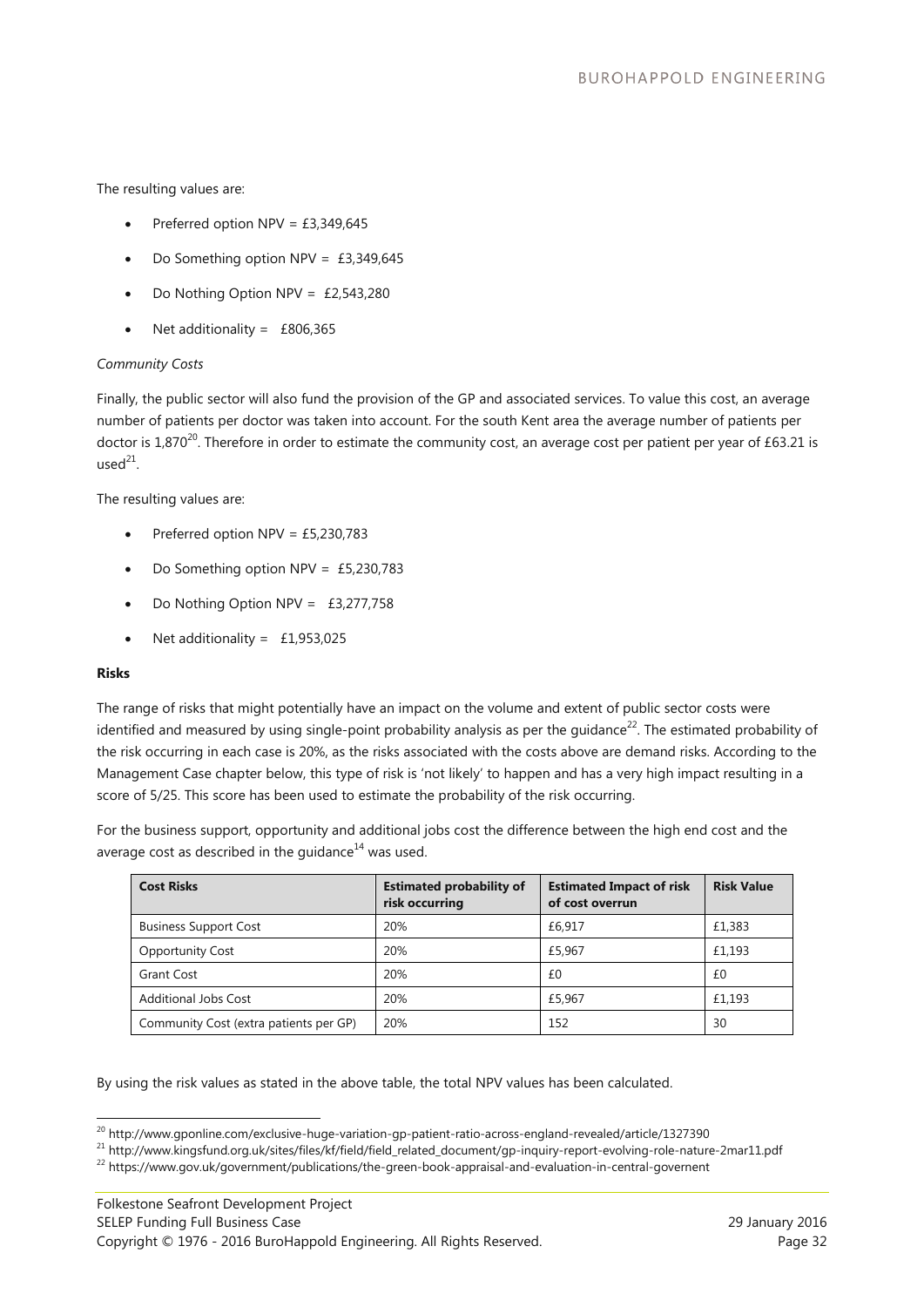The resulting values are:

- Preferred option NPV = £3,349,645
- Do Something option NPV = £3,349,645
- Do Nothing Option NPV = £2,543,280
- Net additionality = £806,365

*Community Costs*

Finally, the public sector will also fund the provision of the GP and associated services. To value this cost, an average number of patients per doctor was taken into account. For the south Kent area the average number of patients per doctor is 1,870[20]. Therefore in order to estimate the community cost, an average cost per patient per year of £63.21 is used[21].

The resulting values are:

- Preferred option NPV = £5,230,783
- Do Something option NPV = £5,230,783
- Do Nothing Option NPV = £3,277,758
- Net additionality = £1,953,025

**Risks**

The range of risks that might potentially have an impact on the volume and extent of public sector costs were identified and measured by using single-point probability analysis as per the guidance[22]. The estimated probability of the risk occurring in each case is 20%, as the risks associated with the costs above are demand risks. According to the Management Case chapter below, this type of risk is 'not likely' to happen and has a very high impact resulting in a score of 5/25. This score has been used to estimate the probability of the risk occurring.

For the business support, opportunity and additional jobs cost the difference between the high end cost and the average cost as described in the guidance[14] was used.

| Cost Risks | Estimated probability of risk occurring | Estimated Impact of risk of cost overrun | Risk Value |
|---|---|---|---|
| Business Support Cost | 20% | £6,917 | £1,383 |
| Opportunity Cost | 20% | £5,967 | £1,193 |
| Grant Cost | 20% | £0 | £0 |
| Additional Jobs Cost | 20% | £5,967 | £1,193 |
| Community Cost (extra patients per GP) | 20% | 152 | 30 |

By using the risk values as stated in the above table, the total NPV values has been calculated.

[20] http://www.gponline.com/exclusive-huge-variation-gp-patient-ratio-across-england-revealed/article/1327390

[21] http://www.kingsfund.org.uk/sites/files/kf/field/field_related_document/gp-inquiry-report-evolving-role-nature-2mar11.pdf

[22] https://www.gov.uk/government/publications/the-green-book-appraisal-and-evaluation-in-central-governent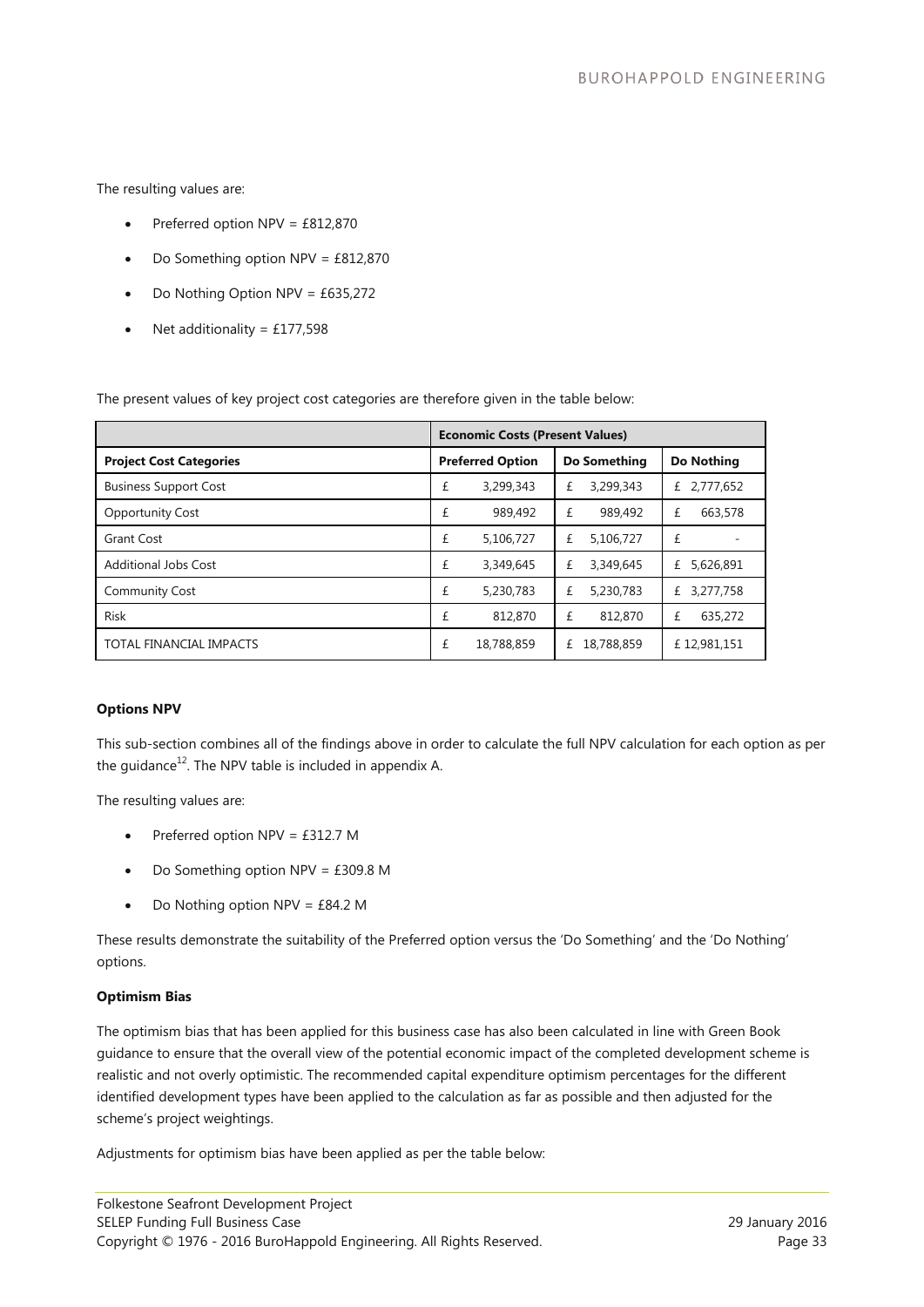The resulting values are:

- Preferred option NPV = £812,870
- Do Something option NPV = £812,870
- Do Nothing Option NPV = £635,272
- Net additionality = £177,598

The present values of key project cost categories are therefore given in the table below:

| | Economic Costs (Present Values) | | |
|---|---|---|---|
| **Project Cost Categories** | **Preferred Option** | **Do Something** | **Do Nothing** |
| Business Support Cost | £ 3,299,343 | £ 3,299,343 | £ 2,777,652 |
| Opportunity Cost | £ 989,492 | £ 989,492 | £ 663,578 |
| Grant Cost | £ 5,106,727 | £ 5,106,727 | £ - |
| Additional Jobs Cost | £ 3,349,645 | £ 3,349,645 | £ 5,626,891 |
| Community Cost | £ 5,230,783 | £ 5,230,783 | £ 3,277,758 |
| Risk | £ 812,870 | £ 812,870 | £ 635,272 |
| TOTAL FINANCIAL IMPACTS | £ 18,788,859 | £ 18,788,859 | £ 12,981,151 |

**Options NPV**

This sub-section combines all of the findings above in order to calculate the full NPV calculation for each option as per the guidance[12]. The NPV table is included in appendix A.

The resulting values are:

- Preferred option NPV = £312.7 M
- Do Something option NPV = £309.8 M
- Do Nothing option NPV = £84.2 M

These results demonstrate the suitability of the Preferred option versus the 'Do Something' and the 'Do Nothing' options.

**Optimism Bias**

The optimism bias that has been applied for this business case has also been calculated in line with Green Book guidance to ensure that the overall view of the potential economic impact of the completed development scheme is realistic and not overly optimistic. The recommended capital expenditure optimism percentages for the different identified development types have been applied to the calculation as far as possible and then adjusted for the scheme's project weightings.

Adjustments for optimism bias have been applied as per the table below: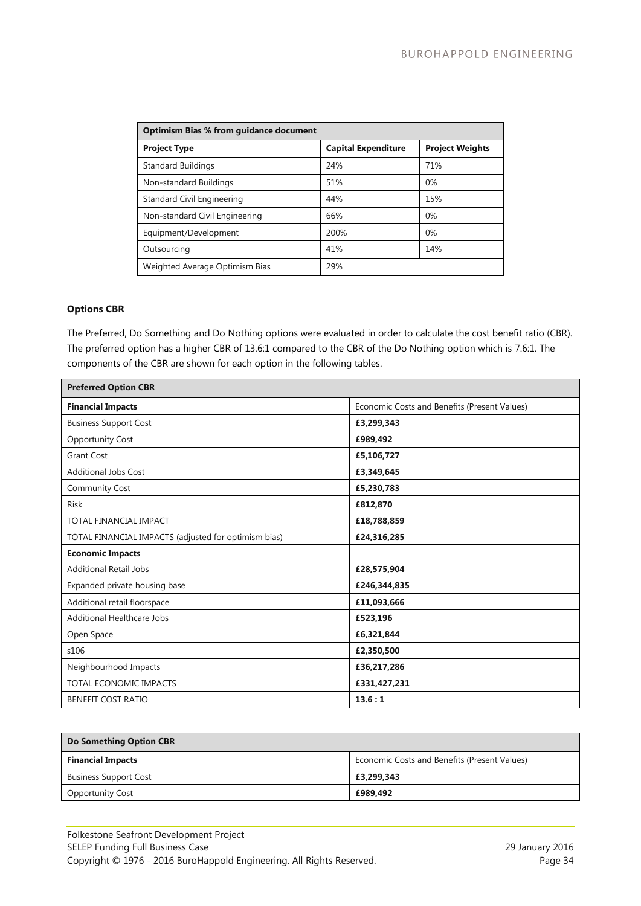| Optimism Bias % from guidance document | | |
|---|---|---|
| **Project Type** | **Capital Expenditure** | **Project Weights** |
| Standard Buildings | 24% | 71% |
| Non-standard Buildings | 51% | 0% |
| Standard Civil Engineering | 44% | 15% |
| Non-standard Civil Engineering | 66% | 0% |
| Equipment/Development | 200% | 0% |
| Outsourcing | 41% | 14% |
| Weighted Average Optimism Bias | 29% | |

**Options CBR**

The Preferred, Do Something and Do Nothing options were evaluated in order to calculate the cost benefit ratio (CBR). The preferred option has a higher CBR of 13.6:1 compared to the CBR of the Do Nothing option which is 7.6:1. The components of the CBR are shown for each option in the following tables.

| Preferred Option CBR | |
|---|---|
| **Financial Impacts** | Economic Costs and Benefits (Present Values) |
| Business Support Cost | **£3,299,343** |
| Opportunity Cost | **£989,492** |
| Grant Cost | **£5,106,727** |
| Additional Jobs Cost | **£3,349,645** |
| Community Cost | **£5,230,783** |
| Risk | **£812,870** |
| TOTAL FINANCIAL IMPACT | **£18,788,859** |
| TOTAL FINANCIAL IMPACTS (adjusted for optimism bias) | **£24,316,285** |
| **Economic Impacts** | |
| Additional Retail Jobs | **£28,575,904** |
| Expanded private housing base | **£246,344,835** |
| Additional retail floorspace | **£11,093,666** |
| Additional Healthcare Jobs | **£523,196** |
| Open Space | **£6,321,844** |
| s106 | **£2,350,500** |
| Neighbourhood Impacts | **£36,217,286** |
| TOTAL ECONOMIC IMPACTS | **£331,427,231** |
| BENEFIT COST RATIO | **13.6 : 1** |

| Do Something Option CBR | |
|---|---|
| **Financial Impacts** | Economic Costs and Benefits (Present Values) |
| Business Support Cost | **£3,299,343** |
| Opportunity Cost | **£989,492** |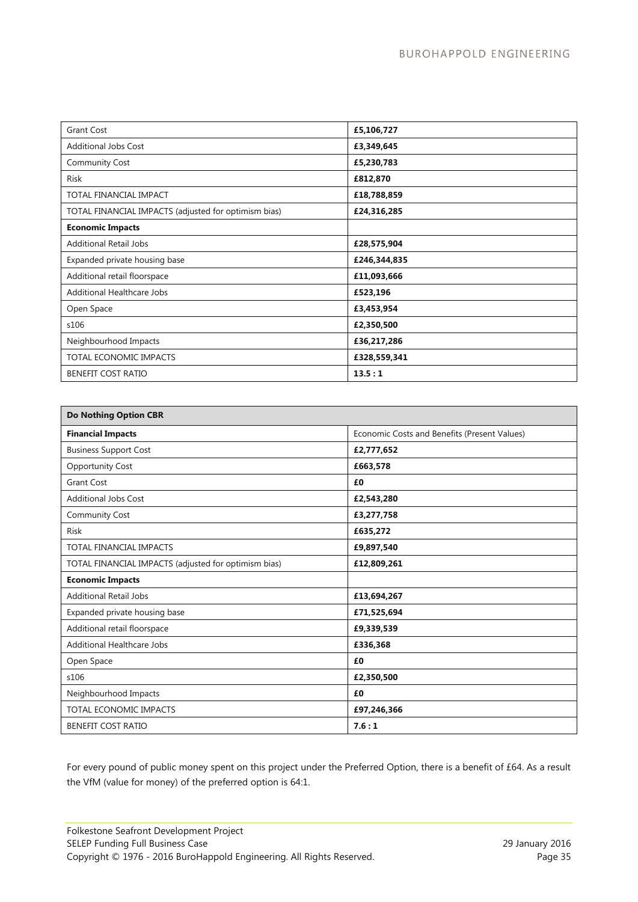| | |
|---|---|
| Grant Cost | **£5,106,727** |
| Additional Jobs Cost | **£3,349,645** |
| Community Cost | **£5,230,783** |
| Risk | **£812,870** |
| TOTAL FINANCIAL IMPACT | **£18,788,859** |
| TOTAL FINANCIAL IMPACTS (adjusted for optimism bias) | **£24,316,285** |
| **Economic Impacts** | |
| Additional Retail Jobs | **£28,575,904** |
| Expanded private housing base | **£246,344,835** |
| Additional retail floorspace | **£11,093,666** |
| Additional Healthcare Jobs | **£523,196** |
| Open Space | **£3,453,954** |
| s106 | **£2,350,500** |
| Neighbourhood Impacts | **£36,217,286** |
| TOTAL ECONOMIC IMPACTS | **£328,559,341** |
| BENEFIT COST RATIO | **13.5 : 1** |

| **Do Nothing Option CBR** | |
|---|---|
| **Financial Impacts** | Economic Costs and Benefits (Present Values) |
| Business Support Cost | **£2,777,652** |
| Opportunity Cost | **£663,578** |
| Grant Cost | **£0** |
| Additional Jobs Cost | **£2,543,280** |
| Community Cost | **£3,277,758** |
| Risk | **£635,272** |
| TOTAL FINANCIAL IMPACTS | **£9,897,540** |
| TOTAL FINANCIAL IMPACTS (adjusted for optimism bias) | **£12,809,261** |
| **Economic Impacts** | |
| Additional Retail Jobs | **£13,694,267** |
| Expanded private housing base | **£71,525,694** |
| Additional retail floorspace | **£9,339,539** |
| Additional Healthcare Jobs | **£336,368** |
| Open Space | **£0** |
| s106 | **£2,350,500** |
| Neighbourhood Impacts | **£0** |
| TOTAL ECONOMIC IMPACTS | **£97,246,366** |
| BENEFIT COST RATIO | **7.6 : 1** |

For every pound of public money spent on this project under the Preferred Option, there is a benefit of £64. As a result the VfM (value for money) of the preferred option is 64:1.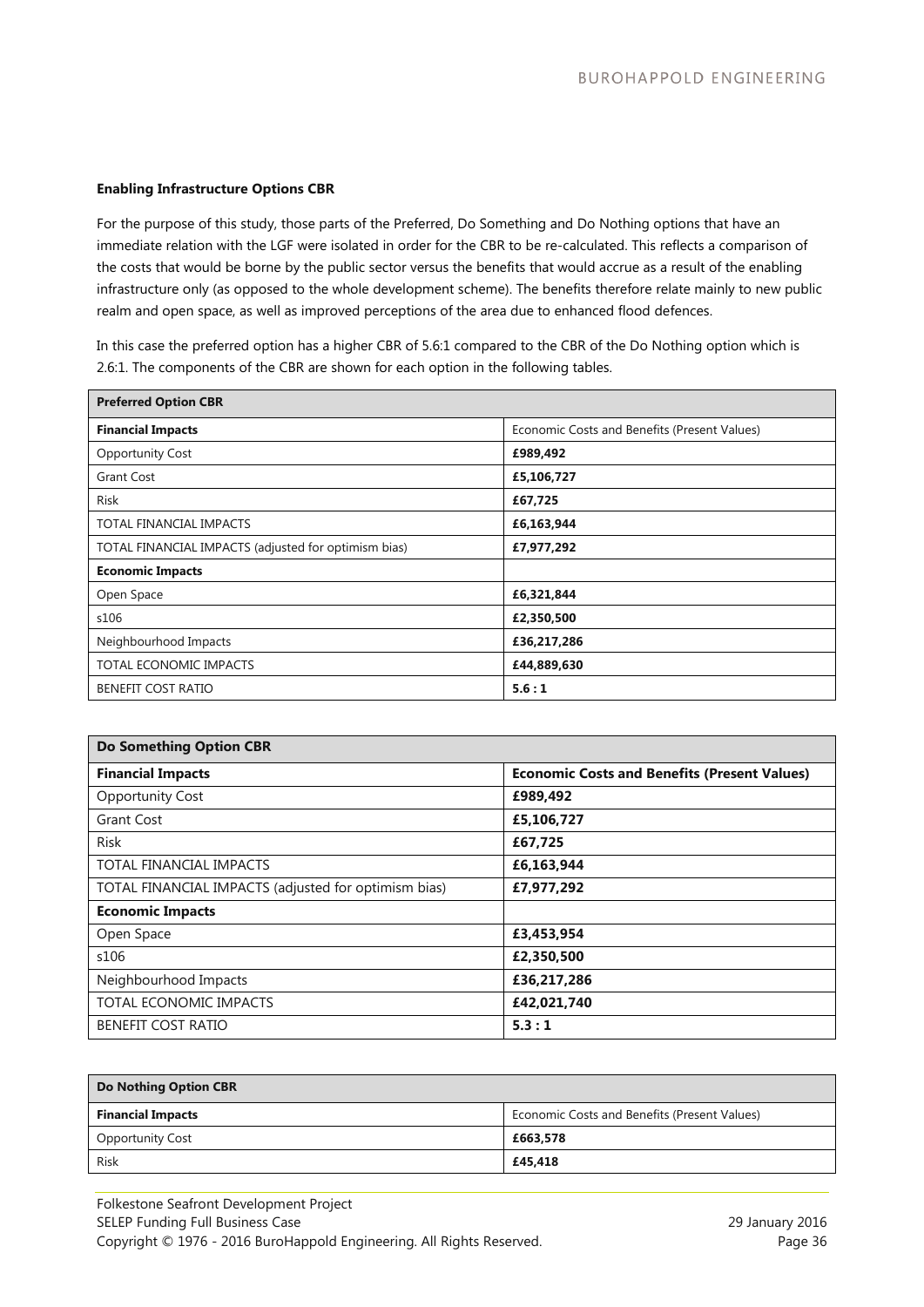**Enabling Infrastructure Options CBR**

For the purpose of this study, those parts of the Preferred, Do Something and Do Nothing options that have an immediate relation with the LGF were isolated in order for the CBR to be re-calculated. This reflects a comparison of the costs that would be borne by the public sector versus the benefits that would accrue as a result of the enabling infrastructure only (as opposed to the whole development scheme). The benefits therefore relate mainly to new public realm and open space, as well as improved perceptions of the area due to enhanced flood defences.

In this case the preferred option has a higher CBR of 5.6:1 compared to the CBR of the Do Nothing option which is 2.6:1. The components of the CBR are shown for each option in the following tables.

| **Preferred Option CBR** | |
|---|---|
| **Financial Impacts** | Economic Costs and Benefits (Present Values) |
| Opportunity Cost | **£989,492** |
| Grant Cost | **£5,106,727** |
| Risk | **£67,725** |
| TOTAL FINANCIAL IMPACTS | **£6,163,944** |
| TOTAL FINANCIAL IMPACTS (adjusted for optimism bias) | **£7,977,292** |
| **Economic Impacts** | |
| Open Space | **£6,321,844** |
| s106 | **£2,350,500** |
| Neighbourhood Impacts | **£36,217,286** |
| TOTAL ECONOMIC IMPACTS | **£44,889,630** |
| BENEFIT COST RATIO | **5.6 : 1** |

| **Do Something Option CBR** | |
|---|---|
| **Financial Impacts** | **Economic Costs and Benefits (Present Values)** |
| Opportunity Cost | **£989,492** |
| Grant Cost | **£5,106,727** |
| Risk | **£67,725** |
| TOTAL FINANCIAL IMPACTS | **£6,163,944** |
| TOTAL FINANCIAL IMPACTS (adjusted for optimism bias) | **£7,977,292** |
| **Economic Impacts** | |
| Open Space | **£3,453,954** |
| s106 | **£2,350,500** |
| Neighbourhood Impacts | **£36,217,286** |
| TOTAL ECONOMIC IMPACTS | **£42,021,740** |
| BENEFIT COST RATIO | **5.3 : 1** |

| **Do Nothing Option CBR** | |
|---|---|
| **Financial Impacts** | Economic Costs and Benefits (Present Values) |
| Opportunity Cost | **£663,578** |
| Risk | **£45,418** |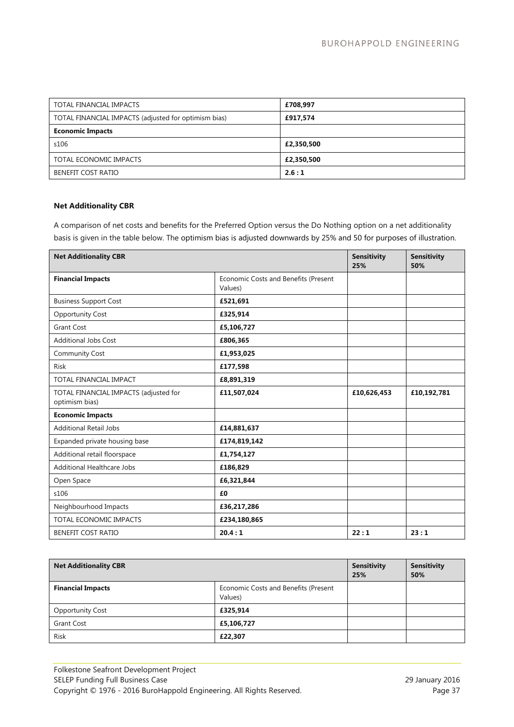| TOTAL FINANCIAL IMPACTS | **£708,997** |
|---|---|
| TOTAL FINANCIAL IMPACTS (adjusted for optimism bias) | **£917,574** |
| **Economic Impacts** | |
| s106 | **£2,350,500** |
| TOTAL ECONOMIC IMPACTS | **£2,350,500** |
| BENEFIT COST RATIO | **2.6 : 1** |

**Net Additionality CBR**

A comparison of net costs and benefits for the Preferred Option versus the Do Nothing option on a net additionality basis is given in the table below. The optimism bias is adjusted downwards by 25% and 50 for purposes of illustration.

| **Net Additionality CBR** | | **Sensitivity 25%** | **Sensitivity 50%** |
|---|---|---|---|
| **Financial Impacts** | Economic Costs and Benefits (Present Values) | | |
| Business Support Cost | **£521,691** | | |
| Opportunity Cost | **£325,914** | | |
| Grant Cost | **£5,106,727** | | |
| Additional Jobs Cost | **£806,365** | | |
| Community Cost | **£1,953,025** | | |
| Risk | **£177,598** | | |
| TOTAL FINANCIAL IMPACT | **£8,891,319** | | |
| TOTAL FINANCIAL IMPACTS (adjusted for optimism bias) | **£11,507,024** | **£10,626,453** | **£10,192,781** |
| **Economic Impacts** | | | |
| Additional Retail Jobs | **£14,881,637** | | |
| Expanded private housing base | **£174,819,142** | | |
| Additional retail floorspace | **£1,754,127** | | |
| Additional Healthcare Jobs | **£186,829** | | |
| Open Space | **£6,321,844** | | |
| s106 | **£0** | | |
| Neighbourhood Impacts | **£36,217,286** | | |
| TOTAL ECONOMIC IMPACTS | **£234,180,865** | | |
| BENEFIT COST RATIO | **20.4 : 1** | **22 : 1** | **23 : 1** |

| **Net Additionality CBR** | | **Sensitivity 25%** | **Sensitivity 50%** |
|---|---|---|---|
| **Financial Impacts** | Economic Costs and Benefits (Present Values) | | |
| Opportunity Cost | **£325,914** | | |
| Grant Cost | **£5,106,727** | | |
| Risk | **£22,307** | | |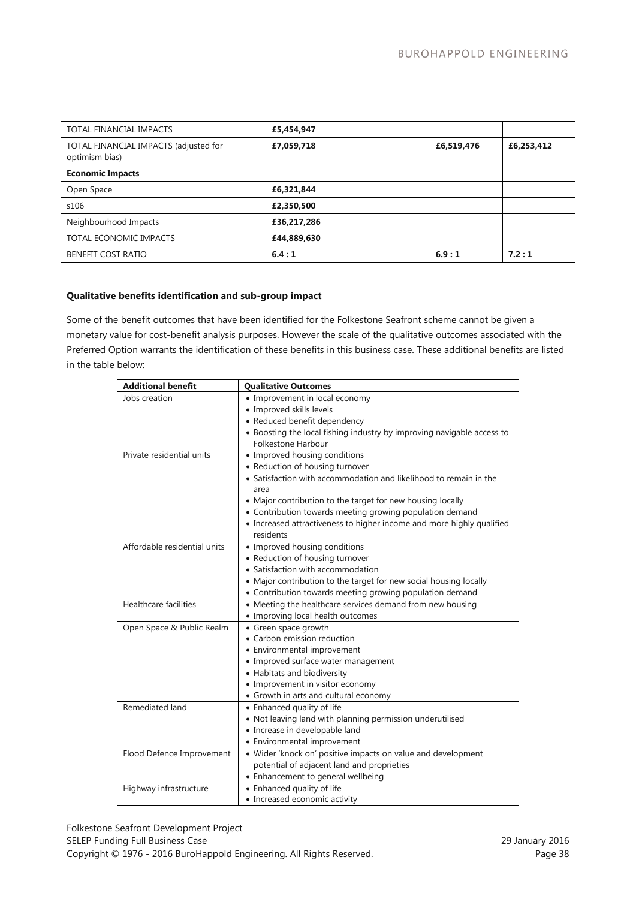| | | | |
|---|---|---|---|
| TOTAL FINANCIAL IMPACTS | **£5,454,947** | | |
| TOTAL FINANCIAL IMPACTS (adjusted for optimism bias) | **£7,059,718** | **£6,519,476** | **£6,253,412** |
| **Economic Impacts** | | | |
| Open Space | **£6,321,844** | | |
| s106 | **£2,350,500** | | |
| Neighbourhood Impacts | **£36,217,286** | | |
| TOTAL ECONOMIC IMPACTS | **£44,889,630** | | |
| BENEFIT COST RATIO | **6.4 : 1** | **6.9 : 1** | **7.2 : 1** |

**Qualitative benefits identification and sub-group impact**

Some of the benefit outcomes that have been identified for the Folkestone Seafront scheme cannot be given a monetary value for cost-benefit analysis purposes. However the scale of the qualitative outcomes associated with the Preferred Option warrants the identification of these benefits in this business case. These additional benefits are listed in the table below:

| **Additional benefit** | **Qualitative Outcomes** |
|---|---|
| Jobs creation | • Improvement in local economy<br>• Improved skills levels<br>• Reduced benefit dependency<br>• Boosting the local fishing industry by improving navigable access to Folkestone Harbour |
| Private residential units | • Improved housing conditions<br>• Reduction of housing turnover<br>• Satisfaction with accommodation and likelihood to remain in the area<br>• Major contribution to the target for new housing locally<br>• Contribution towards meeting growing population demand<br>• Increased attractiveness to higher income and more highly qualified residents |
| Affordable residential units | • Improved housing conditions<br>• Reduction of housing turnover<br>• Satisfaction with accommodation<br>• Major contribution to the target for new social housing locally<br>• Contribution towards meeting growing population demand |
| Healthcare facilities | • Meeting the healthcare services demand from new housing<br>• Improving local health outcomes |
| Open Space & Public Realm | • Green space growth<br>• Carbon emission reduction<br>• Environmental improvement<br>• Improved surface water management<br>• Habitats and biodiversity<br>• Improvement in visitor economy<br>• Growth in arts and cultural economy |
| Remediated land | • Enhanced quality of life<br>• Not leaving land with planning permission underutilised<br>• Increase in developable land<br>• Environmental improvement |
| Flood Defence Improvement | • Wider 'knock on' positive impacts on value and development potential of adjacent land and proprieties<br>• Enhancement to general wellbeing |
| Highway infrastructure | • Enhanced quality of life<br>• Increased economic activity |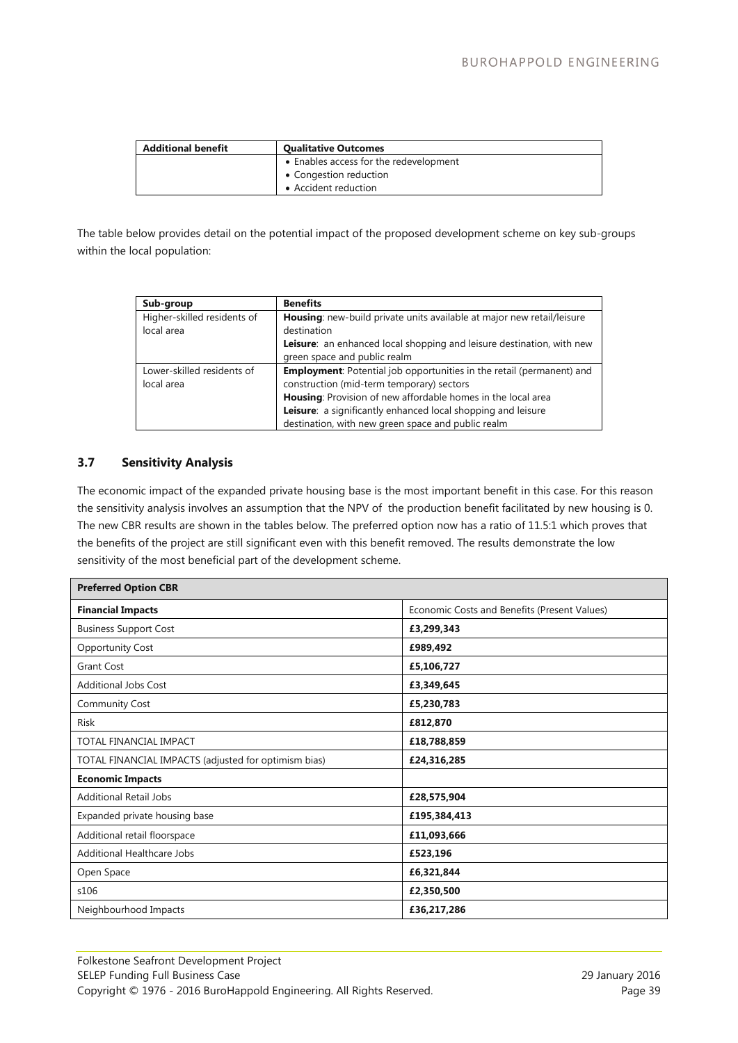| Additional benefit | Qualitative Outcomes |
| --- | --- |
| | • Enables access for the redevelopment<br>• Congestion reduction<br>• Accident reduction |

The table below provides detail on the potential impact of the proposed development scheme on key sub-groups within the local population:

| Sub-group | Benefits |
| --- | --- |
| Higher-skilled residents of local area | **Housing**: new-build private units available at major new retail/leisure destination<br>**Leisure**: an enhanced local shopping and leisure destination, with new green space and public realm |
| Lower-skilled residents of local area | **Employment**: Potential job opportunities in the retail (permanent) and construction (mid-term temporary) sectors<br>**Housing**: Provision of new affordable homes in the local area<br>**Leisure**: a significantly enhanced local shopping and leisure destination, with new green space and public realm |

### 3.7 Sensitivity Analysis

The economic impact of the expanded private housing base is the most important benefit in this case. For this reason the sensitivity analysis involves an assumption that the NPV of the production benefit facilitated by new housing is 0. The new CBR results are shown in the tables below. The preferred option now has a ratio of 11.5:1 which proves that the benefits of the project are still significant even with this benefit removed. The results demonstrate the low sensitivity of the most beneficial part of the development scheme.

| **Preferred Option CBR** | |
| --- | --- |
| **Financial Impacts** | Economic Costs and Benefits (Present Values) |
| Business Support Cost | **£3,299,343** |
| Opportunity Cost | **£989,492** |
| Grant Cost | **£5,106,727** |
| Additional Jobs Cost | **£3,349,645** |
| Community Cost | **£5,230,783** |
| Risk | **£812,870** |
| TOTAL FINANCIAL IMPACT | **£18,788,859** |
| TOTAL FINANCIAL IMPACTS (adjusted for optimism bias) | **£24,316,285** |
| **Economic Impacts** | |
| Additional Retail Jobs | **£28,575,904** |
| Expanded private housing base | **£195,384,413** |
| Additional retail floorspace | **£11,093,666** |
| Additional Healthcare Jobs | **£523,196** |
| Open Space | **£6,321,844** |
| s106 | **£2,350,500** |
| Neighbourhood Impacts | **£36,217,286** |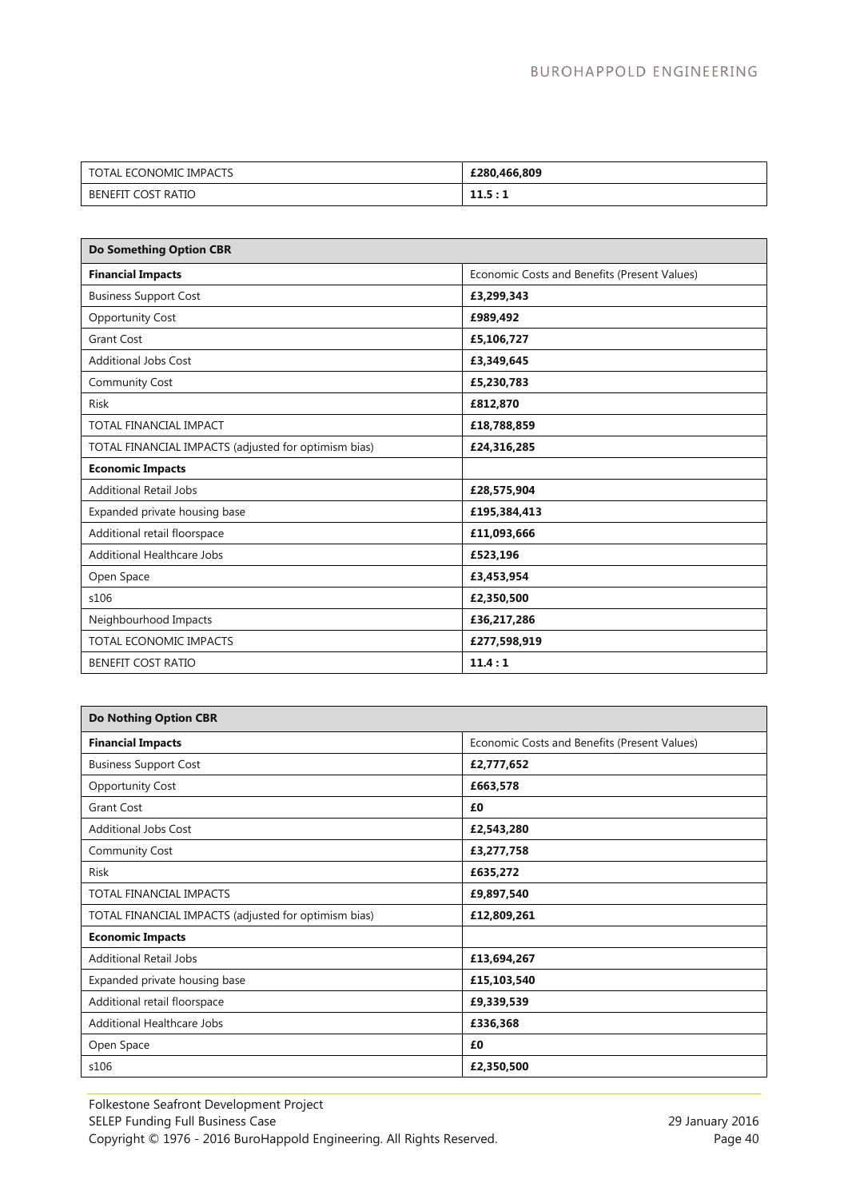| TOTAL ECONOMIC IMPACTS | **£280,466,809** |
|---|---|
| BENEFIT COST RATIO | **11.5 : 1** |

| **Do Something Option CBR** | |
|---|---|
| **Financial Impacts** | Economic Costs and Benefits (Present Values) |
| Business Support Cost | **£3,299,343** |
| Opportunity Cost | **£989,492** |
| Grant Cost | **£5,106,727** |
| Additional Jobs Cost | **£3,349,645** |
| Community Cost | **£5,230,783** |
| Risk | **£812,870** |
| TOTAL FINANCIAL IMPACT | **£18,788,859** |
| TOTAL FINANCIAL IMPACTS (adjusted for optimism bias) | **£24,316,285** |
| **Economic Impacts** | |
| Additional Retail Jobs | **£28,575,904** |
| Expanded private housing base | **£195,384,413** |
| Additional retail floorspace | **£11,093,666** |
| Additional Healthcare Jobs | **£523,196** |
| Open Space | **£3,453,954** |
| s106 | **£2,350,500** |
| Neighbourhood Impacts | **£36,217,286** |
| TOTAL ECONOMIC IMPACTS | **£277,598,919** |
| BENEFIT COST RATIO | **11.4 : 1** |

| **Do Nothing Option CBR** | |
|---|---|
| **Financial Impacts** | Economic Costs and Benefits (Present Values) |
| Business Support Cost | **£2,777,652** |
| Opportunity Cost | **£663,578** |
| Grant Cost | **£0** |
| Additional Jobs Cost | **£2,543,280** |
| Community Cost | **£3,277,758** |
| Risk | **£635,272** |
| TOTAL FINANCIAL IMPACTS | **£9,897,540** |
| TOTAL FINANCIAL IMPACTS (adjusted for optimism bias) | **£12,809,261** |
| **Economic Impacts** | |
| Additional Retail Jobs | **£13,694,267** |
| Expanded private housing base | **£15,103,540** |
| Additional retail floorspace | **£9,339,539** |
| Additional Healthcare Jobs | **£336,368** |
| Open Space | **£0** |
| s106 | **£2,350,500** |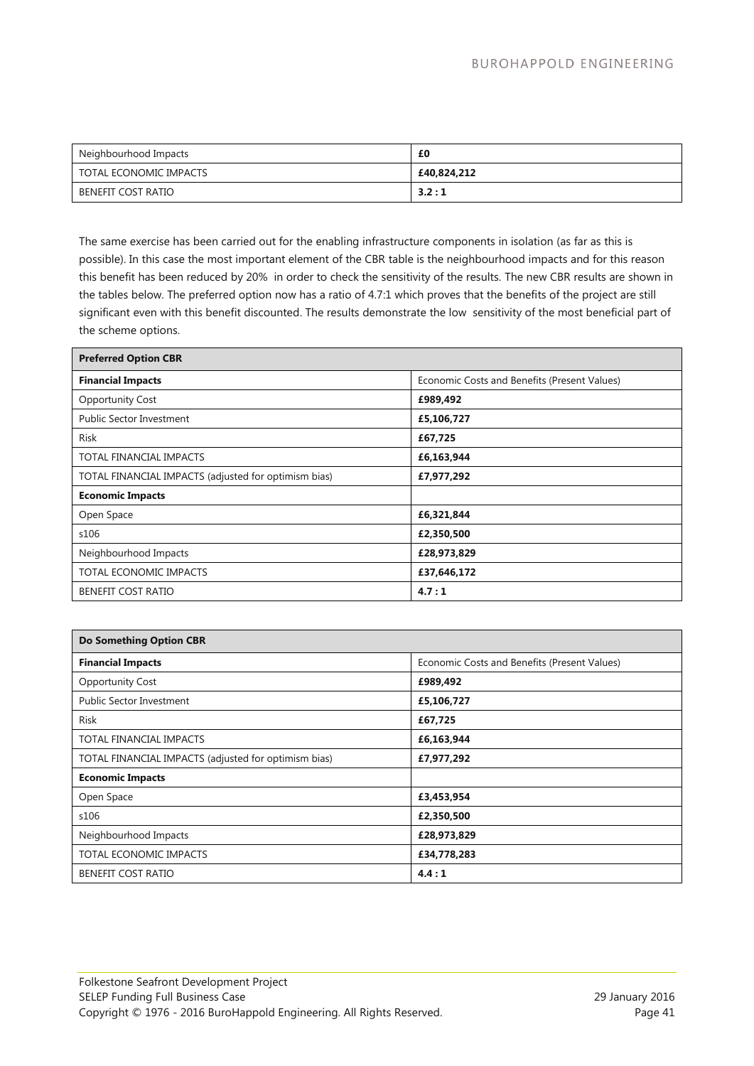| Neighbourhood Impacts | **£0** |
|---|---|
| TOTAL ECONOMIC IMPACTS | **£40,824,212** |
| BENEFIT COST RATIO | **3.2 : 1** |

The same exercise has been carried out for the enabling infrastructure components in isolation (as far as this is possible). In this case the most important element of the CBR table is the neighbourhood impacts and for this reason this benefit has been reduced by 20% in order to check the sensitivity of the results. The new CBR results are shown in the tables below. The preferred option now has a ratio of 4.7:1 which proves that the benefits of the project are still significant even with this benefit discounted. The results demonstrate the low sensitivity of the most beneficial part of the scheme options.

| **Preferred Option CBR** | |
|---|---|
| **Financial Impacts** | Economic Costs and Benefits (Present Values) |
| Opportunity Cost | **£989,492** |
| Public Sector Investment | **£5,106,727** |
| Risk | **£67,725** |
| TOTAL FINANCIAL IMPACTS | **£6,163,944** |
| TOTAL FINANCIAL IMPACTS (adjusted for optimism bias) | **£7,977,292** |
| **Economic Impacts** | |
| Open Space | **£6,321,844** |
| s106 | **£2,350,500** |
| Neighbourhood Impacts | **£28,973,829** |
| TOTAL ECONOMIC IMPACTS | **£37,646,172** |
| BENEFIT COST RATIO | **4.7 : 1** |

| **Do Something Option CBR** | |
|---|---|
| **Financial Impacts** | Economic Costs and Benefits (Present Values) |
| Opportunity Cost | **£989,492** |
| Public Sector Investment | **£5,106,727** |
| Risk | **£67,725** |
| TOTAL FINANCIAL IMPACTS | **£6,163,944** |
| TOTAL FINANCIAL IMPACTS (adjusted for optimism bias) | **£7,977,292** |
| **Economic Impacts** | |
| Open Space | **£3,453,954** |
| s106 | **£2,350,500** |
| Neighbourhood Impacts | **£28,973,829** |
| TOTAL ECONOMIC IMPACTS | **£34,778,283** |
| BENEFIT COST RATIO | **4.4 : 1** |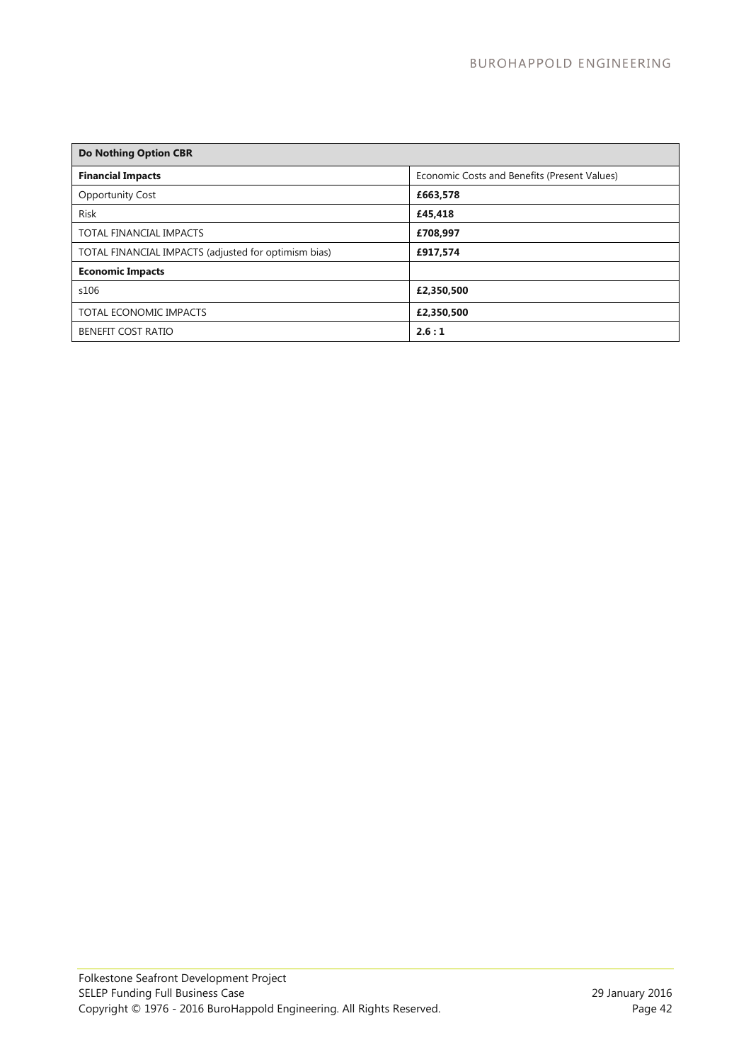| Do Nothing Option CBR | |
|---|---|
| **Financial Impacts** | Economic Costs and Benefits (Present Values) |
| Opportunity Cost | **£663,578** |
| Risk | **£45,418** |
| TOTAL FINANCIAL IMPACTS | **£708,997** |
| TOTAL FINANCIAL IMPACTS (adjusted for optimism bias) | **£917,574** |
| **Economic Impacts** | |
| s106 | **£2,350,500** |
| TOTAL ECONOMIC IMPACTS | **£2,350,500** |
| BENEFIT COST RATIO | **2.6 : 1** |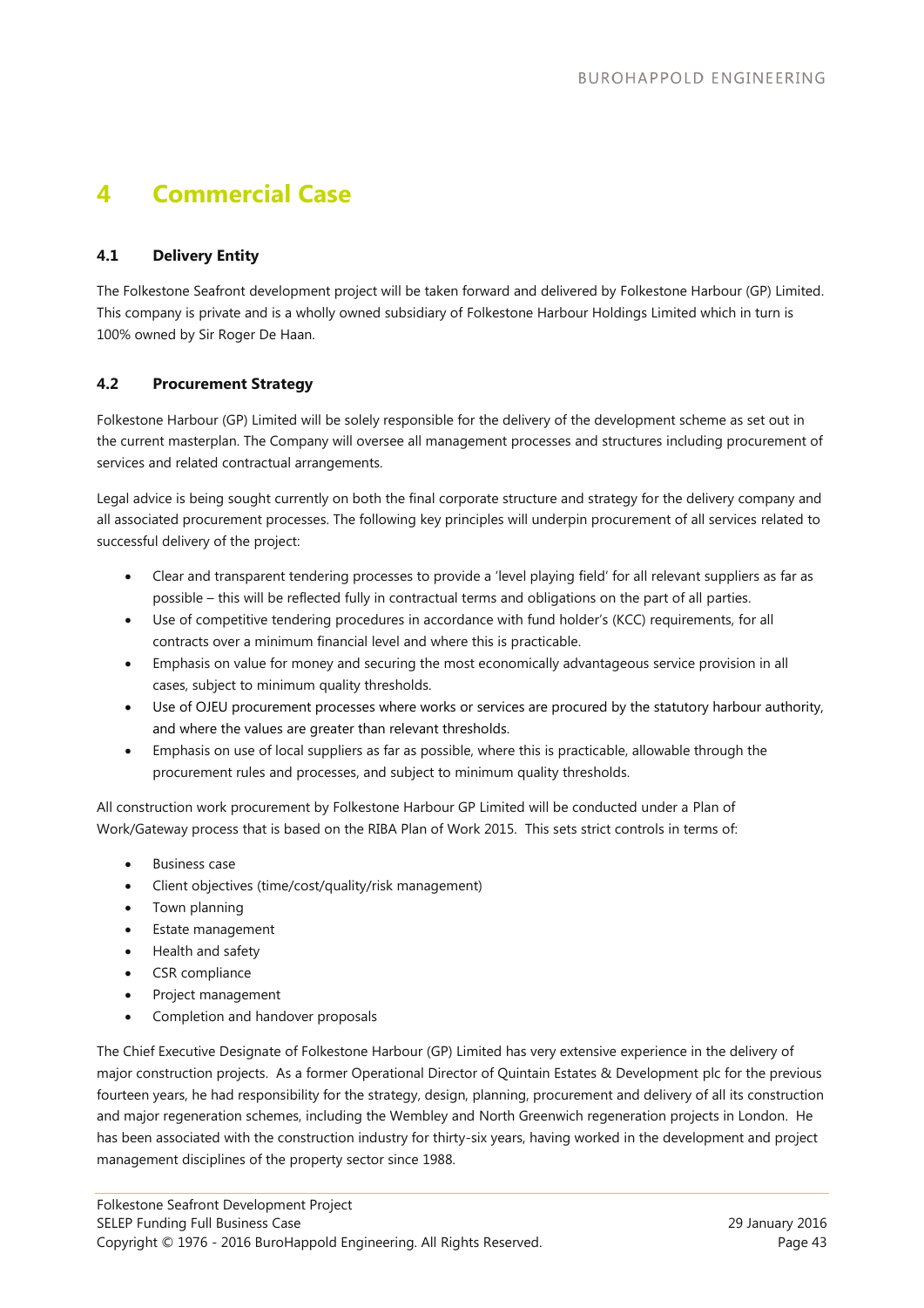# 4 Commercial Case

## 4.1 Delivery Entity

The Folkestone Seafront development project will be taken forward and delivered by Folkestone Harbour (GP) Limited. This company is private and is a wholly owned subsidiary of Folkestone Harbour Holdings Limited which in turn is 100% owned by Sir Roger De Haan.

## 4.2 Procurement Strategy

Folkestone Harbour (GP) Limited will be solely responsible for the delivery of the development scheme as set out in the current masterplan. The Company will oversee all management processes and structures including procurement of services and related contractual arrangements.

Legal advice is being sought currently on both the final corporate structure and strategy for the delivery company and all associated procurement processes. The following key principles will underpin procurement of all services related to successful delivery of the project:

- Clear and transparent tendering processes to provide a 'level playing field' for all relevant suppliers as far as possible – this will be reflected fully in contractual terms and obligations on the part of all parties.
- Use of competitive tendering procedures in accordance with fund holder's (KCC) requirements, for all contracts over a minimum financial level and where this is practicable.
- Emphasis on value for money and securing the most economically advantageous service provision in all cases, subject to minimum quality thresholds.
- Use of OJEU procurement processes where works or services are procured by the statutory harbour authority, and where the values are greater than relevant thresholds.
- Emphasis on use of local suppliers as far as possible, where this is practicable, allowable through the procurement rules and processes, and subject to minimum quality thresholds.

All construction work procurement by Folkestone Harbour GP Limited will be conducted under a Plan of Work/Gateway process that is based on the RIBA Plan of Work 2015. This sets strict controls in terms of:

- Business case
- Client objectives (time/cost/quality/risk management)
- Town planning
- Estate management
- Health and safety
- CSR compliance
- Project management
- Completion and handover proposals

The Chief Executive Designate of Folkestone Harbour (GP) Limited has very extensive experience in the delivery of major construction projects. As a former Operational Director of Quintain Estates & Development plc for the previous fourteen years, he had responsibility for the strategy, design, planning, procurement and delivery of all its construction and major regeneration schemes, including the Wembley and North Greenwich regeneration projects in London. He has been associated with the construction industry for thirty-six years, having worked in the development and project management disciplines of the property sector since 1988.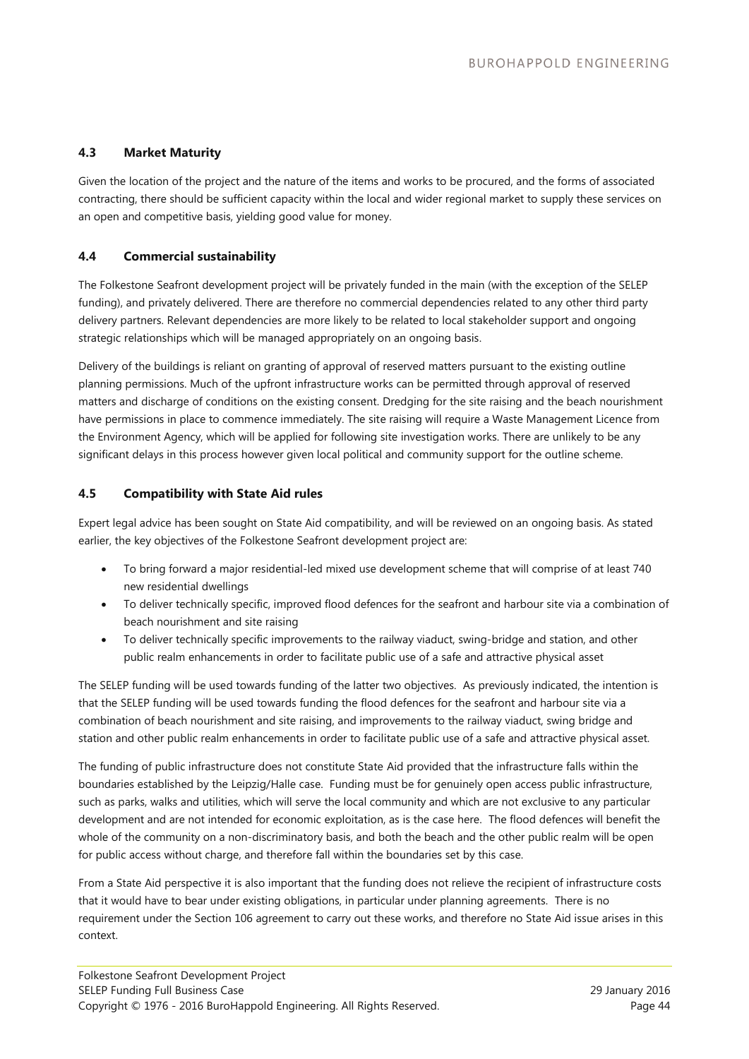### 4.3 Market Maturity

Given the location of the project and the nature of the items and works to be procured, and the forms of associated contracting, there should be sufficient capacity within the local and wider regional market to supply these services on an open and competitive basis, yielding good value for money.

### 4.4 Commercial sustainability

The Folkestone Seafront development project will be privately funded in the main (with the exception of the SELEP funding), and privately delivered. There are therefore no commercial dependencies related to any other third party delivery partners. Relevant dependencies are more likely to be related to local stakeholder support and ongoing strategic relationships which will be managed appropriately on an ongoing basis.

Delivery of the buildings is reliant on granting of approval of reserved matters pursuant to the existing outline planning permissions. Much of the upfront infrastructure works can be permitted through approval of reserved matters and discharge of conditions on the existing consent. Dredging for the site raising and the beach nourishment have permissions in place to commence immediately. The site raising will require a Waste Management Licence from the Environment Agency, which will be applied for following site investigation works. There are unlikely to be any significant delays in this process however given local political and community support for the outline scheme.

### 4.5 Compatibility with State Aid rules

Expert legal advice has been sought on State Aid compatibility, and will be reviewed on an ongoing basis. As stated earlier, the key objectives of the Folkestone Seafront development project are:

- To bring forward a major residential-led mixed use development scheme that will comprise of at least 740 new residential dwellings
- To deliver technically specific, improved flood defences for the seafront and harbour site via a combination of beach nourishment and site raising
- To deliver technically specific improvements to the railway viaduct, swing-bridge and station, and other public realm enhancements in order to facilitate public use of a safe and attractive physical asset

The SELEP funding will be used towards funding of the latter two objectives. As previously indicated, the intention is that the SELEP funding will be used towards funding the flood defences for the seafront and harbour site via a combination of beach nourishment and site raising, and improvements to the railway viaduct, swing bridge and station and other public realm enhancements in order to facilitate public use of a safe and attractive physical asset.

The funding of public infrastructure does not constitute State Aid provided that the infrastructure falls within the boundaries established by the Leipzig/Halle case. Funding must be for genuinely open access public infrastructure, such as parks, walks and utilities, which will serve the local community and which are not exclusive to any particular development and are not intended for economic exploitation, as is the case here. The flood defences will benefit the whole of the community on a non-discriminatory basis, and both the beach and the other public realm will be open for public access without charge, and therefore fall within the boundaries set by this case.

From a State Aid perspective it is also important that the funding does not relieve the recipient of infrastructure costs that it would have to bear under existing obligations, in particular under planning agreements. There is no requirement under the Section 106 agreement to carry out these works, and therefore no State Aid issue arises in this context.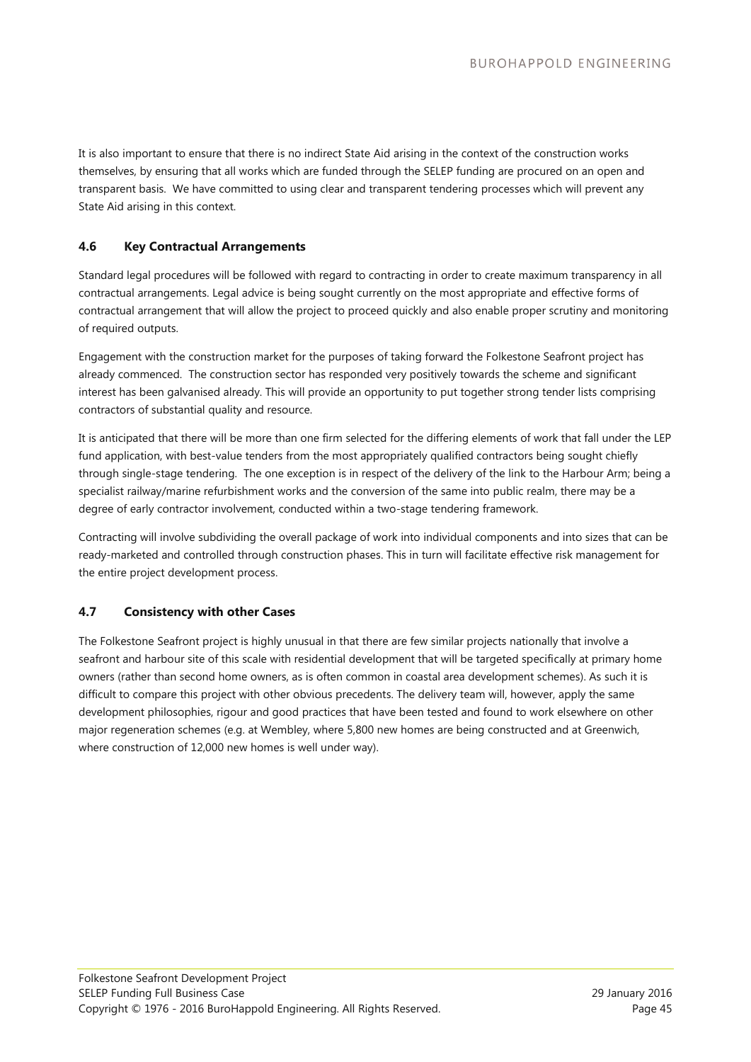It is also important to ensure that there is no indirect State Aid arising in the context of the construction works themselves, by ensuring that all works which are funded through the SELEP funding are procured on an open and transparent basis. We have committed to using clear and transparent tendering processes which will prevent any State Aid arising in this context.

### 4.6 Key Contractual Arrangements

Standard legal procedures will be followed with regard to contracting in order to create maximum transparency in all contractual arrangements. Legal advice is being sought currently on the most appropriate and effective forms of contractual arrangement that will allow the project to proceed quickly and also enable proper scrutiny and monitoring of required outputs.

Engagement with the construction market for the purposes of taking forward the Folkestone Seafront project has already commenced. The construction sector has responded very positively towards the scheme and significant interest has been galvanised already. This will provide an opportunity to put together strong tender lists comprising contractors of substantial quality and resource.

It is anticipated that there will be more than one firm selected for the differing elements of work that fall under the LEP fund application, with best-value tenders from the most appropriately qualified contractors being sought chiefly through single-stage tendering. The one exception is in respect of the delivery of the link to the Harbour Arm; being a specialist railway/marine refurbishment works and the conversion of the same into public realm, there may be a degree of early contractor involvement, conducted within a two-stage tendering framework.

Contracting will involve subdividing the overall package of work into individual components and into sizes that can be ready-marketed and controlled through construction phases. This in turn will facilitate effective risk management for the entire project development process.

### 4.7 Consistency with other Cases

The Folkestone Seafront project is highly unusual in that there are few similar projects nationally that involve a seafront and harbour site of this scale with residential development that will be targeted specifically at primary home owners (rather than second home owners, as is often common in coastal area development schemes). As such it is difficult to compare this project with other obvious precedents. The delivery team will, however, apply the same development philosophies, rigour and good practices that have been tested and found to work elsewhere on other major regeneration schemes (e.g. at Wembley, where 5,800 new homes are being constructed and at Greenwich, where construction of 12,000 new homes is well under way).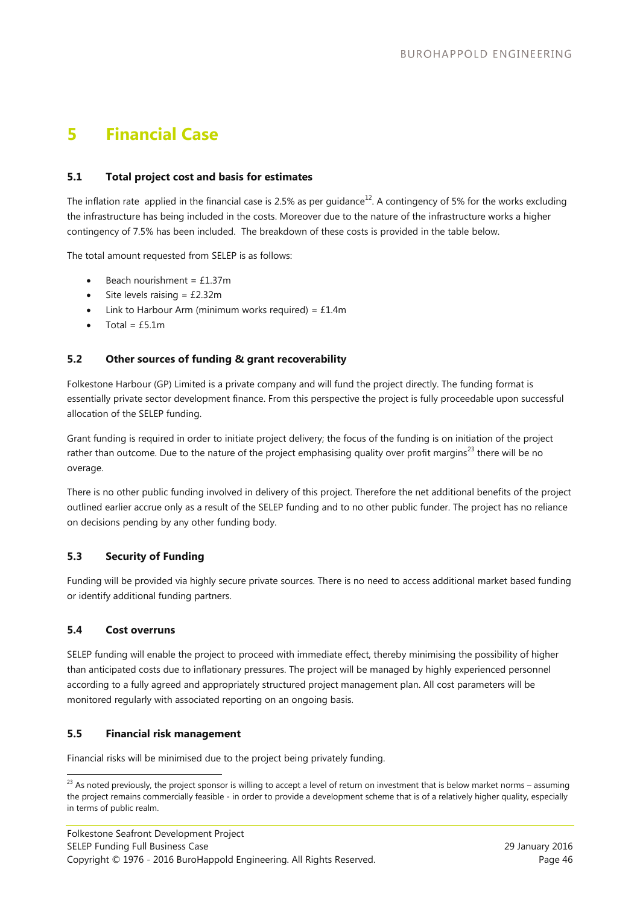# 5 Financial Case

## 5.1 Total project cost and basis for estimates

The inflation rate applied in the financial case is 2.5% as per guidance[12]. A contingency of 5% for the works excluding the infrastructure has being included in the costs. Moreover due to the nature of the infrastructure works a higher contingency of 7.5% has been included. The breakdown of these costs is provided in the table below.

The total amount requested from SELEP is as follows:

- Beach nourishment = £1.37m
- Site levels raising = £2.32m
- Link to Harbour Arm (minimum works required) = £1.4m
- Total = £5.1m

## 5.2 Other sources of funding & grant recoverability

Folkestone Harbour (GP) Limited is a private company and will fund the project directly. The funding format is essentially private sector development finance. From this perspective the project is fully proceedable upon successful allocation of the SELEP funding.

Grant funding is required in order to initiate project delivery; the focus of the funding is on initiation of the project rather than outcome. Due to the nature of the project emphasising quality over profit margins[23] there will be no overage.

There is no other public funding involved in delivery of this project. Therefore the net additional benefits of the project outlined earlier accrue only as a result of the SELEP funding and to no other public funder. The project has no reliance on decisions pending by any other funding body.

## 5.3 Security of Funding

Funding will be provided via highly secure private sources. There is no need to access additional market based funding or identify additional funding partners.

## 5.4 Cost overruns

SELEP funding will enable the project to proceed with immediate effect, thereby minimising the possibility of higher than anticipated costs due to inflationary pressures. The project will be managed by highly experienced personnel according to a fully agreed and appropriately structured project management plan. All cost parameters will be monitored regularly with associated reporting on an ongoing basis.

## 5.5 Financial risk management

Financial risks will be minimised due to the project being privately funding.

[23] As noted previously, the project sponsor is willing to accept a level of return on investment that is below market norms – assuming the project remains commercially feasible - in order to provide a development scheme that is of a relatively higher quality, especially in terms of public realm.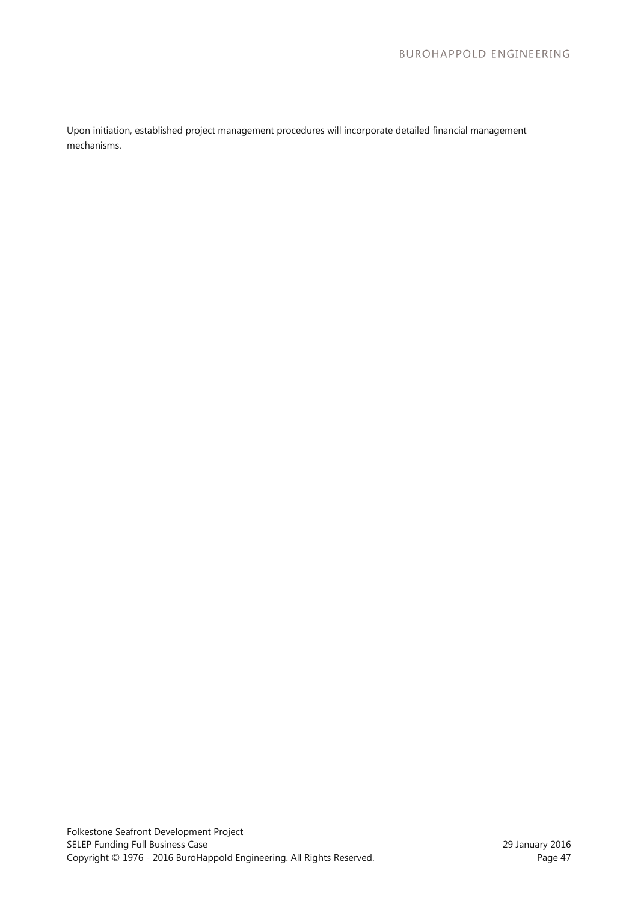Upon initiation, established project management procedures will incorporate detailed financial management mechanisms.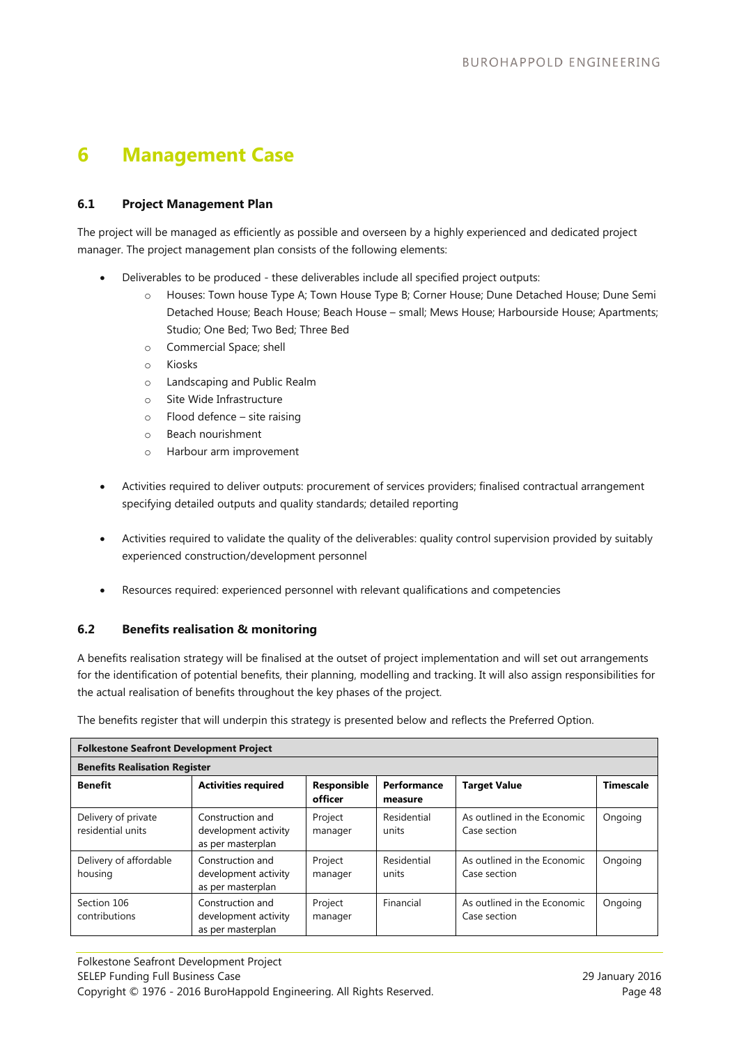# 6 Management Case

## 6.1 Project Management Plan

The project will be managed as efficiently as possible and overseen by a highly experienced and dedicated project manager. The project management plan consists of the following elements:

- Deliverables to be produced - these deliverables include all specified project outputs:
  - Houses: Town house Type A; Town House Type B; Corner House; Dune Detached House; Dune Semi Detached House; Beach House; Beach House – small; Mews House; Harbourside House; Apartments; Studio; One Bed; Two Bed; Three Bed
  - Commercial Space; shell
  - Kiosks
  - Landscaping and Public Realm
  - Site Wide Infrastructure
  - Flood defence – site raising
  - Beach nourishment
  - Harbour arm improvement

- Activities required to deliver outputs: procurement of services providers; finalised contractual arrangement specifying detailed outputs and quality standards; detailed reporting

- Activities required to validate the quality of the deliverables: quality control supervision provided by suitably experienced construction/development personnel

- Resources required: experienced personnel with relevant qualifications and competencies

## 6.2 Benefits realisation & monitoring

A benefits realisation strategy will be finalised at the outset of project implementation and will set out arrangements for the identification of potential benefits, their planning, modelling and tracking. It will also assign responsibilities for the actual realisation of benefits throughout the key phases of the project.

The benefits register that will underpin this strategy is presented below and reflects the Preferred Option.

| **Folkestone Seafront Development Project** | | | | | |
|---|---|---|---|---|---|
| **Benefits Realisation Register** | | | | | |
| **Benefit** | **Activities required** | **Responsible officer** | **Performance measure** | **Target Value** | **Timescale** |
| Delivery of private residential units | Construction and development activity as per masterplan | Project manager | Residential units | As outlined in the Economic Case section | Ongoing |
| Delivery of affordable housing | Construction and development activity as per masterplan | Project manager | Residential units | As outlined in the Economic Case section | Ongoing |
| Section 106 contributions | Construction and development activity as per masterplan | Project manager | Financial | As outlined in the Economic Case section | Ongoing |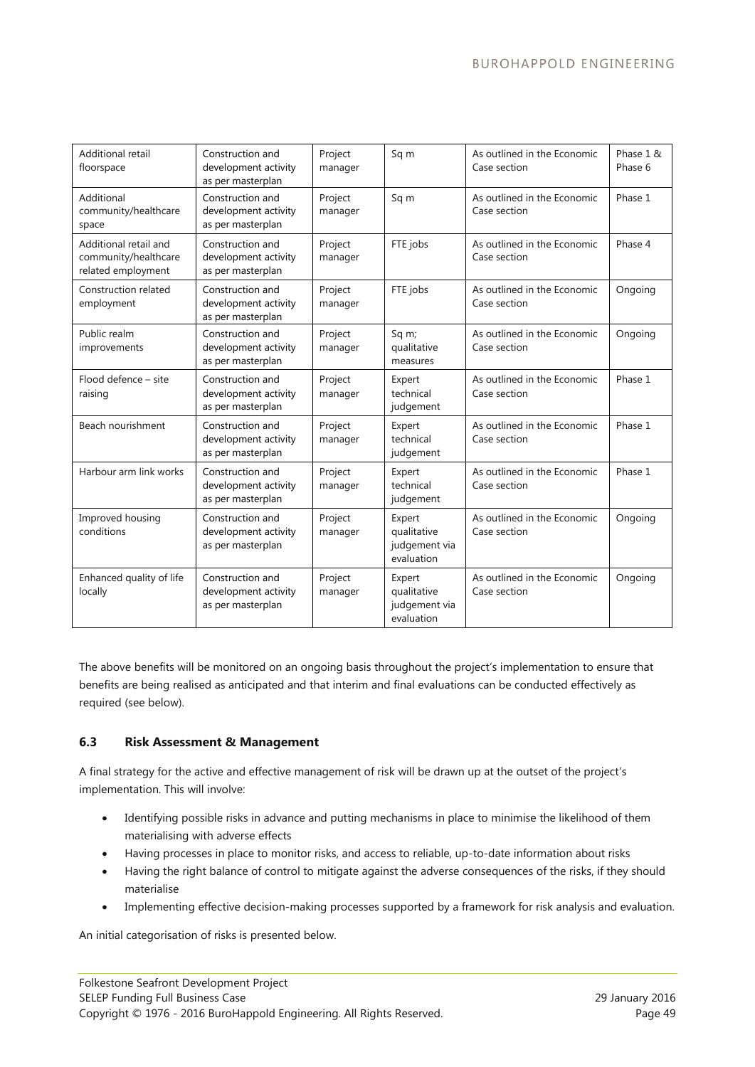| Additional retail floorspace | Construction and development activity as per masterplan | Project manager | Sq m | As outlined in the Economic Case section | Phase 1 & Phase 6 |
|---|---|---|---|---|---|
| Additional community/healthcare space | Construction and development activity as per masterplan | Project manager | Sq m | As outlined in the Economic Case section | Phase 1 |
| Additional retail and community/healthcare related employment | Construction and development activity as per masterplan | Project manager | FTE jobs | As outlined in the Economic Case section | Phase 4 |
| Construction related employment | Construction and development activity as per masterplan | Project manager | FTE jobs | As outlined in the Economic Case section | Ongoing |
| Public realm improvements | Construction and development activity as per masterplan | Project manager | Sq m; qualitative measures | As outlined in the Economic Case section | Ongoing |
| Flood defence – site raising | Construction and development activity as per masterplan | Project manager | Expert technical judgement | As outlined in the Economic Case section | Phase 1 |
| Beach nourishment | Construction and development activity as per masterplan | Project manager | Expert technical judgement | As outlined in the Economic Case section | Phase 1 |
| Harbour arm link works | Construction and development activity as per masterplan | Project manager | Expert technical judgement | As outlined in the Economic Case section | Phase 1 |
| Improved housing conditions | Construction and development activity as per masterplan | Project manager | Expert qualitative judgement via evaluation | As outlined in the Economic Case section | Ongoing |
| Enhanced quality of life locally | Construction and development activity as per masterplan | Project manager | Expert qualitative judgement via evaluation | As outlined in the Economic Case section | Ongoing |

The above benefits will be monitored on an ongoing basis throughout the project's implementation to ensure that benefits are being realised as anticipated and that interim and final evaluations can be conducted effectively as required (see below).

### 6.3 Risk Assessment & Management

A final strategy for the active and effective management of risk will be drawn up at the outset of the project's implementation. This will involve:

- Identifying possible risks in advance and putting mechanisms in place to minimise the likelihood of them materialising with adverse effects
- Having processes in place to monitor risks, and access to reliable, up-to-date information about risks
- Having the right balance of control to mitigate against the adverse consequences of the risks, if they should materialise
- Implementing effective decision-making processes supported by a framework for risk analysis and evaluation.

An initial categorisation of risks is presented below.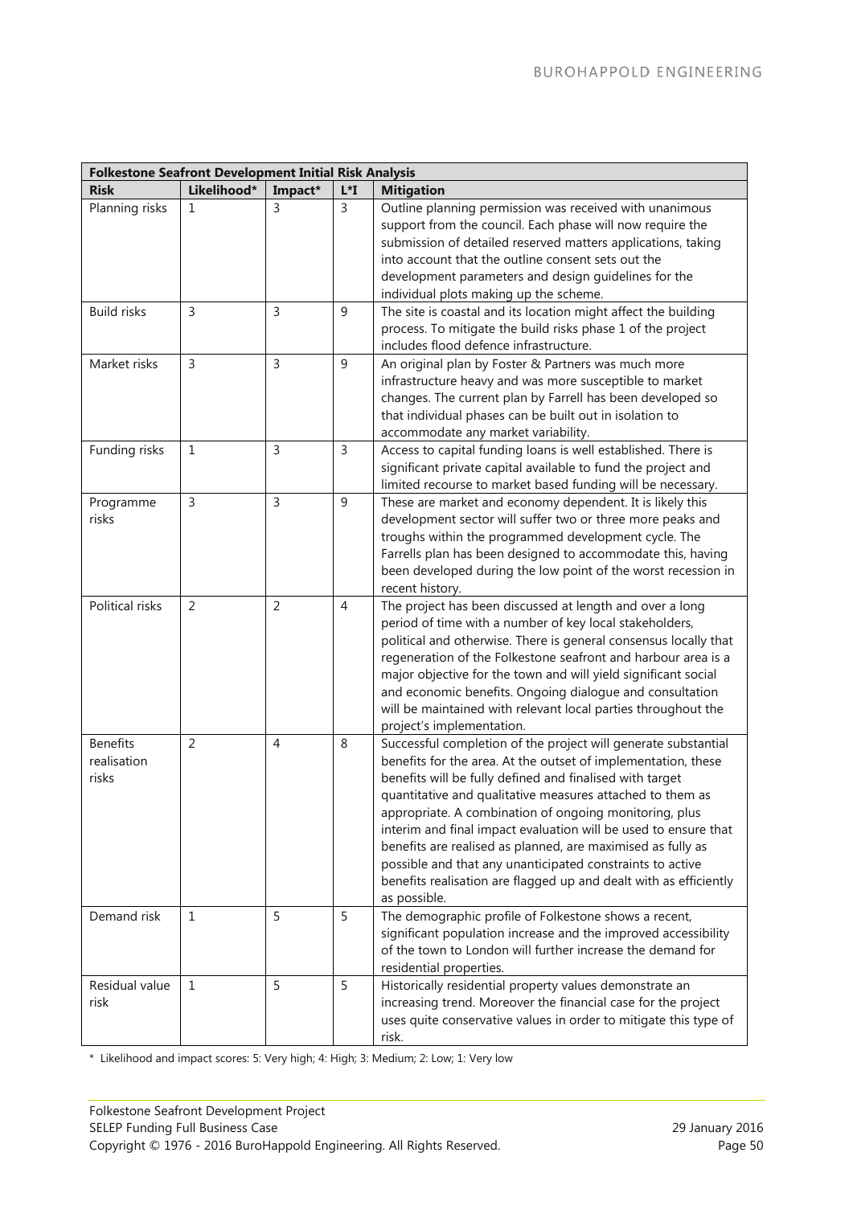| Folkestone Seafront Development Initial Risk Analysis | | | | |
|---|---|---|---|---|
| **Risk** | **Likelihood*** | **Impact*** | **L*I** | **Mitigation** |
| Planning risks | 1 | 3 | 3 | Outline planning permission was received with unanimous support from the council. Each phase will now require the submission of detailed reserved matters applications, taking into account that the outline consent sets out the development parameters and design guidelines for the individual plots making up the scheme. |
| Build risks | 3 | 3 | 9 | The site is coastal and its location might affect the building process. To mitigate the build risks phase 1 of the project includes flood defence infrastructure. |
| Market risks | 3 | 3 | 9 | An original plan by Foster & Partners was much more infrastructure heavy and was more susceptible to market changes. The current plan by Farrell has been developed so that individual phases can be built out in isolation to accommodate any market variability. |
| Funding risks | 1 | 3 | 3 | Access to capital funding loans is well established. There is significant private capital available to fund the project and limited recourse to market based funding will be necessary. |
| Programme risks | 3 | 3 | 9 | These are market and economy dependent. It is likely this development sector will suffer two or three more peaks and troughs within the programmed development cycle. The Farrells plan has been designed to accommodate this, having been developed during the low point of the worst recession in recent history. |
| Political risks | 2 | 2 | 4 | The project has been discussed at length and over a long period of time with a number of key local stakeholders, political and otherwise. There is general consensus locally that regeneration of the Folkestone seafront and harbour area is a major objective for the town and will yield significant social and economic benefits. Ongoing dialogue and consultation will be maintained with relevant local parties throughout the project's implementation. |
| Benefits realisation risks | 2 | 4 | 8 | Successful completion of the project will generate substantial benefits for the area. At the outset of implementation, these benefits will be fully defined and finalised with target quantitative and qualitative measures attached to them as appropriate. A combination of ongoing monitoring, plus interim and final impact evaluation will be used to ensure that benefits are realised as planned, are maximised as fully as possible and that any unanticipated constraints to active benefits realisation are flagged up and dealt with as efficiently as possible. |
| Demand risk | 1 | 5 | 5 | The demographic profile of Folkestone shows a recent, significant population increase and the improved accessibility of the town to London will further increase the demand for residential properties. |
| Residual value risk | 1 | 5 | 5 | Historically residential property values demonstrate an increasing trend. Moreover the financial case for the project uses quite conservative values in order to mitigate this type of risk. |

* Likelihood and impact scores: 5: Very high; 4: High; 3: Medium; 2: Low; 1: Very low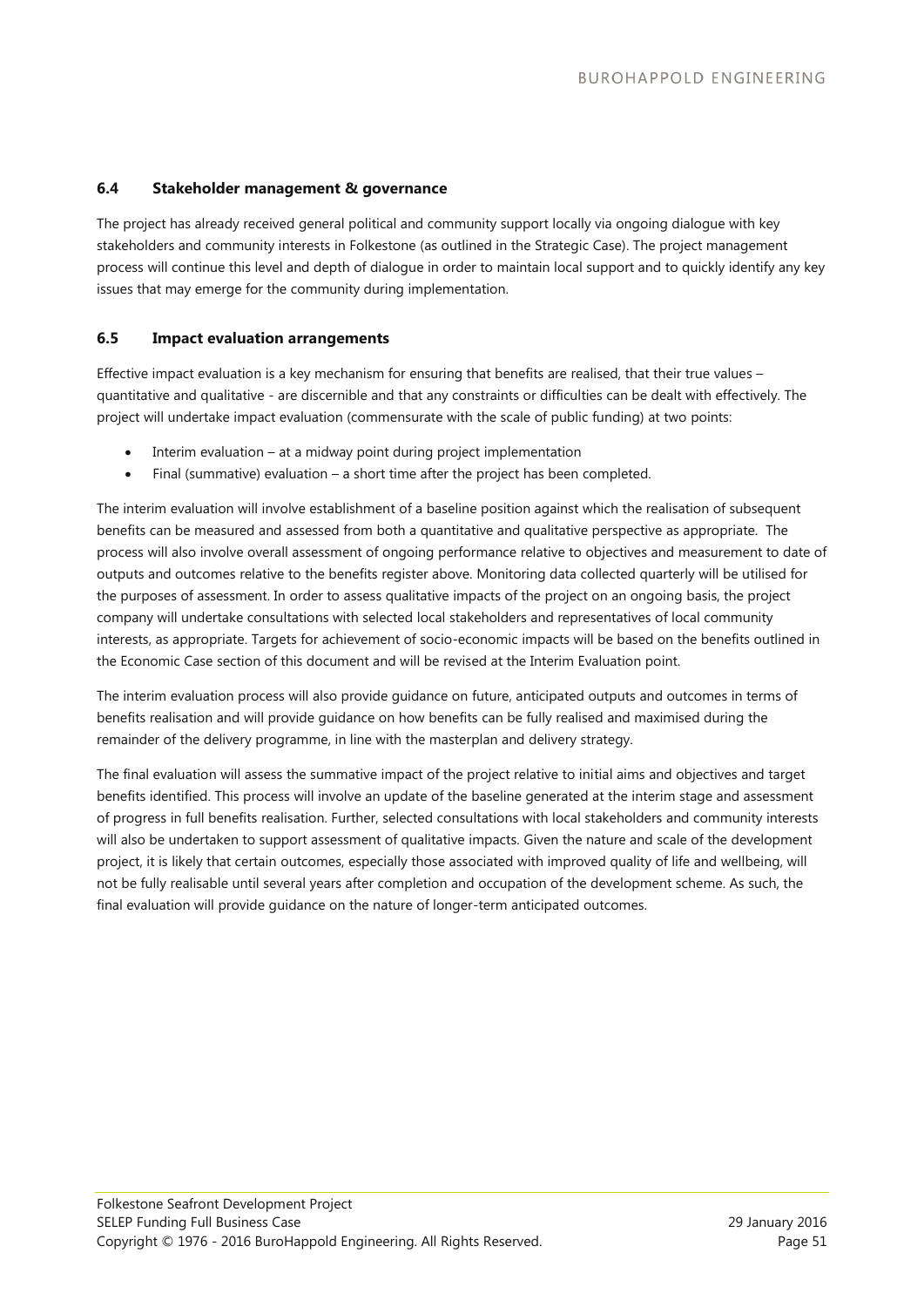### 6.4 Stakeholder management & governance

The project has already received general political and community support locally via ongoing dialogue with key stakeholders and community interests in Folkestone (as outlined in the Strategic Case). The project management process will continue this level and depth of dialogue in order to maintain local support and to quickly identify any key issues that may emerge for the community during implementation.

### 6.5 Impact evaluation arrangements

Effective impact evaluation is a key mechanism for ensuring that benefits are realised, that their true values – quantitative and qualitative - are discernible and that any constraints or difficulties can be dealt with effectively. The project will undertake impact evaluation (commensurate with the scale of public funding) at two points:

- Interim evaluation – at a midway point during project implementation
- Final (summative) evaluation – a short time after the project has been completed.

The interim evaluation will involve establishment of a baseline position against which the realisation of subsequent benefits can be measured and assessed from both a quantitative and qualitative perspective as appropriate. The process will also involve overall assessment of ongoing performance relative to objectives and measurement to date of outputs and outcomes relative to the benefits register above. Monitoring data collected quarterly will be utilised for the purposes of assessment. In order to assess qualitative impacts of the project on an ongoing basis, the project company will undertake consultations with selected local stakeholders and representatives of local community interests, as appropriate. Targets for achievement of socio-economic impacts will be based on the benefits outlined in the Economic Case section of this document and will be revised at the Interim Evaluation point.

The interim evaluation process will also provide guidance on future, anticipated outputs and outcomes in terms of benefits realisation and will provide guidance on how benefits can be fully realised and maximised during the remainder of the delivery programme, in line with the masterplan and delivery strategy.

The final evaluation will assess the summative impact of the project relative to initial aims and objectives and target benefits identified. This process will involve an update of the baseline generated at the interim stage and assessment of progress in full benefits realisation. Further, selected consultations with local stakeholders and community interests will also be undertaken to support assessment of qualitative impacts. Given the nature and scale of the development project, it is likely that certain outcomes, especially those associated with improved quality of life and wellbeing, will not be fully realisable until several years after completion and occupation of the development scheme. As such, the final evaluation will provide guidance on the nature of longer-term anticipated outcomes.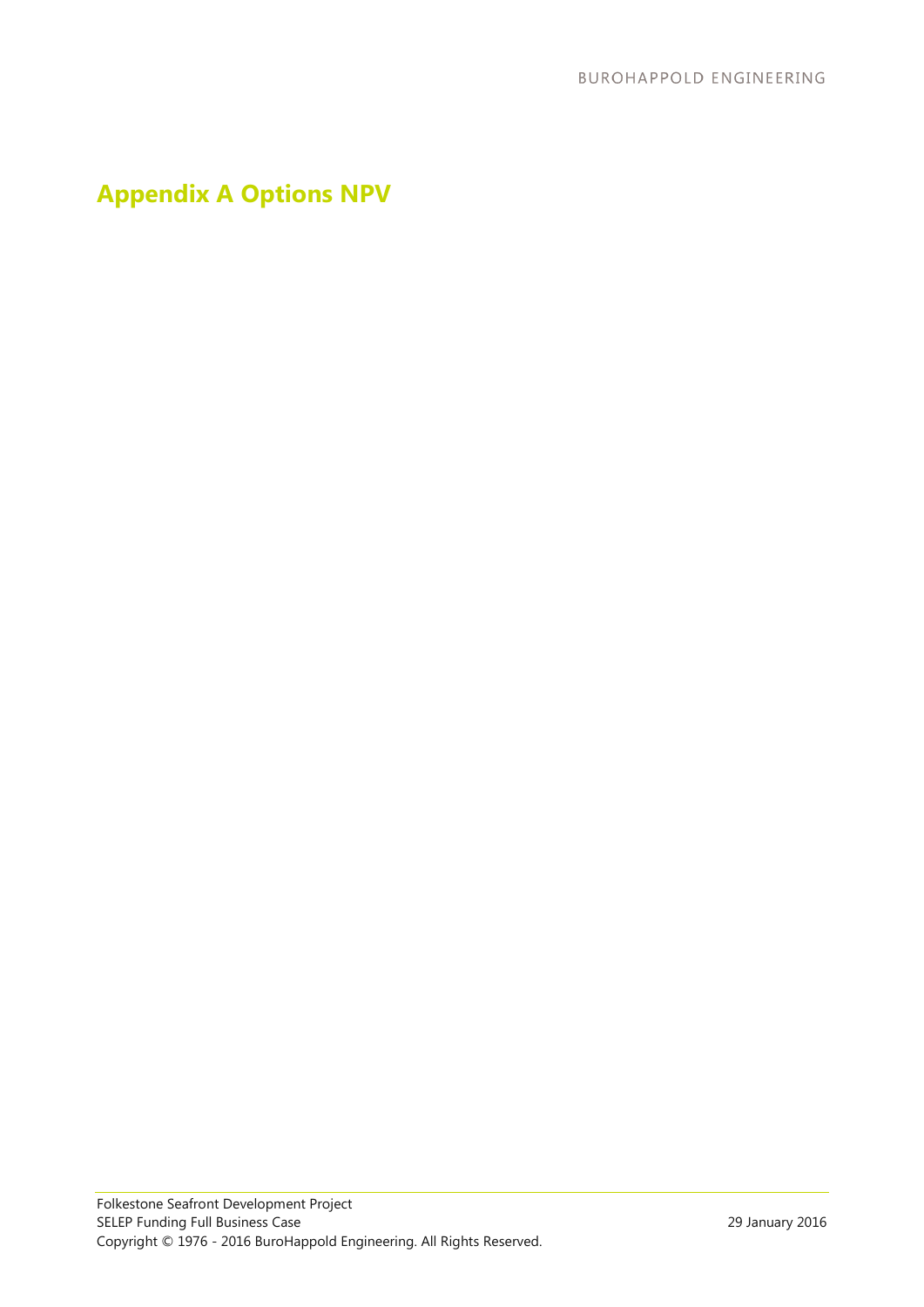# Appendix A Options NPV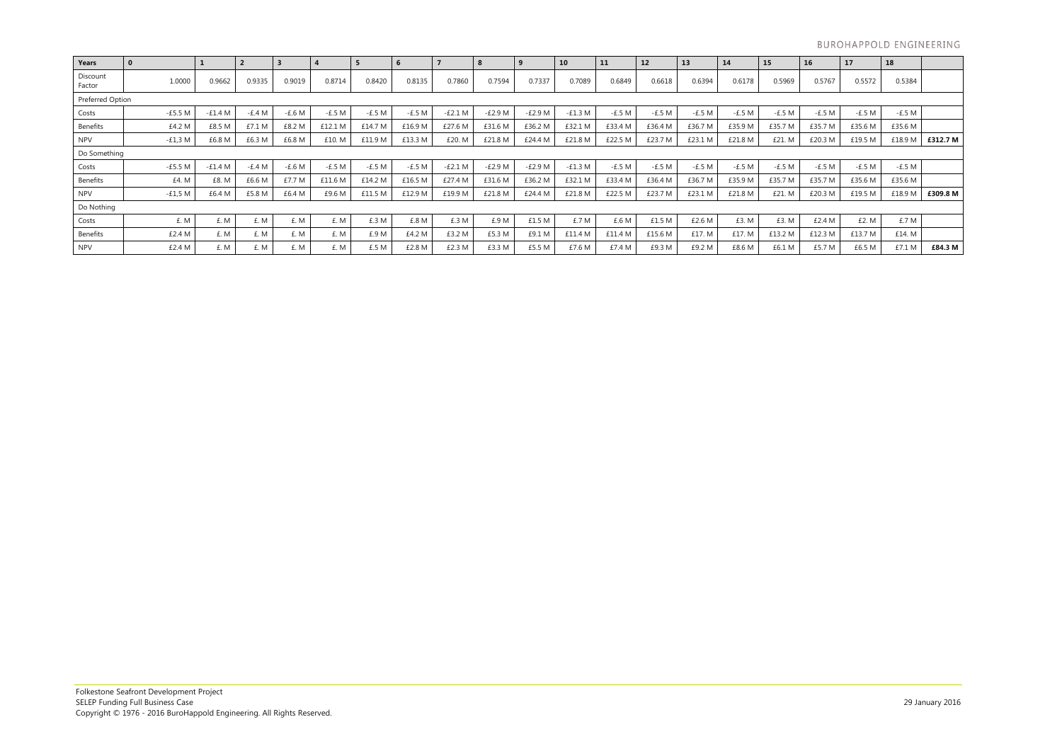| Years | 0 | 1 | 2 | 3 | 4 | 5 | 6 | 7 | 8 | 9 | 10 | 11 | 12 | 13 | 14 | 15 | 16 | 17 | 18 | |
|---|---|---|---|---|---|---|---|---|---|---|---|---|---|---|---|---|---|---|---|---|
| Discount Factor | 1.0000 | 0.9662 | 0.9335 | 0.9019 | 0.8714 | 0.8420 | 0.8135 | 0.7860 | 0.7594 | 0.7337 | 0.7089 | 0.6849 | 0.6618 | 0.6394 | 0.6178 | 0.5969 | 0.5767 | 0.5572 | 0.5384 | |
| Preferred Option | | | | | | | | | | | | | | | | | | | | |
| Costs | -£5.5 M | -£1.4 M | -£.4 M | -£.6 M | -£.5 M | -£.5 M | -£.5 M | -£2.1 M | -£2.9 M | -£2.9 M | -£1.3 M | -£.5 M | -£.5 M | -£.5 M | -£.5 M | -£.5 M | -£.5 M | -£.5 M | -£.5 M | |
| Benefits | £4.2 M | £8.5 M | £7.1 M | £8.2 M | £12.1 M | £14.7 M | £16.9 M | £27.6 M | £31.6 M | £36.2 M | £32.1 M | £33.4 M | £36.4 M | £36.7 M | £35.9 M | £35.7 M | £35.7 M | £35.6 M | £35.6 M | |
| NPV | -£1,3 M | £6.8 M | £6.3 M | £6.8 M | £10. M | £11.9 M | £13.3 M | £20. M | £21.8 M | £24.4 M | £21.8 M | £22.5 M | £23.7 M | £23.1 M | £21.8 M | £21. M | £20.3 M | £19.5 M | £18.9 M | **£312.7 M** |
| Do Something | | | | | | | | | | | | | | | | | | | | |
| Costs | -£5.5 M | -£1.4 M | -£.4 M | -£.6 M | -£.5 M | -£.5 M | -£.5 M | -£2.1 M | -£2.9 M | -£2.9 M | -£1.3 M | -£.5 M | -£.5 M | -£.5 M | -£.5 M | -£.5 M | -£.5 M | -£.5 M | -£.5 M | |
| Benefits | £4. M | £8. M | £6.6 M | £7.7 M | £11.6 M | £14.2 M | £16.5 M | £27.4 M | £31.6 M | £36.2 M | £32.1 M | £33.4 M | £36.4 M | £36.7 M | £35.9 M | £35.7 M | £35.7 M | £35.6 M | £35.6 M | |
| NPV | -£1,5 M | £6.4 M | £5.8 M | £6.4 M | £9.6 M | £11.5 M | £12.9 M | £19.9 M | £21.8 M | £24.4 M | £21.8 M | £22.5 M | £23.7 M | £23.1 M | £21.8 M | £21. M | £20.3 M | £19.5 M | £18.9 M | **£309.8 M** |
| Do Nothing | | | | | | | | | | | | | | | | | | | | |
| Costs | £. M | £. M | £. M | £. M | £. M | £.3 M | £.8 M | £.3 M | £.9 M | £1.5 M | £.7 M | £.6 M | £1.5 M | £2.6 M | £3. M | £3. M | £2.4 M | £2. M | £.7 M | |
| Benefits | £2.4 M | £. M | £. M | £. M | £. M | £.9 M | £4.2 M | £3.2 M | £5.3 M | £9.1 M | £11.4 M | £11.4 M | £15.6 M | £17. M | £17. M | £13.2 M | £12.3 M | £13.7 M | £14. M | |
| NPV | £2.4 M | £. M | £. M | £. M | £. M | £.5 M | £2.8 M | £2.3 M | £3.3 M | £5.5 M | £7.6 M | £7.4 M | £9.3 M | £9.2 M | £8.6 M | £6.1 M | £5.7 M | £6.5 M | £7.1 M | **£84.3 M** |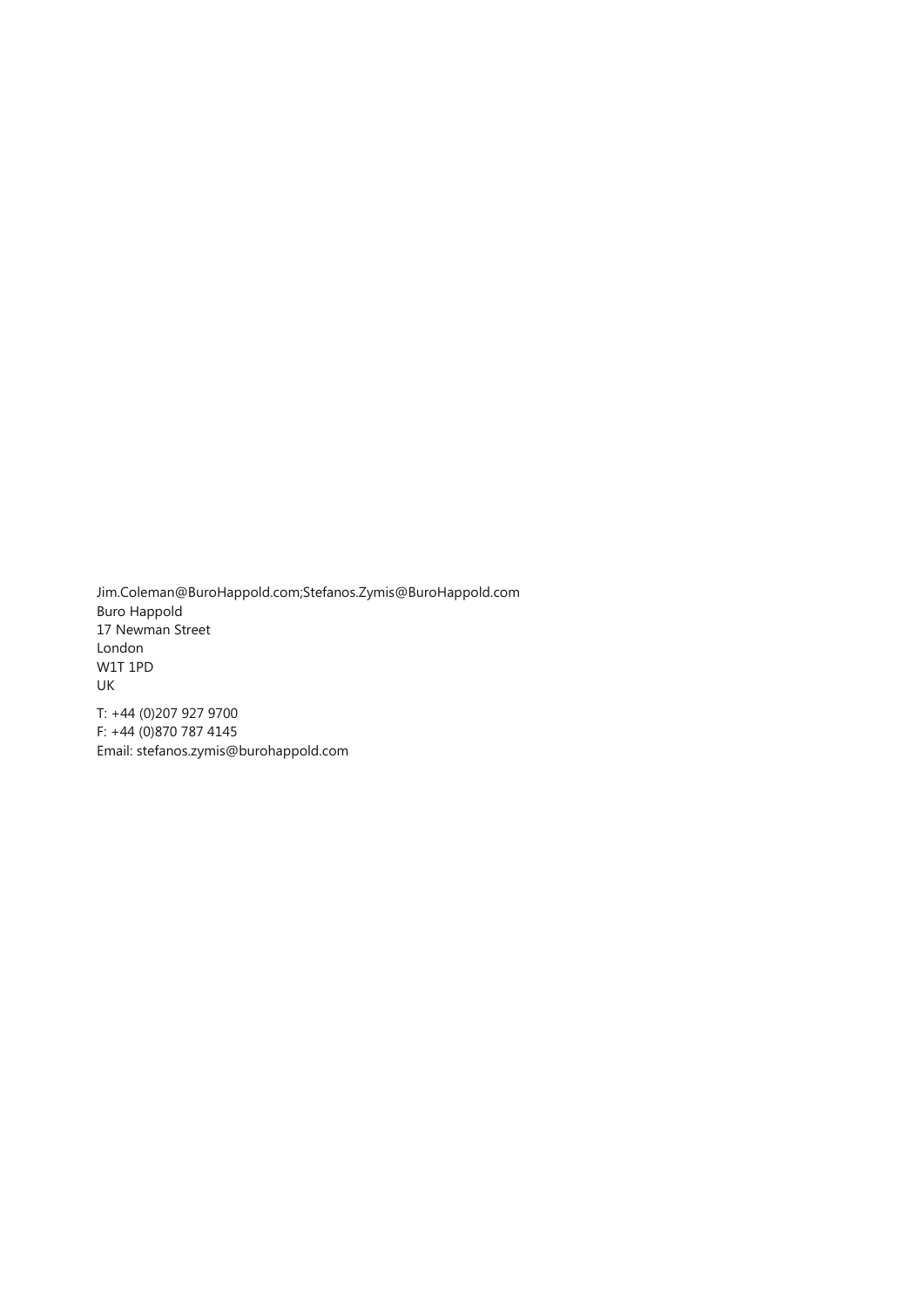Jim.Coleman@BuroHappold.com;Stefanos.Zymis@BuroHappold.com
Buro Happold
17 Newman Street
London
W1T 1PD
UK

T: +44 (0)207 927 9700
F: +44 (0)870 787 4145
Email: stefanos.zymis@burohappold.com